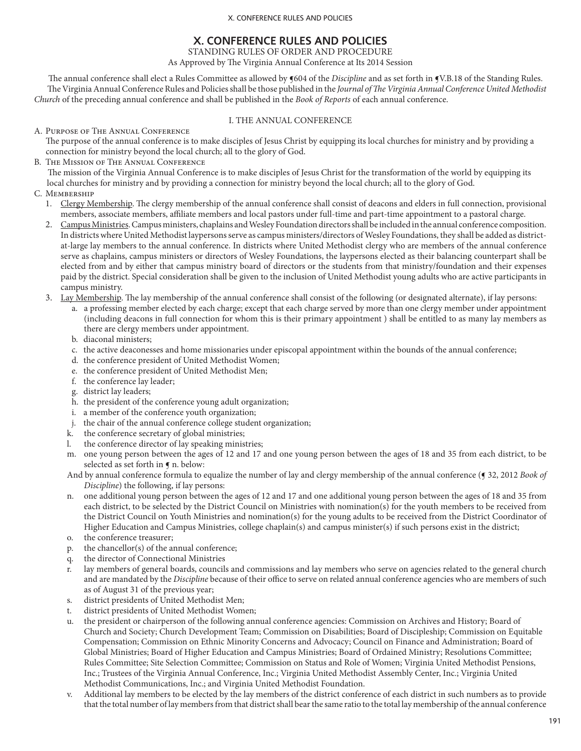# X. CONFERENCE RULES AND POLICIES

STANDING RULES OF ORDER AND PROCEDURE

As Approved by The Virginia Annual Conference at Its 2014 Session

The annual conference shall elect a Rules Committee as allowed by ¶604 of the *Discipline* and as set forth in ¶V.B.18 of the Standing Rules. The Virginia Annual Conference Rules and Policies shall be those published in the *Journal of The Virginia Annual Conference United Methodist Church* of the preceding annual conference and shall be published in the *Book of Reports* of each annual conference.

## I. THE ANNUAL CONFERENCE

A. Purpose of The Annual Conference

The purpose of the annual conference is to make disciples of Jesus Christ by equipping its local churches for ministry and by providing a connection for ministry beyond the local church; all to the glory of God.

B. The Mission of The Annual Conference

The mission of the Virginia Annual Conference is to make disciples of Jesus Christ for the transformation of the world by equipping its local churches for ministry and by providing a connection for ministry beyond the local church; all to the glory of God.

C. Membership

1. Clergy Membership. The clergy membership of the annual conference shall consist of deacons and elders in full connection, provisional members, associate members, affiliate members and local pastors under full-time and part-time appointment to a pastoral charge.
2. Campus Ministries. Campus ministers, chaplains and Wesley Foundation directors shall be included in the annual conference composition. In districts where United Methodist laypersons serve as campus ministers/directors of Wesley Foundations, they shall be added as district-at-large lay members to the annual conference. In districts where United Methodist clergy who are members of the annual conference serve as chaplains, campus ministers or directors of Wesley Foundations, the laypersons elected as their balancing counterpart shall be elected from and by either that campus ministry board of directors or the students from that ministry/foundation and their expenses paid by the district. Special consideration shall be given to the inclusion of United Methodist young adults who are active participants in campus ministry.
3. Lay Membership. The lay membership of the annual conference shall consist of the following (or designated alternate), if lay persons:
   a. a professing member elected by each charge; except that each charge served by more than one clergy member under appointment (including deacons in full connection for whom this is their primary appointment ) shall be entitled to as many lay members as there are clergy members under appointment.
   b. diaconal ministers;
   c. the active deaconesses and home missionaries under episcopal appointment within the bounds of the annual conference;
   d. the conference president of United Methodist Women;
   e. the conference president of United Methodist Men;
   f. the conference lay leader;
   g. district lay leaders;
   h. the president of the conference young adult organization;
   i. a member of the conference youth organization;
   j. the chair of the annual conference college student organization;
   k. the conference secretary of global ministries;
   l. the conference director of lay speaking ministries;
   m. one young person between the ages of 12 and 17 and one young person between the ages of 18 and 35 from each district, to be selected as set forth in ¶ n. below:

   And by annual conference formula to equalize the number of lay and clergy membership of the annual conference (¶ 32, 2012 *Book of Discipline*) the following, if lay persons:

   n. one additional young person between the ages of 12 and 17 and one additional young person between the ages of 18 and 35 from each district, to be selected by the District Council on Ministries with nomination(s) for the youth members to be received from the District Council on Youth Ministries and nomination(s) for the young adults to be received from the District Coordinator of Higher Education and Campus Ministries, college chaplain(s) and campus minister(s) if such persons exist in the district;
   o. the conference treasurer;
   p. the chancellor(s) of the annual conference;
   q. the director of Connectional Ministries
   r. lay members of general boards, councils and commissions and lay members who serve on agencies related to the general church and are mandated by the *Discipline* because of their office to serve on related annual conference agencies who are members of such as of August 31 of the previous year;
   s. district presidents of United Methodist Men;
   t. district presidents of United Methodist Women;
   u. the president or chairperson of the following annual conference agencies: Commission on Archives and History; Board of Church and Society; Church Development Team; Commission on Disabilities; Board of Discipleship; Commission on Equitable Compensation; Commission on Ethnic Minority Concerns and Advocacy; Council on Finance and Administration; Board of Global Ministries; Board of Higher Education and Campus Ministries; Board of Ordained Ministry; Resolutions Committee; Rules Committee; Site Selection Committee; Commission on Status and Role of Women; Virginia United Methodist Pensions, Inc.; Trustees of the Virginia Annual Conference, Inc.; Virginia United Methodist Assembly Center, Inc.; Virginia United Methodist Communications, Inc.; and Virginia United Methodist Foundation.
   v. Additional lay members to be elected by the lay members of the district conference of each district in such numbers as to provide that the total number of lay members from that district shall bear the same ratio to the total lay membership of the annual conference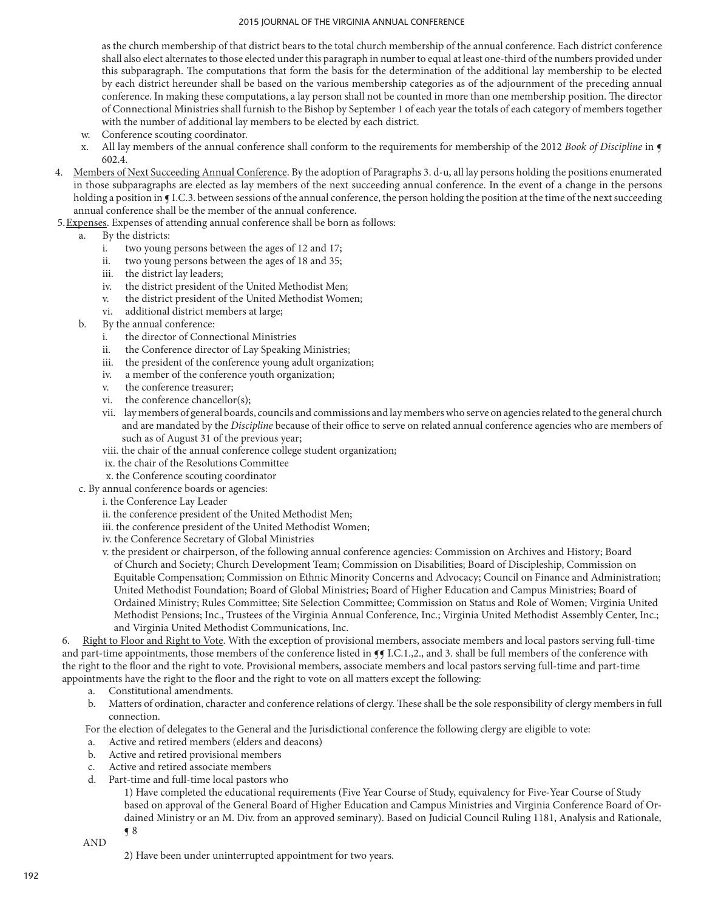as the church membership of that district bears to the total church membership of the annual conference. Each district conference shall also elect alternates to those elected under this paragraph in number to equal at least one-third of the numbers provided under this subparagraph. The computations that form the basis for the determination of the additional lay membership to be elected by each district hereunder shall be based on the various membership categories as of the adjournment of the preceding annual conference. In making these computations, a lay person shall not be counted in more than one membership position. The director of Connectional Ministries shall furnish to the Bishop by September 1 of each year the totals of each category of members together with the number of additional lay members to be elected by each district.

w. Conference scouting coordinator.

x. All lay members of the annual conference shall conform to the requirements for membership of the 2012 *Book of Discipline* in ¶ 602.4.

4. Members of Next Succeeding Annual Conference. By the adoption of Paragraphs 3. d-u, all lay persons holding the positions enumerated in those subparagraphs are elected as lay members of the next succeeding annual conference. In the event of a change in the persons holding a position in ¶ I.C.3. between sessions of the annual conference, the person holding the position at the time of the next succeeding annual conference shall be the member of the annual conference.

5. Expenses. Expenses of attending annual conference shall be born as follows:

a. By the districts:
   - i. two young persons between the ages of 12 and 17;
   - ii. two young persons between the ages of 18 and 35;
   - iii. the district lay leaders;
   - iv. the district president of the United Methodist Men;
   - v. the district president of the United Methodist Women;
   - vi. additional district members at large;

b. By the annual conference:
   - i. the director of Connectional Ministries
   - ii. the Conference director of Lay Speaking Ministries;
   - iii. the president of the conference young adult organization;
   - iv. a member of the conference youth organization;
   - v. the conference treasurer;
   - vi. the conference chancellor(s);
   - vii. lay members of general boards, councils and commissions and lay members who serve on agencies related to the general church and are mandated by the *Discipline* because of their office to serve on related annual conference agencies who are members of such as of August 31 of the previous year;
   - viii. the chair of the annual conference college student organization;
   - ix. the chair of the Resolutions Committee
   - x. the Conference scouting coordinator

c. By annual conference boards or agencies:
   - i. the Conference Lay Leader
   - ii. the conference president of the United Methodist Men;
   - iii. the conference president of the United Methodist Women;
   - iv. the Conference Secretary of Global Ministries
   - v. the president or chairperson, of the following annual conference agencies: Commission on Archives and History; Board of Church and Society; Church Development Team; Commission on Disabilities; Board of Discipleship, Commission on Equitable Compensation; Commission on Ethnic Minority Concerns and Advocacy; Council on Finance and Administration; United Methodist Foundation; Board of Global Ministries; Board of Higher Education and Campus Ministries; Board of Ordained Ministry; Rules Committee; Site Selection Committee; Commission on Status and Role of Women; Virginia United Methodist Pensions; Inc., Trustees of the Virginia Annual Conference, Inc.; Virginia United Methodist Assembly Center, Inc.; and Virginia United Methodist Communications, Inc.

6. Right to Floor and Right to Vote. With the exception of provisional members, associate members and local pastors serving full-time and part-time appointments, those members of the conference listed in ¶¶ I.C.1.,2., and 3. shall be full members of the conference with the right to the floor and the right to vote. Provisional members, associate members and local pastors serving full-time and part-time appointments have the right to the floor and the right to vote on all matters except the following:

a. Constitutional amendments.

b. Matters of ordination, character and conference relations of clergy. These shall be the sole responsibility of clergy members in full connection.

For the election of delegates to the General and the Jurisdictional conference the following clergy are eligible to vote:

a. Active and retired members (elders and deacons)

b. Active and retired provisional members

c. Active and retired associate members

d. Part-time and full-time local pastors who

   1) Have completed the educational requirements (Five Year Course of Study, equivalency for Five-Year Course of Study based on approval of the General Board of Higher Education and Campus Ministries and Virginia Conference Board of Ordained Ministry or an M. Div. from an approved seminary). Based on Judicial Council Ruling 1181, Analysis and Rationale, ¶ 8

AND

   2) Have been under uninterrupted appointment for two years.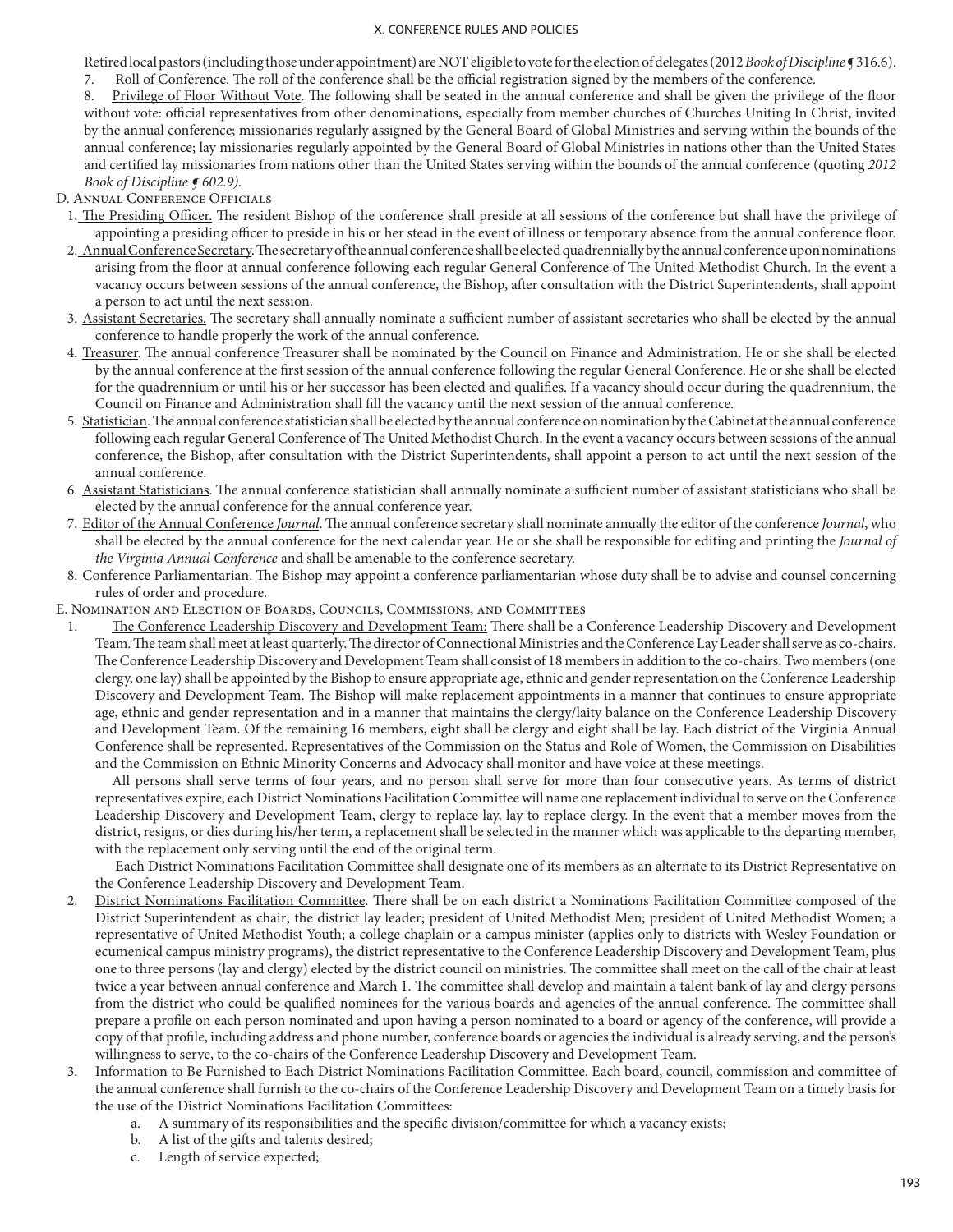Retired local pastors (including those under appointment) are NOT eligible to vote for the election of delegates (2012 *Book of Discipline* ¶ 316.6).

7. Roll of Conference. The roll of the conference shall be the official registration signed by the members of the conference.

8. Privilege of Floor Without Vote. The following shall be seated in the annual conference and shall be given the privilege of the floor without vote: official representatives from other denominations, especially from member churches of Churches Uniting In Christ, invited by the annual conference; missionaries regularly assigned by the General Board of Global Ministries and serving within the bounds of the annual conference; lay missionaries regularly appointed by the General Board of Global Ministries in nations other than the United States and certified lay missionaries from nations other than the United States serving within the bounds of the annual conference (quoting *2012 Book of Discipline ¶ 602.9*).

D. Annual Conference Officials

1. The Presiding Officer. The resident Bishop of the conference shall preside at all sessions of the conference but shall have the privilege of appointing a presiding officer to preside in his or her stead in the event of illness or temporary absence from the annual conference floor.
2. Annual Conference Secretary. The secretary of the annual conference shall be elected quadrennially by the annual conference upon nominations arising from the floor at annual conference following each regular General Conference of The United Methodist Church. In the event a vacancy occurs between sessions of the annual conference, the Bishop, after consultation with the District Superintendents, shall appoint a person to act until the next session.
3. Assistant Secretaries. The secretary shall annually nominate a sufficient number of assistant secretaries who shall be elected by the annual conference to handle properly the work of the annual conference.
4. Treasurer. The annual conference Treasurer shall be nominated by the Council on Finance and Administration. He or she shall be elected by the annual conference at the first session of the annual conference following the regular General Conference. He or she shall be elected for the quadrennium or until his or her successor has been elected and qualifies. If a vacancy should occur during the quadrennium, the Council on Finance and Administration shall fill the vacancy until the next session of the annual conference.
5. Statistician. The annual conference statistician shall be elected by the annual conference on nomination by the Cabinet at the annual conference following each regular General Conference of The United Methodist Church. In the event a vacancy occurs between sessions of the annual conference, the Bishop, after consultation with the District Superintendents, shall appoint a person to act until the next session of the annual conference.
6. Assistant Statisticians. The annual conference statistician shall annually nominate a sufficient number of assistant statisticians who shall be elected by the annual conference for the annual conference year.
7. Editor of the Annual Conference *Journal*. The annual conference secretary shall nominate annually the editor of the conference *Journal*, who shall be elected by the annual conference for the next calendar year. He or she shall be responsible for editing and printing the *Journal of the Virginia Annual Conference* and shall be amenable to the conference secretary.
8. Conference Parliamentarian. The Bishop may appoint a conference parliamentarian whose duty shall be to advise and counsel concerning rules of order and procedure.

E. Nomination and Election of Boards, Councils, Commissions, and Committees

1. The Conference Leadership Discovery and Development Team: There shall be a Conference Leadership Discovery and Development Team. The team shall meet at least quarterly. The director of Connectional Ministries and the Conference Lay Leader shall serve as co-chairs. The Conference Leadership Discovery and Development Team shall consist of 18 members in addition to the co-chairs. Two members (one clergy, one lay) shall be appointed by the Bishop to ensure appropriate age, ethnic and gender representation on the Conference Leadership Discovery and Development Team. The Bishop will make replacement appointments in a manner that continues to ensure appropriate age, ethnic and gender representation and in a manner that maintains the clergy/laity balance on the Conference Leadership Discovery and Development Team. Of the remaining 16 members, eight shall be clergy and eight shall be lay. Each district of the Virginia Annual Conference shall be represented. Representatives of the Commission on the Status and Role of Women, the Commission on Disabilities and the Commission on Ethnic Minority Concerns and Advocacy shall monitor and have voice at these meetings.

   All persons shall serve terms of four years, and no person shall serve for more than four consecutive years. As terms of district representatives expire, each District Nominations Facilitation Committee will name one replacement individual to serve on the Conference Leadership Discovery and Development Team, clergy to replace lay, lay to replace clergy. In the event that a member moves from the district, resigns, or dies during his/her term, a replacement shall be selected in the manner which was applicable to the departing member, with the replacement only serving until the end of the original term.

   Each District Nominations Facilitation Committee shall designate one of its members as an alternate to its District Representative on the Conference Leadership Discovery and Development Team.
2. District Nominations Facilitation Committee. There shall be on each district a Nominations Facilitation Committee composed of the District Superintendent as chair; the district lay leader; president of United Methodist Men; president of United Methodist Women; a representative of United Methodist Youth; a college chaplain or a campus minister (applies only to districts with Wesley Foundation or ecumenical campus ministry programs), the district representative to the Conference Leadership Discovery and Development Team, plus one to three persons (lay and clergy) elected by the district council on ministries. The committee shall meet on the call of the chair at least twice a year between annual conference and March 1. The committee shall develop and maintain a talent bank of lay and clergy persons from the district who could be qualified nominees for the various boards and agencies of the annual conference. The committee shall prepare a profile on each person nominated and upon having a person nominated to a board or agency of the conference, will provide a copy of that profile, including address and phone number, conference boards or agencies the individual is already serving, and the person's willingness to serve, to the co-chairs of the Conference Leadership Discovery and Development Team.
3. Information to Be Furnished to Each District Nominations Facilitation Committee. Each board, council, commission and committee of the annual conference shall furnish to the co-chairs of the Conference Leadership Discovery and Development Team on a timely basis for the use of the District Nominations Facilitation Committees:
   a. A summary of its responsibilities and the specific division/committee for which a vacancy exists;
   b. A list of the gifts and talents desired;
   c. Length of service expected;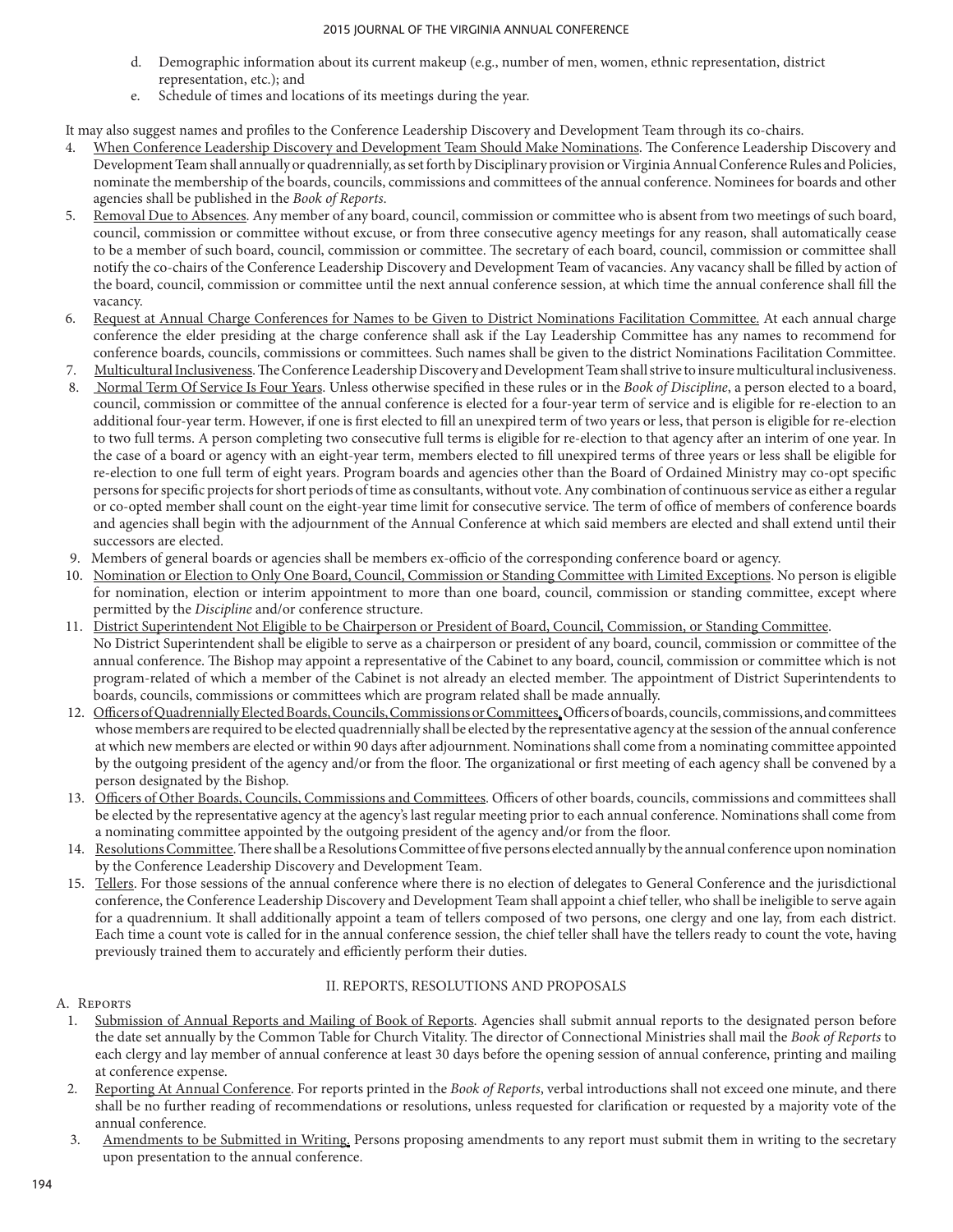d. Demographic information about its current makeup (e.g., number of men, women, ethnic representation, district representation, etc.); and
e. Schedule of times and locations of its meetings during the year.

It may also suggest names and profiles to the Conference Leadership Discovery and Development Team through its co-chairs.

4. <u>When Conference Leadership Discovery and Development Team Should Make Nominations</u>. The Conference Leadership Discovery and Development Team shall annually or quadrennially, as set forth by Disciplinary provision or Virginia Annual Conference Rules and Policies, nominate the membership of the boards, councils, commissions and committees of the annual conference. Nominees for boards and other agencies shall be published in the *Book of Reports*.
5. <u>Removal Due to Absences</u>. Any member of any board, council, commission or committee who is absent from two meetings of such board, council, commission or committee without excuse, or from three consecutive agency meetings for any reason, shall automatically cease to be a member of such board, council, commission or committee. The secretary of each board, council, commission or committee shall notify the co-chairs of the Conference Leadership Discovery and Development Team of vacancies. Any vacancy shall be filled by action of the board, council, commission or committee until the next annual conference session, at which time the annual conference shall fill the vacancy.
6. <u>Request at Annual Charge Conferences for Names to be Given to District Nominations Facilitation Committee.</u> At each annual charge conference the elder presiding at the charge conference shall ask if the Lay Leadership Committee has any names to recommend for conference boards, councils, commissions or committees. Such names shall be given to the district Nominations Facilitation Committee.
7. <u>Multicultural Inclusiveness</u>. The Conference Leadership Discovery and Development Team shall strive to insure multicultural inclusiveness.
8. <u>Normal Term Of Service Is Four Years</u>. Unless otherwise specified in these rules or in the *Book of Discipline*, a person elected to a board, council, commission or committee of the annual conference is elected for a four-year term of service and is eligible for re-election to an additional four-year term. However, if one is first elected to fill an unexpired term of two years or less, that person is eligible for re-election to two full terms. A person completing two consecutive full terms is eligible for re-election to that agency after an interim of one year. In the case of a board or agency with an eight-year term, members elected to fill unexpired terms of three years or less shall be eligible for re-election to one full term of eight years. Program boards and agencies other than the Board of Ordained Ministry may co-opt specific persons for specific projects for short periods of time as consultants, without vote. Any combination of continuous service as either a regular or co-opted member shall count on the eight-year time limit for consecutive service. The term of office of members of conference boards and agencies shall begin with the adjournment of the Annual Conference at which said members are elected and shall extend until their successors are elected.
9. Members of general boards or agencies shall be members ex-officio of the corresponding conference board or agency.
10. <u>Nomination or Election to Only One Board, Council, Commission or Standing Committee with Limited Exceptions</u>. No person is eligible for nomination, election or interim appointment to more than one board, council, commission or standing committee, except where permitted by the *Discipline* and/or conference structure.
11. <u>District Superintendent Not Eligible to be Chairperson or President of Board, Council, Commission, or Standing Committee</u>. No District Superintendent shall be eligible to serve as a chairperson or president of any board, council, commission or committee of the annual conference. The Bishop may appoint a representative of the Cabinet to any board, council, commission or committee which is not program-related of which a member of the Cabinet is not already an elected member. The appointment of District Superintendents to boards, councils, commissions or committees which are program related shall be made annually.
12. <u>Officers of Quadrennially Elected Boards, Councils, Commissions or Committees.</u> Officers of boards, councils, commissions, and committees whose members are required to be elected quadrennially shall be elected by the representative agency at the session of the annual conference at which new members are elected or within 90 days after adjournment. Nominations shall come from a nominating committee appointed by the outgoing president of the agency and/or from the floor. The organizational or first meeting of each agency shall be convened by a person designated by the Bishop.
13. <u>Officers of Other Boards, Councils, Commissions and Committees</u>. Officers of other boards, councils, commissions and committees shall be elected by the representative agency at the agency's last regular meeting prior to each annual conference. Nominations shall come from a nominating committee appointed by the outgoing president of the agency and/or from the floor.
14. <u>Resolutions Committee</u>. There shall be a Resolutions Committee of five persons elected annually by the annual conference upon nomination by the Conference Leadership Discovery and Development Team.
15. <u>Tellers</u>. For those sessions of the annual conference where there is no election of delegates to General Conference and the jurisdictional conference, the Conference Leadership Discovery and Development Team shall appoint a chief teller, who shall be ineligible to serve again for a quadrennium. It shall additionally appoint a team of tellers composed of two persons, one clergy and one lay, from each district. Each time a count vote is called for in the annual conference session, the chief teller shall have the tellers ready to count the vote, having previously trained them to accurately and efficiently perform their duties.

## II. REPORTS, RESOLUTIONS AND PROPOSALS

### A. Reports

1. <u>Submission of Annual Reports and Mailing of Book of Reports</u>. Agencies shall submit annual reports to the designated person before the date set annually by the Common Table for Church Vitality. The director of Connectional Ministries shall mail the *Book of Reports* to each clergy and lay member of annual conference at least 30 days before the opening session of annual conference, printing and mailing at conference expense.
2. <u>Reporting At Annual Conference</u>. For reports printed in the *Book of Reports*, verbal introductions shall not exceed one minute, and there shall be no further reading of recommendations or resolutions, unless requested for clarification or requested by a majority vote of the annual conference.
3. <u>Amendments to be Submitted in Writing.</u> Persons proposing amendments to any report must submit them in writing to the secretary upon presentation to the annual conference.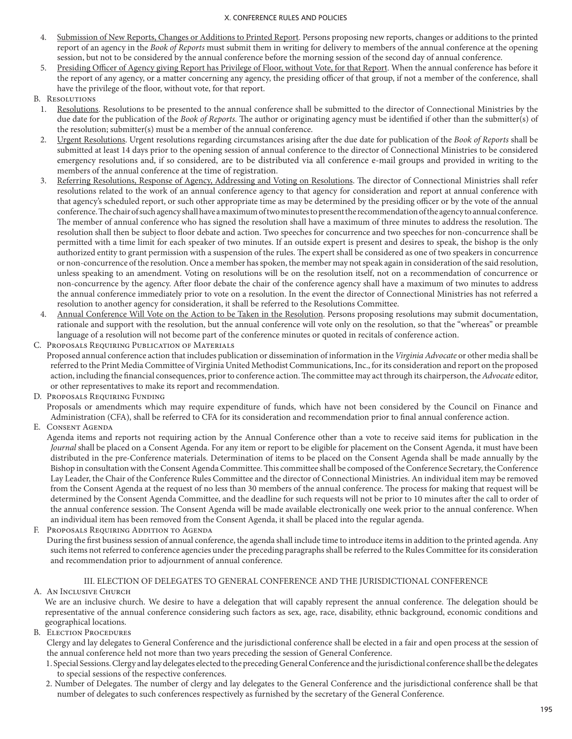4. <u>Submission of New Reports, Changes or Additions to Printed Report</u>. Persons proposing new reports, changes or additions to the printed report of an agency in the *Book of Reports* must submit them in writing for delivery to members of the annual conference at the opening session, but not to be considered by the annual conference before the morning session of the second day of annual conference.
5. <u>Presiding Officer of Agency giving Report has Privilege of Floor, without Vote, for that Report</u>. When the annual conference has before it the report of any agency, or a matter concerning any agency, the presiding officer of that group, if not a member of the conference, shall have the privilege of the floor, without vote, for that report.

B. Resolutions

1. <u>Resolutions</u>. Resolutions to be presented to the annual conference shall be submitted to the director of Connectional Ministries by the due date for the publication of the *Book of Reports.* The author or originating agency must be identified if other than the submitter(s) of the resolution; submitter(s) must be a member of the annual conference.
2. <u>Urgent Resolutions</u>. Urgent resolutions regarding circumstances arising after the due date for publication of the *Book of Reports* shall be submitted at least 14 days prior to the opening session of annual conference to the director of Connectional Ministries to be considered emergency resolutions and, if so considered, are to be distributed via all conference e-mail groups and provided in writing to the members of the annual conference at the time of registration.
3. <u>Referring Resolutions, Response of Agency, Addressing and Voting on Resolutions</u>. The director of Connectional Ministries shall refer resolutions related to the work of an annual conference agency to that agency for consideration and report at annual conference with that agency's scheduled report, or such other appropriate time as may be determined by the presiding officer or by the vote of the annual conference. The chair of such agency shall have a maximum of two minutes to present the recommendation of the agency to annual conference. The member of annual conference who has signed the resolution shall have a maximum of three minutes to address the resolution. The resolution shall then be subject to floor debate and action. Two speeches for concurrence and two speeches for non-concurrence shall be permitted with a time limit for each speaker of two minutes. If an outside expert is present and desires to speak, the bishop is the only authorized entity to grant permission with a suspension of the rules. The expert shall be considered as one of two speakers in concurrence or non-concurrence of the resolution. Once a member has spoken, the member may not speak again in consideration of the said resolution, unless speaking to an amendment. Voting on resolutions will be on the resolution itself, not on a recommendation of concurrence or non-concurrence by the agency. After floor debate the chair of the conference agency shall have a maximum of two minutes to address the annual conference immediately prior to vote on a resolution. In the event the director of Connectional Ministries has not referred a resolution to another agency for consideration, it shall be referred to the Resolutions Committee.
4. <u>Annual Conference Will Vote on the Action to be Taken in the Resolution</u>. Persons proposing resolutions may submit documentation, rationale and support with the resolution, but the annual conference will vote only on the resolution, so that the "whereas" or preamble language of a resolution will not become part of the conference minutes or quoted in recitals of conference action.

C. Proposals Requiring Publication of Materials

Proposed annual conference action that includes publication or dissemination of information in the *Virginia Advocate* or other media shall be referred to the Print Media Committee of Virginia United Methodist Communications, Inc., for its consideration and report on the proposed action, including the financial consequences, prior to conference action. The committee may act through its chairperson, the *Advocate* editor, or other representatives to make its report and recommendation.

D. Proposals Requiring Funding

Proposals or amendments which may require expenditure of funds, which have not been considered by the Council on Finance and Administration (CFA), shall be referred to CFA for its consideration and recommendation prior to final annual conference action.

E. Consent Agenda

Agenda items and reports not requiring action by the Annual Conference other than a vote to receive said items for publication in the *Journal* shall be placed on a Consent Agenda. For any item or report to be eligible for placement on the Consent Agenda, it must have been distributed in the pre-Conference materials. Determination of items to be placed on the Consent Agenda shall be made annually by the Bishop in consultation with the Consent Agenda Committee. This committee shall be composed of the Conference Secretary, the Conference Lay Leader, the Chair of the Conference Rules Committee and the director of Connectional Ministries. An individual item may be removed from the Consent Agenda at the request of no less than 30 members of the annual conference. The process for making that request will be determined by the Consent Agenda Committee, and the deadline for such requests will not be prior to 10 minutes after the call to order of the annual conference session. The Consent Agenda will be made available electronically one week prior to the annual conference. When an individual item has been removed from the Consent Agenda, it shall be placed into the regular agenda.

F. Proposals Requiring Addition to Agenda

During the first business session of annual conference, the agenda shall include time to introduce items in addition to the printed agenda. Any such items not referred to conference agencies under the preceding paragraphs shall be referred to the Rules Committee for its consideration and recommendation prior to adjournment of annual conference.

## III. ELECTION OF DELEGATES TO GENERAL CONFERENCE AND THE JURISDICTIONAL CONFERENCE

A. An Inclusive Church

We are an inclusive church. We desire to have a delegation that will capably represent the annual conference. The delegation should be representative of the annual conference considering such factors as sex, age, race, disability, ethnic background, economic conditions and geographical locations.

B. Election Procedures

Clergy and lay delegates to General Conference and the jurisdictional conference shall be elected in a fair and open process at the session of the annual conference held not more than two years preceding the session of General Conference.

1. Special Sessions. Clergy and lay delegates elected to the preceding General Conference and the jurisdictional conference shall be the delegates to special sessions of the respective conferences.
2. Number of Delegates. The number of clergy and lay delegates to the General Conference and the jurisdictional conference shall be that number of delegates to such conferences respectively as furnished by the secretary of the General Conference.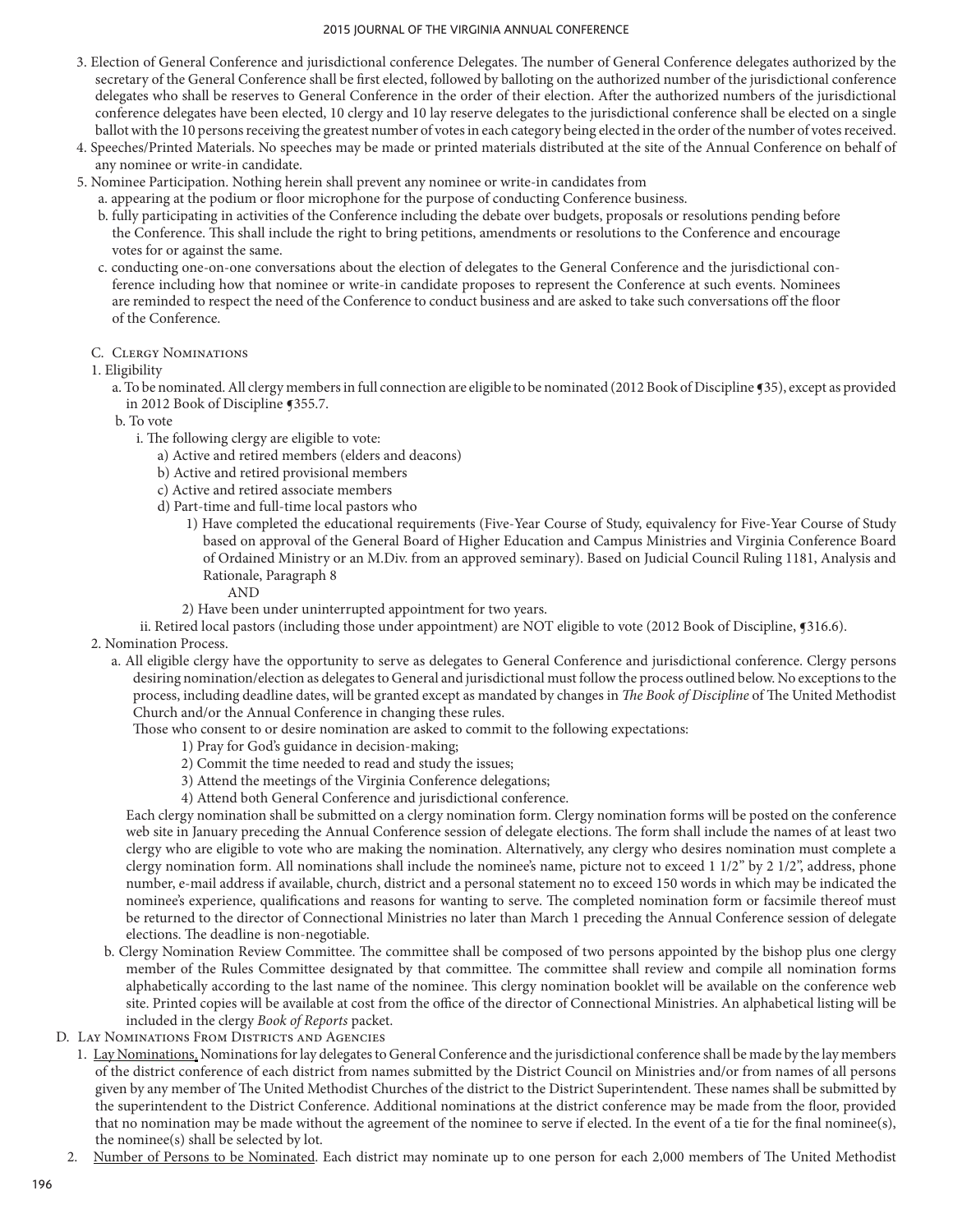3. Election of General Conference and jurisdictional conference Delegates. The number of General Conference delegates authorized by the secretary of the General Conference shall be first elected, followed by balloting on the authorized number of the jurisdictional conference delegates who shall be reserves to General Conference in the order of their election. After the authorized numbers of the jurisdictional conference delegates have been elected, 10 clergy and 10 lay reserve delegates to the jurisdictional conference shall be elected on a single ballot with the 10 persons receiving the greatest number of votes in each category being elected in the order of the number of votes received.
4. Speeches/Printed Materials. No speeches may be made or printed materials distributed at the site of the Annual Conference on behalf of any nominee or write-in candidate.
5. Nominee Participation. Nothing herein shall prevent any nominee or write-in candidates from
   a. appearing at the podium or floor microphone for the purpose of conducting Conference business.
   b. fully participating in activities of the Conference including the debate over budgets, proposals or resolutions pending before the Conference. This shall include the right to bring petitions, amendments or resolutions to the Conference and encourage votes for or against the same.
   c. conducting one-on-one conversations about the election of delegates to the General Conference and the jurisdictional conference including how that nominee or write-in candidate proposes to represent the Conference at such events. Nominees are reminded to respect the need of the Conference to conduct business and are asked to take such conversations off the floor of the Conference.

C. Clergy Nominations

1. Eligibility
   a. To be nominated. All clergy members in full connection are eligible to be nominated (2012 Book of Discipline ¶35), except as provided in 2012 Book of Discipline ¶355.7.
   b. To vote
      i. The following clergy are eligible to vote:
         a) Active and retired members (elders and deacons)
         b) Active and retired provisional members
         c) Active and retired associate members
         d) Part-time and full-time local pastors who
            1) Have completed the educational requirements (Five-Year Course of Study, equivalency for Five-Year Course of Study based on approval of the General Board of Higher Education and Campus Ministries and Virginia Conference Board of Ordained Ministry or an M.Div. from an approved seminary). Based on Judicial Council Ruling 1181, Analysis and Rationale, Paragraph 8

               AND

            2) Have been under uninterrupted appointment for two years.
      ii. Retired local pastors (including those under appointment) are NOT eligible to vote (2012 Book of Discipline, ¶316.6).
2. Nomination Process.
   a. All eligible clergy have the opportunity to serve as delegates to General Conference and jurisdictional conference. Clergy persons desiring nomination/election as delegates to General and jurisdictional must follow the process outlined below. No exceptions to the process, including deadline dates, will be granted except as mandated by changes in *The Book of Discipline* of The United Methodist Church and/or the Annual Conference in changing these rules.

      Those who consent to or desire nomination are asked to commit to the following expectations:

      1) Pray for God's guidance in decision-making;
      2) Commit the time needed to read and study the issues;
      3) Attend the meetings of the Virginia Conference delegations;
      4) Attend both General Conference and jurisdictional conference.

      Each clergy nomination shall be submitted on a clergy nomination form. Clergy nomination forms will be posted on the conference web site in January preceding the Annual Conference session of delegate elections. The form shall include the names of at least two clergy who are eligible to vote who are making the nomination. Alternatively, any clergy who desires nomination must complete a clergy nomination form. All nominations shall include the nominee's name, picture not to exceed 1 1/2" by 2 1/2", address, phone number, e-mail address if available, church, district and a personal statement no to exceed 150 words in which may be indicated the nominee's experience, qualifications and reasons for wanting to serve. The completed nomination form or facsimile thereof must be returned to the director of Connectional Ministries no later than March 1 preceding the Annual Conference session of delegate elections. The deadline is non-negotiable.
   b. Clergy Nomination Review Committee. The committee shall be composed of two persons appointed by the bishop plus one clergy member of the Rules Committee designated by that committee. The committee shall review and compile all nomination forms alphabetically according to the last name of the nominee. This clergy nomination booklet will be available on the conference web site. Printed copies will be available at cost from the office of the director of Connectional Ministries. An alphabetical listing will be included in the clergy *Book of Reports* packet.

D. Lay Nominations From Districts and Agencies

1. Lay Nominations. Nominations for lay delegates to General Conference and the jurisdictional conference shall be made by the lay members of the district conference of each district from names submitted by the District Council on Ministries and/or from names of all persons given by any member of The United Methodist Churches of the district to the District Superintendent. These names shall be submitted by the superintendent to the District Conference. Additional nominations at the district conference may be made from the floor, provided that no nomination may be made without the agreement of the nominee to serve if elected. In the event of a tie for the final nominee(s), the nominee(s) shall be selected by lot.
2. Number of Persons to be Nominated. Each district may nominate up to one person for each 2,000 members of The United Methodist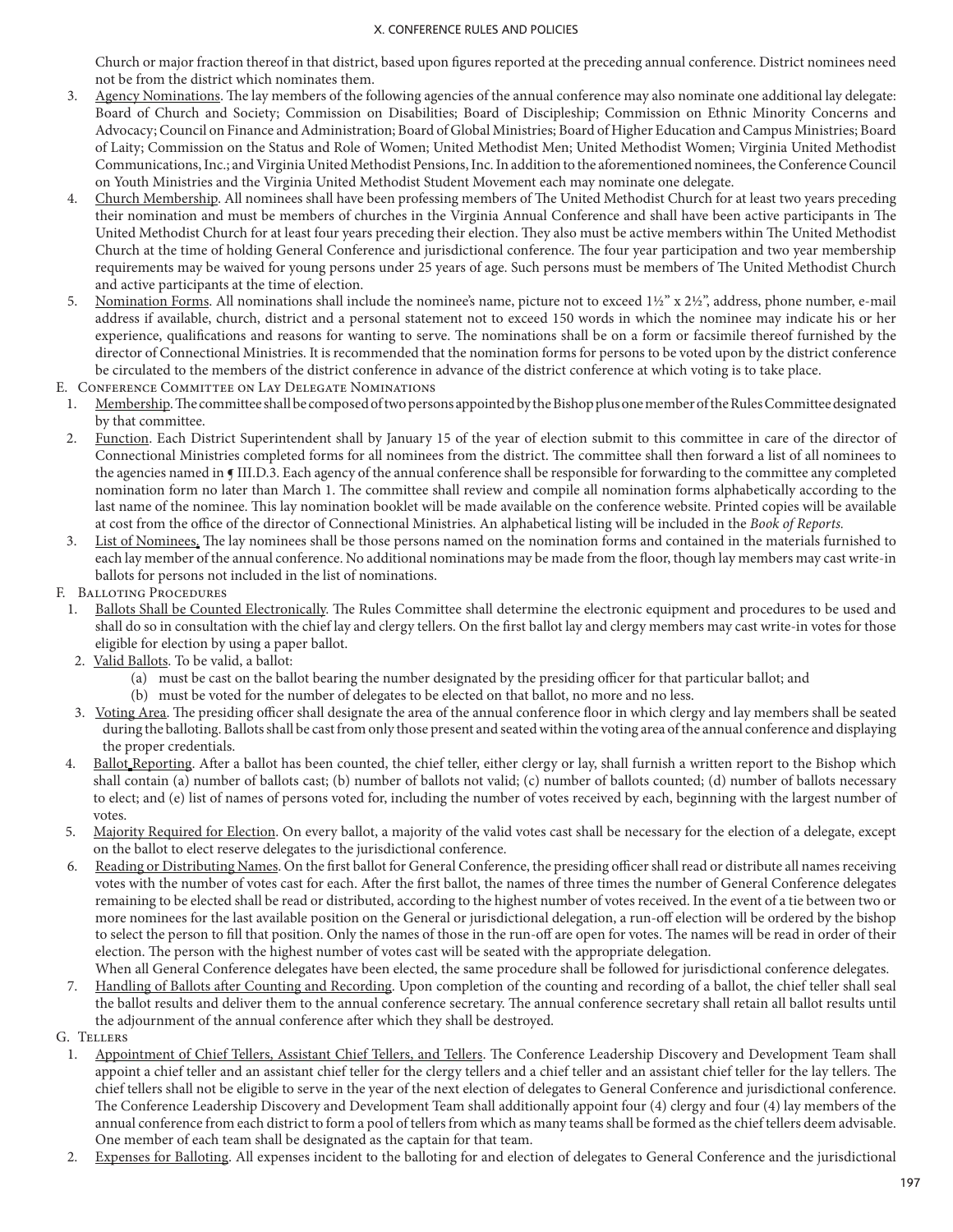Church or major fraction thereof in that district, based upon figures reported at the preceding annual conference. District nominees need not be from the district which nominates them.

3. Agency Nominations. The lay members of the following agencies of the annual conference may also nominate one additional lay delegate: Board of Church and Society; Commission on Disabilities; Board of Discipleship; Commission on Ethnic Minority Concerns and Advocacy; Council on Finance and Administration; Board of Global Ministries; Board of Higher Education and Campus Ministries; Board of Laity; Commission on the Status and Role of Women; United Methodist Men; United Methodist Women; Virginia United Methodist Communications, Inc.; and Virginia United Methodist Pensions, Inc. In addition to the aforementioned nominees, the Conference Council on Youth Ministries and the Virginia United Methodist Student Movement each may nominate one delegate.
4. Church Membership. All nominees shall have been professing members of The United Methodist Church for at least two years preceding their nomination and must be members of churches in the Virginia Annual Conference and shall have been active participants in The United Methodist Church for at least four years preceding their election. They also must be active members within The United Methodist Church at the time of holding General Conference and jurisdictional conference. The four year participation and two year membership requirements may be waived for young persons under 25 years of age. Such persons must be members of The United Methodist Church and active participants at the time of election.
5. Nomination Forms. All nominations shall include the nominee's name, picture not to exceed 1½" x 2½", address, phone number, e-mail address if available, church, district and a personal statement not to exceed 150 words in which the nominee may indicate his or her experience, qualifications and reasons for wanting to serve. The nominations shall be on a form or facsimile thereof furnished by the director of Connectional Ministries. It is recommended that the nomination forms for persons to be voted upon by the district conference be circulated to the members of the district conference in advance of the district conference at which voting is to take place.

E. Conference Committee on Lay Delegate Nominations

1. Membership. The committee shall be composed of two persons appointed by the Bishop plus one member of the Rules Committee designated by that committee.
2. Function. Each District Superintendent shall by January 15 of the year of election submit to this committee in care of the director of Connectional Ministries completed forms for all nominees from the district. The committee shall then forward a list of all nominees to the agencies named in ¶ III.D.3. Each agency of the annual conference shall be responsible for forwarding to the committee any completed nomination form no later than March 1. The committee shall review and compile all nomination forms alphabetically according to the last name of the nominee. This lay nomination booklet will be made available on the conference website. Printed copies will be available at cost from the office of the director of Connectional Ministries. An alphabetical listing will be included in the *Book of Reports*.
3. List of Nominees. The lay nominees shall be those persons named on the nomination forms and contained in the materials furnished to each lay member of the annual conference. No additional nominations may be made from the floor, though lay members may cast write-in ballots for persons not included in the list of nominations.

F. Balloting Procedures

1. Ballots Shall be Counted Electronically. The Rules Committee shall determine the electronic equipment and procedures to be used and shall do so in consultation with the chief lay and clergy tellers. On the first ballot lay and clergy members may cast write-in votes for those eligible for election by using a paper ballot.
2. Valid Ballots. To be valid, a ballot:
   (a) must be cast on the ballot bearing the number designated by the presiding officer for that particular ballot; and
   (b) must be voted for the number of delegates to be elected on that ballot, no more and no less.
3. Voting Area. The presiding officer shall designate the area of the annual conference floor in which clergy and lay members shall be seated during the balloting. Ballots shall be cast from only those present and seated within the voting area of the annual conference and displaying the proper credentials.
4. Ballot Reporting. After a ballot has been counted, the chief teller, either clergy or lay, shall furnish a written report to the Bishop which shall contain (a) number of ballots cast; (b) number of ballots not valid; (c) number of ballots counted; (d) number of ballots necessary to elect; and (e) list of names of persons voted for, including the number of votes received by each, beginning with the largest number of votes.
5. Majority Required for Election. On every ballot, a majority of the valid votes cast shall be necessary for the election of a delegate, except on the ballot to elect reserve delegates to the jurisdictional conference.
6. Reading or Distributing Names. On the first ballot for General Conference, the presiding officer shall read or distribute all names receiving votes with the number of votes cast for each. After the first ballot, the names of three times the number of General Conference delegates remaining to be elected shall be read or distributed, according to the highest number of votes received. In the event of a tie between two or more nominees for the last available position on the General or jurisdictional delegation, a run-off election will be ordered by the bishop to select the person to fill that position. Only the names of those in the run-off are open for votes. The names will be read in order of their election. The person with the highest number of votes cast will be seated with the appropriate delegation.
   When all General Conference delegates have been elected, the same procedure shall be followed for jurisdictional conference delegates.
7. Handling of Ballots after Counting and Recording. Upon completion of the counting and recording of a ballot, the chief teller shall seal the ballot results and deliver them to the annual conference secretary. The annual conference secretary shall retain all ballot results until the adjournment of the annual conference after which they shall be destroyed.

G. Tellers

1. Appointment of Chief Tellers, Assistant Chief Tellers, and Tellers. The Conference Leadership Discovery and Development Team shall appoint a chief teller and an assistant chief teller for the clergy tellers and a chief teller and an assistant chief teller for the lay tellers. The chief tellers shall not be eligible to serve in the year of the next election of delegates to General Conference and jurisdictional conference. The Conference Leadership Discovery and Development Team shall additionally appoint four (4) clergy and four (4) lay members of the annual conference from each district to form a pool of tellers from which as many teams shall be formed as the chief tellers deem advisable. One member of each team shall be designated as the captain for that team.
2. Expenses for Balloting. All expenses incident to the balloting for and election of delegates to General Conference and the jurisdictional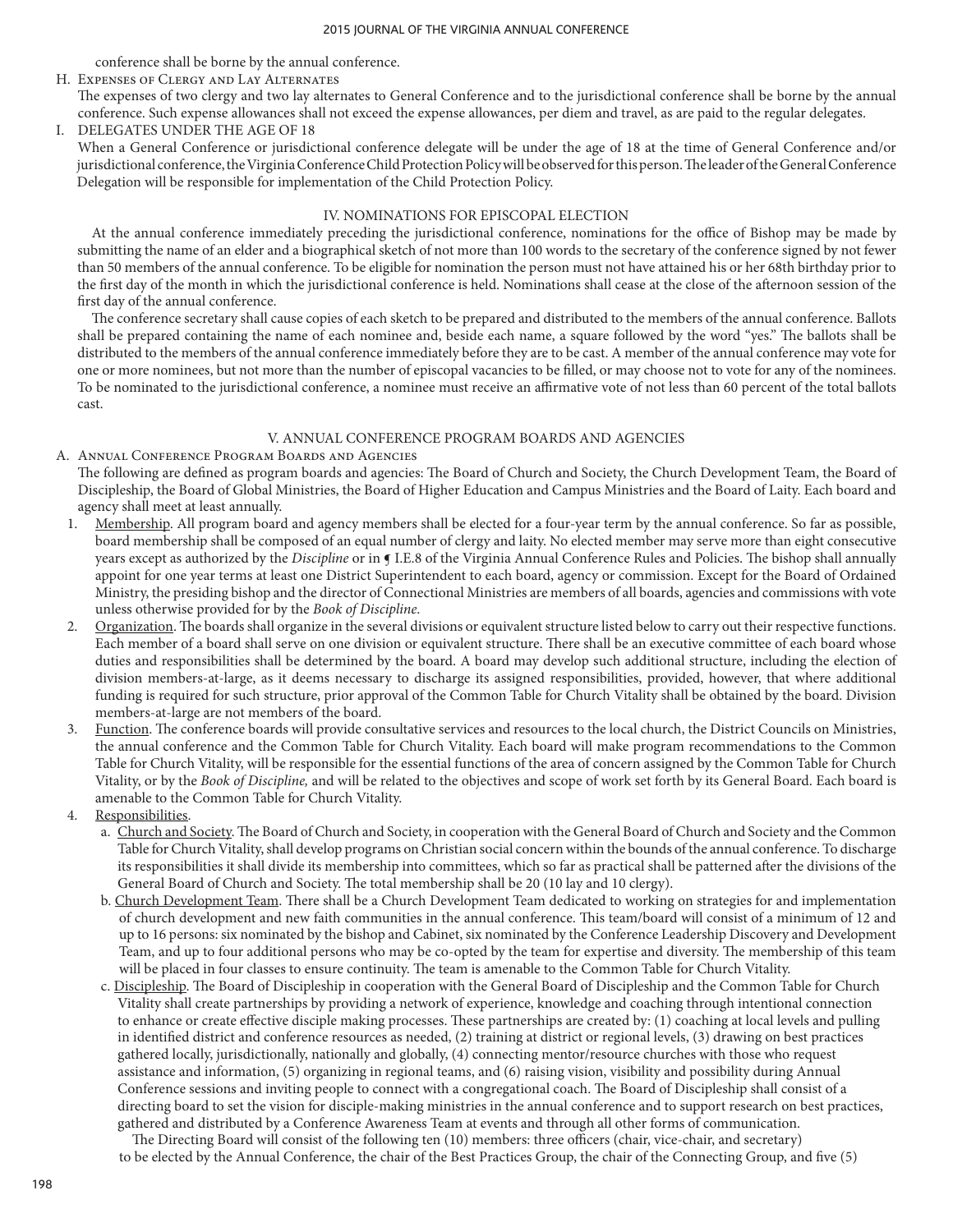conference shall be borne by the annual conference.

H. Expenses of Clergy and Lay Alternates

The expenses of two clergy and two lay alternates to General Conference and to the jurisdictional conference shall be borne by the annual conference. Such expense allowances shall not exceed the expense allowances, per diem and travel, as are paid to the regular delegates.

I. DELEGATES UNDER THE AGE OF 18

When a General Conference or jurisdictional conference delegate will be under the age of 18 at the time of General Conference and/or jurisdictional conference, the Virginia Conference Child Protection Policy will be observed for this person. The leader of the General Conference Delegation will be responsible for implementation of the Child Protection Policy.

## IV. NOMINATIONS FOR EPISCOPAL ELECTION

At the annual conference immediately preceding the jurisdictional conference, nominations for the office of Bishop may be made by submitting the name of an elder and a biographical sketch of not more than 100 words to the secretary of the conference signed by not fewer than 50 members of the annual conference. To be eligible for nomination the person must not have attained his or her 68th birthday prior to the first day of the month in which the jurisdictional conference is held. Nominations shall cease at the close of the afternoon session of the first day of the annual conference.

The conference secretary shall cause copies of each sketch to be prepared and distributed to the members of the annual conference. Ballots shall be prepared containing the name of each nominee and, beside each name, a square followed by the word "yes." The ballots shall be distributed to the members of the annual conference immediately before they are to be cast. A member of the annual conference may vote for one or more nominees, but not more than the number of episcopal vacancies to be filled, or may choose not to vote for any of the nominees. To be nominated to the jurisdictional conference, a nominee must receive an affirmative vote of not less than 60 percent of the total ballots cast.

## V. ANNUAL CONFERENCE PROGRAM BOARDS AND AGENCIES

A. Annual Conference Program Boards and Agencies

The following are defined as program boards and agencies: The Board of Church and Society, the Church Development Team, the Board of Discipleship, the Board of Global Ministries, the Board of Higher Education and Campus Ministries and the Board of Laity. Each board and agency shall meet at least annually.

1. Membership. All program board and agency members shall be elected for a four-year term by the annual conference. So far as possible, board membership shall be composed of an equal number of clergy and laity. No elected member may serve more than eight consecutive years except as authorized by the *Discipline* or in ¶ I.E.8 of the Virginia Annual Conference Rules and Policies. The bishop shall annually appoint for one year terms at least one District Superintendent to each board, agency or commission. Except for the Board of Ordained Ministry, the presiding bishop and the director of Connectional Ministries are members of all boards, agencies and commissions with vote unless otherwise provided for by the *Book of Discipline*.
2. Organization. The boards shall organize in the several divisions or equivalent structure listed below to carry out their respective functions. Each member of a board shall serve on one division or equivalent structure. There shall be an executive committee of each board whose duties and responsibilities shall be determined by the board. A board may develop such additional structure, including the election of division members-at-large, as it deems necessary to discharge its assigned responsibilities, provided, however, that where additional funding is required for such structure, prior approval of the Common Table for Church Vitality shall be obtained by the board. Division members-at-large are not members of the board.
3. Function. The conference boards will provide consultative services and resources to the local church, the District Councils on Ministries, the annual conference and the Common Table for Church Vitality. Each board will make program recommendations to the Common Table for Church Vitality, will be responsible for the essential functions of the area of concern assigned by the Common Table for Church Vitality, or by the *Book of Discipline,* and will be related to the objectives and scope of work set forth by its General Board. Each board is amenable to the Common Table for Church Vitality.
4. Responsibilities.
   a. Church and Society. The Board of Church and Society, in cooperation with the General Board of Church and Society and the Common Table for Church Vitality, shall develop programs on Christian social concern within the bounds of the annual conference. To discharge its responsibilities it shall divide its membership into committees, which so far as practical shall be patterned after the divisions of the General Board of Church and Society. The total membership shall be 20 (10 lay and 10 clergy).
   b. Church Development Team. There shall be a Church Development Team dedicated to working on strategies for and implementation of church development and new faith communities in the annual conference. This team/board will consist of a minimum of 12 and up to 16 persons: six nominated by the bishop and Cabinet, six nominated by the Conference Leadership Discovery and Development Team, and up to four additional persons who may be co-opted by the team for expertise and diversity. The membership of this team will be placed in four classes to ensure continuity. The team is amenable to the Common Table for Church Vitality.
   c. Discipleship. The Board of Discipleship in cooperation with the General Board of Discipleship and the Common Table for Church Vitality shall create partnerships by providing a network of experience, knowledge and coaching through intentional connection to enhance or create effective disciple making processes. These partnerships are created by: (1) coaching at local levels and pulling in identified district and conference resources as needed, (2) training at district or regional levels, (3) drawing on best practices gathered locally, jurisdictionally, nationally and globally, (4) connecting mentor/resource churches with those who request assistance and information, (5) organizing in regional teams, and (6) raising vision, visibility and possibility during Annual Conference sessions and inviting people to connect with a congregational coach. The Board of Discipleship shall consist of a directing board to set the vision for disciple-making ministries in the annual conference and to support research on best practices, gathered and distributed by a Conference Awareness Team at events and through all other forms of communication.

      The Directing Board will consist of the following ten (10) members: three officers (chair, vice-chair, and secretary) to be elected by the Annual Conference, the chair of the Best Practices Group, the chair of the Connecting Group, and five (5)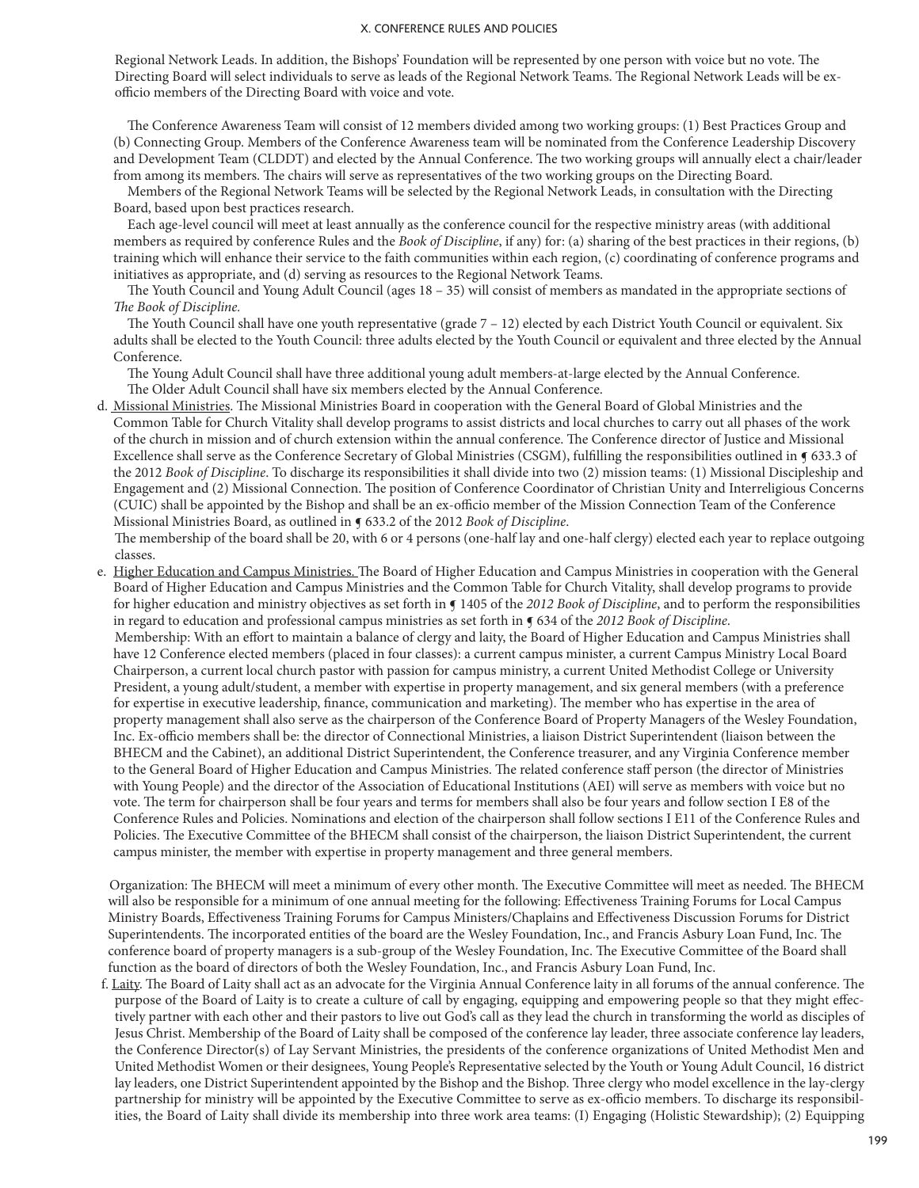Regional Network Leads. In addition, the Bishops' Foundation will be represented by one person with voice but no vote. The Directing Board will select individuals to serve as leads of the Regional Network Teams. The Regional Network Leads will be ex-officio members of the Directing Board with voice and vote.

The Conference Awareness Team will consist of 12 members divided among two working groups: (1) Best Practices Group and (b) Connecting Group. Members of the Conference Awareness team will be nominated from the Conference Leadership Discovery and Development Team (CLDDT) and elected by the Annual Conference. The two working groups will annually elect a chair/leader from among its members. The chairs will serve as representatives of the two working groups on the Directing Board.

Members of the Regional Network Teams will be selected by the Regional Network Leads, in consultation with the Directing Board, based upon best practices research.

Each age-level council will meet at least annually as the conference council for the respective ministry areas (with additional members as required by conference Rules and the *Book of Discipline*, if any) for: (a) sharing of the best practices in their regions, (b) training which will enhance their service to the faith communities within each region, (c) coordinating of conference programs and initiatives as appropriate, and (d) serving as resources to the Regional Network Teams.

The Youth Council and Young Adult Council (ages 18 – 35) will consist of members as mandated in the appropriate sections of *The Book of Discipline*.

The Youth Council shall have one youth representative (grade 7 – 12) elected by each District Youth Council or equivalent. Six adults shall be elected to the Youth Council: three adults elected by the Youth Council or equivalent and three elected by the Annual Conference.

The Young Adult Council shall have three additional young adult members-at-large elected by the Annual Conference.

The Older Adult Council shall have six members elected by the Annual Conference.

d. Missional Ministries. The Missional Ministries Board in cooperation with the General Board of Global Ministries and the Common Table for Church Vitality shall develop programs to assist districts and local churches to carry out all phases of the work of the church in mission and of church extension within the annual conference. The Conference director of Justice and Missional Excellence shall serve as the Conference Secretary of Global Ministries (CSGM), fulfilling the responsibilities outlined in ¶ 633.3 of the 2012 *Book of Discipline*. To discharge its responsibilities it shall divide into two (2) mission teams: (1) Missional Discipleship and Engagement and (2) Missional Connection. The position of Conference Coordinator of Christian Unity and Interreligious Concerns (CUIC) shall be appointed by the Bishop and shall be an ex-officio member of the Mission Connection Team of the Conference Missional Ministries Board, as outlined in ¶ 633.2 of the 2012 *Book of Discipline*.

   The membership of the board shall be 20, with 6 or 4 persons (one-half lay and one-half clergy) elected each year to replace outgoing classes.

e. Higher Education and Campus Ministries. The Board of Higher Education and Campus Ministries in cooperation with the General Board of Higher Education and Campus Ministries and the Common Table for Church Vitality, shall develop programs to provide for higher education and ministry objectives as set forth in ¶ 1405 of the *2012 Book of Discipline*, and to perform the responsibilities in regard to education and professional campus ministries as set forth in ¶ 634 of the *2012 Book of Discipline*.

   Membership: With an effort to maintain a balance of clergy and laity, the Board of Higher Education and Campus Ministries shall have 12 Conference elected members (placed in four classes): a current campus minister, a current Campus Ministry Local Board Chairperson, a current local church pastor with passion for campus ministry, a current United Methodist College or University President, a young adult/student, a member with expertise in property management, and six general members (with a preference for expertise in executive leadership, finance, communication and marketing). The member who has expertise in the area of property management shall also serve as the chairperson of the Conference Board of Property Managers of the Wesley Foundation, Inc. Ex-officio members shall be: the director of Connectional Ministries, a liaison District Superintendent (liaison between the BHECM and the Cabinet), an additional District Superintendent, the Conference treasurer, and any Virginia Conference member to the General Board of Higher Education and Campus Ministries. The related conference staff person (the director of Ministries with Young People) and the director of the Association of Educational Institutions (AEI) will serve as members with voice but no vote. The term for chairperson shall be four years and terms for members shall also be four years and follow section I E8 of the Conference Rules and Policies. Nominations and election of the chairperson shall follow sections I E11 of the Conference Rules and Policies. The Executive Committee of the BHECM shall consist of the chairperson, the liaison District Superintendent, the current campus minister, the member with expertise in property management and three general members.

   Organization: The BHECM will meet a minimum of every other month. The Executive Committee will meet as needed. The BHECM will also be responsible for a minimum of one annual meeting for the following: Effectiveness Training Forums for Local Campus Ministry Boards, Effectiveness Training Forums for Campus Ministers/Chaplains and Effectiveness Discussion Forums for District Superintendents. The incorporated entities of the board are the Wesley Foundation, Inc., and Francis Asbury Loan Fund, Inc. The conference board of property managers is a sub-group of the Wesley Foundation, Inc. The Executive Committee of the Board shall function as the board of directors of both the Wesley Foundation, Inc., and Francis Asbury Loan Fund, Inc.

f. Laity. The Board of Laity shall act as an advocate for the Virginia Annual Conference laity in all forums of the annual conference. The purpose of the Board of Laity is to create a culture of call by engaging, equipping and empowering people so that they might effectively partner with each other and their pastors to live out God's call as they lead the church in transforming the world as disciples of Jesus Christ. Membership of the Board of Laity shall be composed of the conference lay leader, three associate conference lay leaders, the Conference Director(s) of Lay Servant Ministries, the presidents of the conference organizations of United Methodist Men and United Methodist Women or their designees, Young People's Representative selected by the Youth or Young Adult Council, 16 district lay leaders, one District Superintendent appointed by the Bishop and the Bishop. Three clergy who model excellence in the lay-clergy partnership for ministry will be appointed by the Executive Committee to serve as ex-officio members. To discharge its responsibilities, the Board of Laity shall divide its membership into three work area teams: (I) Engaging (Holistic Stewardship); (2) Equipping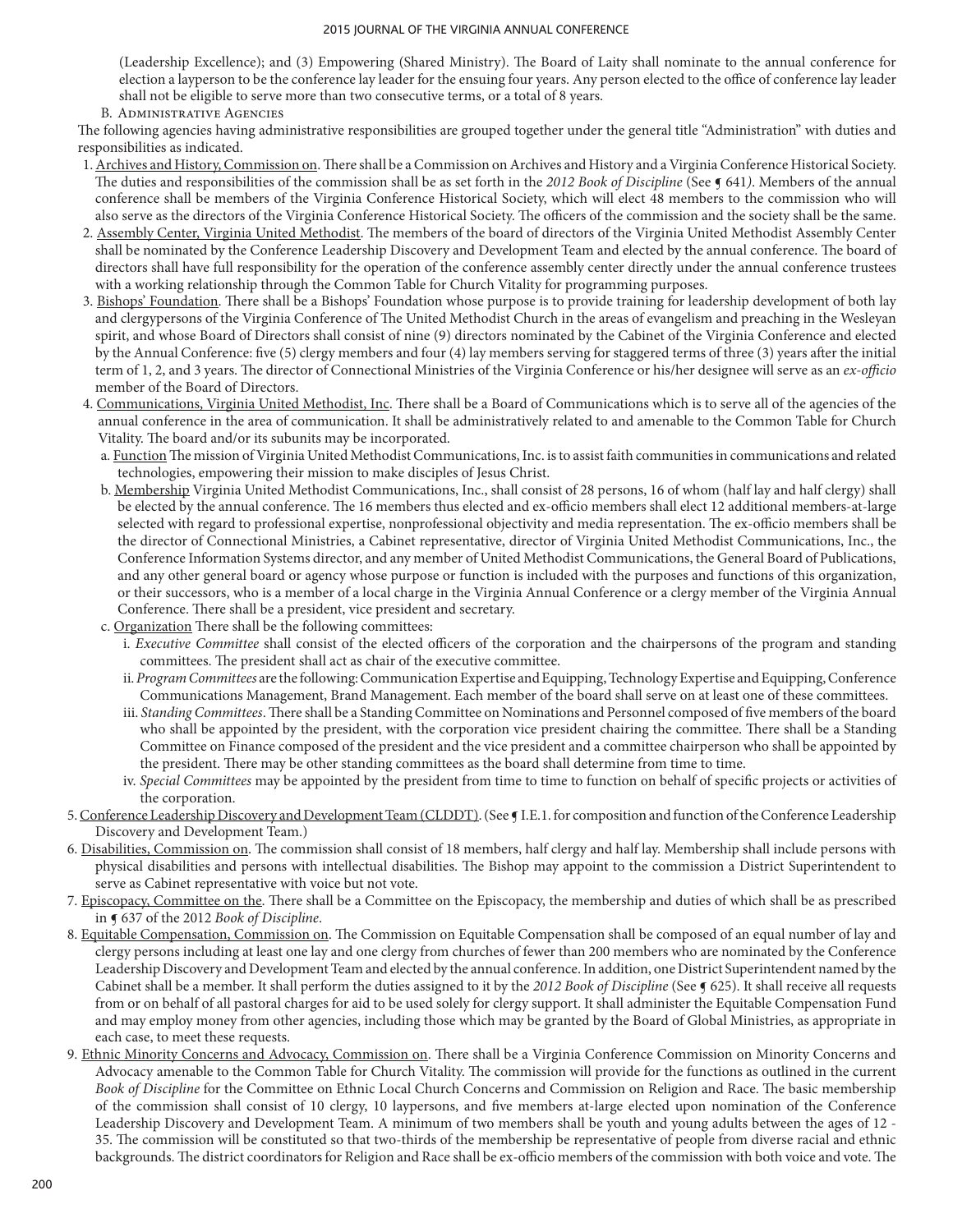(Leadership Excellence); and (3) Empowering (Shared Ministry). The Board of Laity shall nominate to the annual conference for election a layperson to be the conference lay leader for the ensuing four years. Any person elected to the office of conference lay leader shall not be eligible to serve more than two consecutive terms, or a total of 8 years.

B. Administrative Agencies

The following agencies having administrative responsibilities are grouped together under the general title "Administration" with duties and responsibilities as indicated.

1. Archives and History, Commission on. There shall be a Commission on Archives and History and a Virginia Conference Historical Society. The duties and responsibilities of the commission shall be as set forth in the *2012 Book of Discipline* (See ¶ 641*)*. Members of the annual conference shall be members of the Virginia Conference Historical Society, which will elect 48 members to the commission who will also serve as the directors of the Virginia Conference Historical Society. The officers of the commission and the society shall be the same.
2. Assembly Center, Virginia United Methodist. The members of the board of directors of the Virginia United Methodist Assembly Center shall be nominated by the Conference Leadership Discovery and Development Team and elected by the annual conference. The board of directors shall have full responsibility for the operation of the conference assembly center directly under the annual conference trustees with a working relationship through the Common Table for Church Vitality for programming purposes.
3. Bishops' Foundation. There shall be a Bishops' Foundation whose purpose is to provide training for leadership development of both lay and clergypersons of the Virginia Conference of The United Methodist Church in the areas of evangelism and preaching in the Wesleyan spirit, and whose Board of Directors shall consist of nine (9) directors nominated by the Cabinet of the Virginia Conference and elected by the Annual Conference: five (5) clergy members and four (4) lay members serving for staggered terms of three (3) years after the initial term of 1, 2, and 3 years. The director of Connectional Ministries of the Virginia Conference or his/her designee will serve as an *ex-officio* member of the Board of Directors.
4. Communications, Virginia United Methodist, Inc. There shall be a Board of Communications which is to serve all of the agencies of the annual conference in the area of communication. It shall be administratively related to and amenable to the Common Table for Church Vitality. The board and/or its subunits may be incorporated.
   a. Function The mission of Virginia United Methodist Communications, Inc. is to assist faith communities in communications and related technologies, empowering their mission to make disciples of Jesus Christ.
   b. Membership Virginia United Methodist Communications, Inc., shall consist of 28 persons, 16 of whom (half lay and half clergy) shall be elected by the annual conference. The 16 members thus elected and ex-officio members shall elect 12 additional members-at-large selected with regard to professional expertise, nonprofessional objectivity and media representation. The ex-officio members shall be the director of Connectional Ministries, a Cabinet representative, director of Virginia United Methodist Communications, Inc., the Conference Information Systems director, and any member of United Methodist Communications, the General Board of Publications, and any other general board or agency whose purpose or function is included with the purposes and functions of this organization, or their successors, who is a member of a local charge in the Virginia Annual Conference or a clergy member of the Virginia Annual Conference. There shall be a president, vice president and secretary.
   c. Organization There shall be the following committees:
      i. *Executive Committee* shall consist of the elected officers of the corporation and the chairpersons of the program and standing committees. The president shall act as chair of the executive committee.
      ii. *Program Committees* are the following: Communication Expertise and Equipping, Technology Expertise and Equipping, Conference Communications Management, Brand Management. Each member of the board shall serve on at least one of these committees.
      iii. *Standing Committees*. There shall be a Standing Committee on Nominations and Personnel composed of five members of the board who shall be appointed by the president, with the corporation vice president chairing the committee. There shall be a Standing Committee on Finance composed of the president and the vice president and a committee chairperson who shall be appointed by the president. There may be other standing committees as the board shall determine from time to time.
      iv. *Special Committees* may be appointed by the president from time to time to function on behalf of specific projects or activities of the corporation.
5. Conference Leadership Discovery and Development Team (CLDDT). (See ¶ I.E.1. for composition and function of the Conference Leadership Discovery and Development Team.)
6. Disabilities, Commission on. The commission shall consist of 18 members, half clergy and half lay. Membership shall include persons with physical disabilities and persons with intellectual disabilities. The Bishop may appoint to the commission a District Superintendent to serve as Cabinet representative with voice but not vote.
7. Episcopacy, Committee on the. There shall be a Committee on the Episcopacy, the membership and duties of which shall be as prescribed in ¶ 637 of the 2012 *Book of Discipline*.
8. Equitable Compensation, Commission on. The Commission on Equitable Compensation shall be composed of an equal number of lay and clergy persons including at least one lay and one clergy from churches of fewer than 200 members who are nominated by the Conference Leadership Discovery and Development Team and elected by the annual conference. In addition, one District Superintendent named by the Cabinet shall be a member. It shall perform the duties assigned to it by the *2012 Book of Discipline* (See ¶ 625). It shall receive all requests from or on behalf of all pastoral charges for aid to be used solely for clergy support. It shall administer the Equitable Compensation Fund and may employ money from other agencies, including those which may be granted by the Board of Global Ministries, as appropriate in each case, to meet these requests.
9. Ethnic Minority Concerns and Advocacy, Commission on. There shall be a Virginia Conference Commission on Minority Concerns and Advocacy amenable to the Common Table for Church Vitality. The commission will provide for the functions as outlined in the current *Book of Discipline* for the Committee on Ethnic Local Church Concerns and Commission on Religion and Race. The basic membership of the commission shall consist of 10 clergy, 10 laypersons, and five members at-large elected upon nomination of the Conference Leadership Discovery and Development Team. A minimum of two members shall be youth and young adults between the ages of 12 - 35. The commission will be constituted so that two-thirds of the membership be representative of people from diverse racial and ethnic backgrounds. The district coordinators for Religion and Race shall be ex-officio members of the commission with both voice and vote. The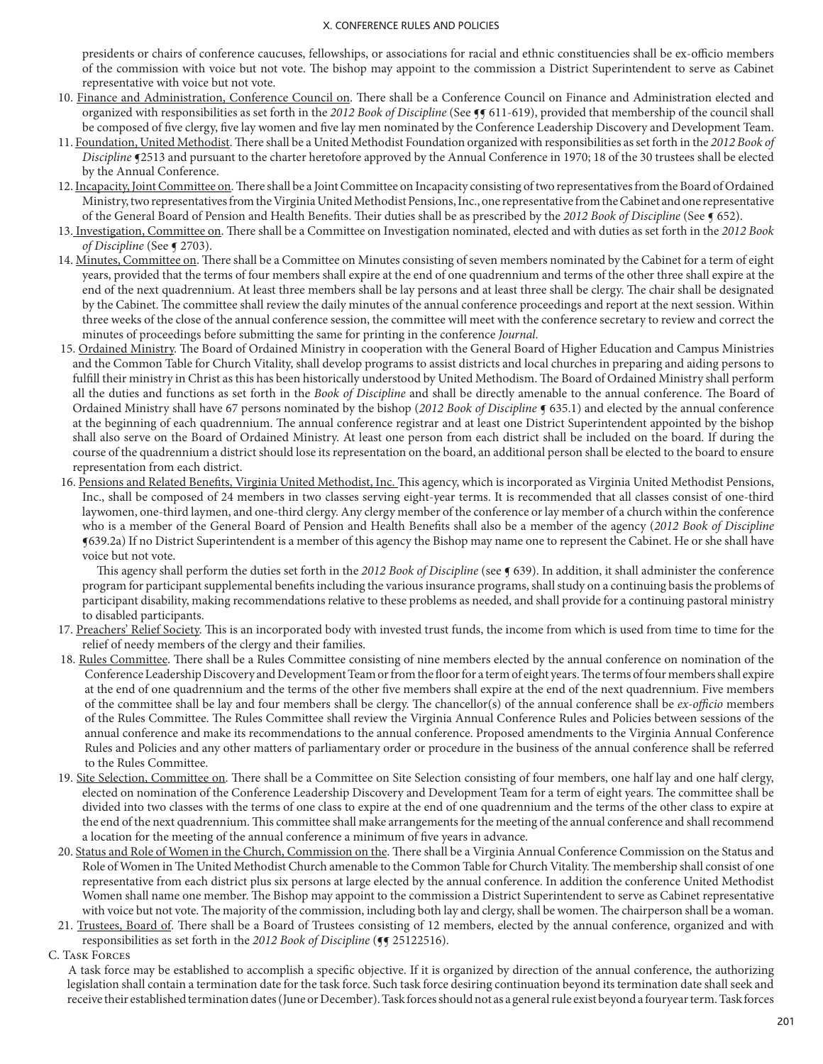presidents or chairs of conference caucuses, fellowships, or associations for racial and ethnic constituencies shall be ex-officio members of the commission with voice but not vote. The bishop may appoint to the commission a District Superintendent to serve as Cabinet representative with voice but not vote.

10. Finance and Administration, Conference Council on. There shall be a Conference Council on Finance and Administration elected and organized with responsibilities as set forth in the *2012 Book of Discipline* (See ¶¶ 611-619), provided that membership of the council shall be composed of five clergy, five lay women and five lay men nominated by the Conference Leadership Discovery and Development Team.
11. Foundation, United Methodist. There shall be a United Methodist Foundation organized with responsibilities as set forth in the *2012 Book of Discipline* ¶2513 and pursuant to the charter heretofore approved by the Annual Conference in 1970; 18 of the 30 trustees shall be elected by the Annual Conference.
12. Incapacity, Joint Committee on. There shall be a Joint Committee on Incapacity consisting of two representatives from the Board of Ordained Ministry, two representatives from the Virginia United Methodist Pensions, Inc., one representative from the Cabinet and one representative of the General Board of Pension and Health Benefits. Their duties shall be as prescribed by the *2012 Book of Discipline* (See ¶ 652).
13. Investigation, Committee on. There shall be a Committee on Investigation nominated, elected and with duties as set forth in the *2012 Book of Discipline* (See ¶ 2703).
14. Minutes, Committee on. There shall be a Committee on Minutes consisting of seven members nominated by the Cabinet for a term of eight years, provided that the terms of four members shall expire at the end of one quadrennium and terms of the other three shall expire at the end of the next quadrennium. At least three members shall be lay persons and at least three shall be clergy. The chair shall be designated by the Cabinet. The committee shall review the daily minutes of the annual conference proceedings and report at the next session. Within three weeks of the close of the annual conference session, the committee will meet with the conference secretary to review and correct the minutes of proceedings before submitting the same for printing in the conference *Journal*.
15. Ordained Ministry. The Board of Ordained Ministry in cooperation with the General Board of Higher Education and Campus Ministries and the Common Table for Church Vitality, shall develop programs to assist districts and local churches in preparing and aiding persons to fulfill their ministry in Christ as this has been historically understood by United Methodism. The Board of Ordained Ministry shall perform all the duties and functions as set forth in the *Book of Discipline* and shall be directly amenable to the annual conference. The Board of Ordained Ministry shall have 67 persons nominated by the bishop (*2012 Book of Discipline* ¶ 635.1) and elected by the annual conference at the beginning of each quadrennium. The annual conference registrar and at least one District Superintendent appointed by the bishop shall also serve on the Board of Ordained Ministry. At least one person from each district shall be included on the board. If during the course of the quadrennium a district should lose its representation on the board, an additional person shall be elected to the board to ensure representation from each district.
16. Pensions and Related Benefits, Virginia United Methodist, Inc. This agency, which is incorporated as Virginia United Methodist Pensions, Inc., shall be composed of 24 members in two classes serving eight-year terms. It is recommended that all classes consist of one-third laywomen, one-third laymen, and one-third clergy. Any clergy member of the conference or lay member of a church within the conference who is a member of the General Board of Pension and Health Benefits shall also be a member of the agency (*2012 Book of Discipline* ¶639.2a) If no District Superintendent is a member of this agency the Bishop may name one to represent the Cabinet. He or she shall have voice but not vote.

    This agency shall perform the duties set forth in the *2012 Book of Discipline* (see ¶ 639). In addition, it shall administer the conference program for participant supplemental benefits including the various insurance programs, shall study on a continuing basis the problems of participant disability, making recommendations relative to these problems as needed, and shall provide for a continuing pastoral ministry to disabled participants.
17. Preachers' Relief Society. This is an incorporated body with invested trust funds, the income from which is used from time to time for the relief of needy members of the clergy and their families.
18. Rules Committee. There shall be a Rules Committee consisting of nine members elected by the annual conference on nomination of the Conference Leadership Discovery and Development Team or from the floor for a term of eight years. The terms of four members shall expire at the end of one quadrennium and the terms of the other five members shall expire at the end of the next quadrennium. Five members of the committee shall be lay and four members shall be clergy. The chancellor(s) of the annual conference shall be *ex-officio* members of the Rules Committee. The Rules Committee shall review the Virginia Annual Conference Rules and Policies between sessions of the annual conference and make its recommendations to the annual conference. Proposed amendments to the Virginia Annual Conference Rules and Policies and any other matters of parliamentary order or procedure in the business of the annual conference shall be referred to the Rules Committee.
19. Site Selection, Committee on. There shall be a Committee on Site Selection consisting of four members, one half lay and one half clergy, elected on nomination of the Conference Leadership Discovery and Development Team for a term of eight years. The committee shall be divided into two classes with the terms of one class to expire at the end of one quadrennium and the terms of the other class to expire at the end of the next quadrennium. This committee shall make arrangements for the meeting of the annual conference and shall recommend a location for the meeting of the annual conference a minimum of five years in advance.
20. Status and Role of Women in the Church, Commission on the. There shall be a Virginia Annual Conference Commission on the Status and Role of Women in The United Methodist Church amenable to the Common Table for Church Vitality. The membership shall consist of one representative from each district plus six persons at large elected by the annual conference. In addition the conference United Methodist Women shall name one member. The Bishop may appoint to the commission a District Superintendent to serve as Cabinet representative with voice but not vote. The majority of the commission, including both lay and clergy, shall be women. The chairperson shall be a woman.
21. Trustees, Board of. There shall be a Board of Trustees consisting of 12 members, elected by the annual conference, organized and with responsibilities as set forth in the *2012 Book of Discipline* (¶¶ 25122516).

C. Task Forces

A task force may be established to accomplish a specific objective. If it is organized by direction of the annual conference, the authorizing legislation shall contain a termination date for the task force. Such task force desiring continuation beyond its termination date shall seek and receive their established termination dates (June or December). Task forces should not as a general rule exist beyond a fouryear term. Task forces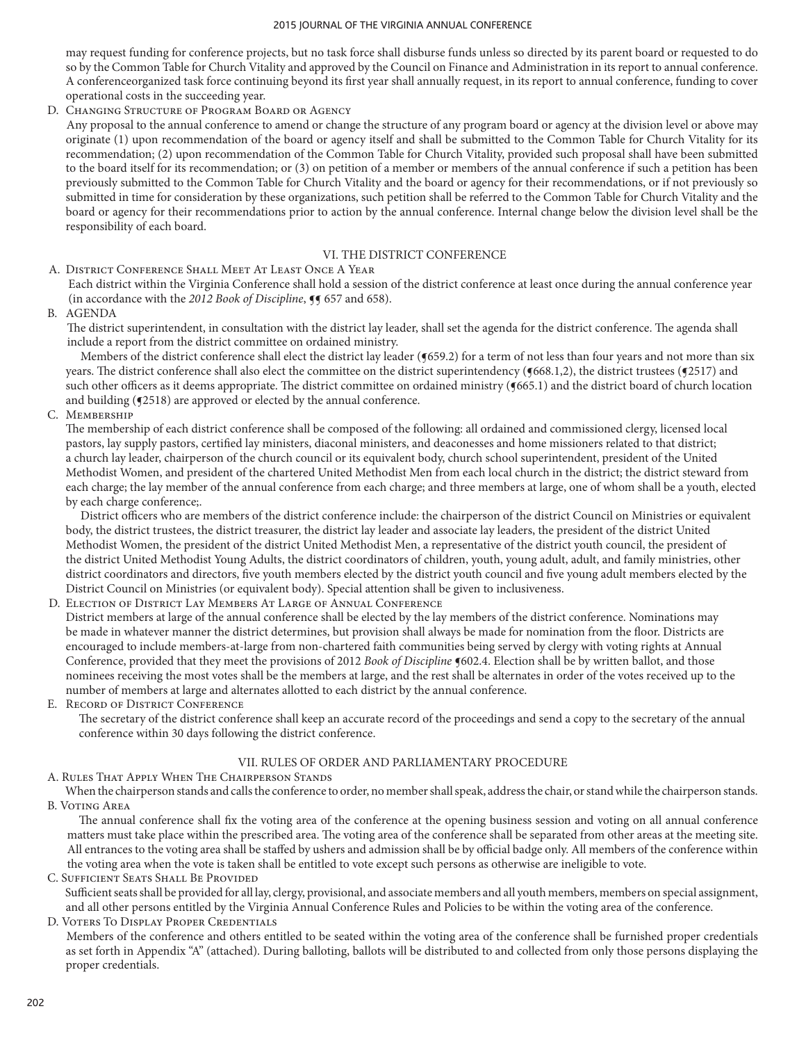may request funding for conference projects, but no task force shall disburse funds unless so directed by its parent board or requested to do so by the Common Table for Church Vitality and approved by the Council on Finance and Administration in its report to annual conference. A conferenceorganized task force continuing beyond its first year shall annually request, in its report to annual conference, funding to cover operational costs in the succeeding year.

D. Changing Structure of Program Board or Agency

Any proposal to the annual conference to amend or change the structure of any program board or agency at the division level or above may originate (1) upon recommendation of the board or agency itself and shall be submitted to the Common Table for Church Vitality for its recommendation; (2) upon recommendation of the Common Table for Church Vitality, provided such proposal shall have been submitted to the board itself for its recommendation; or (3) on petition of a member or members of the annual conference if such a petition has been previously submitted to the Common Table for Church Vitality and the board or agency for their recommendations, or if not previously so submitted in time for consideration by these organizations, such petition shall be referred to the Common Table for Church Vitality and the board or agency for their recommendations prior to action by the annual conference. Internal change below the division level shall be the responsibility of each board.

## VI. THE DISTRICT CONFERENCE

A. District Conference Shall Meet At Least Once A Year

Each district within the Virginia Conference shall hold a session of the district conference at least once during the annual conference year (in accordance with the *2012 Book of Discipline*, ¶¶ 657 and 658).

B. AGENDA

The district superintendent, in consultation with the district lay leader, shall set the agenda for the district conference. The agenda shall include a report from the district committee on ordained ministry.

Members of the district conference shall elect the district lay leader (¶659.2) for a term of not less than four years and not more than six years. The district conference shall also elect the committee on the district superintendency (¶668.1,2), the district trustees (¶2517) and such other officers as it deems appropriate. The district committee on ordained ministry (¶665.1) and the district board of church location and building (¶2518) are approved or elected by the annual conference.

C. Membership

The membership of each district conference shall be composed of the following: all ordained and commissioned clergy, licensed local pastors, lay supply pastors, certified lay ministers, diaconal ministers, and deaconesses and home missioners related to that district; a church lay leader, chairperson of the church council or its equivalent body, church school superintendent, president of the United Methodist Women, and president of the chartered United Methodist Men from each local church in the district; the district steward from each charge; the lay member of the annual conference from each charge; and three members at large, one of whom shall be a youth, elected by each charge conference;.

District officers who are members of the district conference include: the chairperson of the district Council on Ministries or equivalent body, the district trustees, the district treasurer, the district lay leader and associate lay leaders, the president of the district United Methodist Women, the president of the district United Methodist Men, a representative of the district youth council, the president of the district United Methodist Young Adults, the district coordinators of children, youth, young adult, adult, and family ministries, other district coordinators and directors, five youth members elected by the district youth council and five young adult members elected by the District Council on Ministries (or equivalent body). Special attention shall be given to inclusiveness.

D. Election of District Lay Members At Large of Annual Conference

District members at large of the annual conference shall be elected by the lay members of the district conference. Nominations may be made in whatever manner the district determines, but provision shall always be made for nomination from the floor. Districts are encouraged to include members-at-large from non-chartered faith communities being served by clergy with voting rights at Annual Conference, provided that they meet the provisions of 2012 *Book of Discipline* ¶602.4. Election shall be by written ballot, and those nominees receiving the most votes shall be the members at large, and the rest shall be alternates in order of the votes received up to the number of members at large and alternates allotted to each district by the annual conference.

E. Record of District Conference

The secretary of the district conference shall keep an accurate record of the proceedings and send a copy to the secretary of the annual conference within 30 days following the district conference.

## VII. RULES OF ORDER AND PARLIAMENTARY PROCEDURE

A. Rules That Apply When The Chairperson Stands

When the chairperson stands and calls the conference to order, no member shall speak, address the chair, or stand while the chairperson stands.

B. Voting Area

The annual conference shall fix the voting area of the conference at the opening business session and voting on all annual conference matters must take place within the prescribed area. The voting area of the conference shall be separated from other areas at the meeting site. All entrances to the voting area shall be staffed by ushers and admission shall be by official badge only. All members of the conference within the voting area when the vote is taken shall be entitled to vote except such persons as otherwise are ineligible to vote.

C. Sufficient Seats Shall Be Provided

Sufficient seats shall be provided for all lay, clergy, provisional, and associate members and all youth members, members on special assignment, and all other persons entitled by the Virginia Annual Conference Rules and Policies to be within the voting area of the conference.

D. Voters To Display Proper Credentials

Members of the conference and others entitled to be seated within the voting area of the conference shall be furnished proper credentials as set forth in Appendix "A" (attached). During balloting, ballots will be distributed to and collected from only those persons displaying the proper credentials.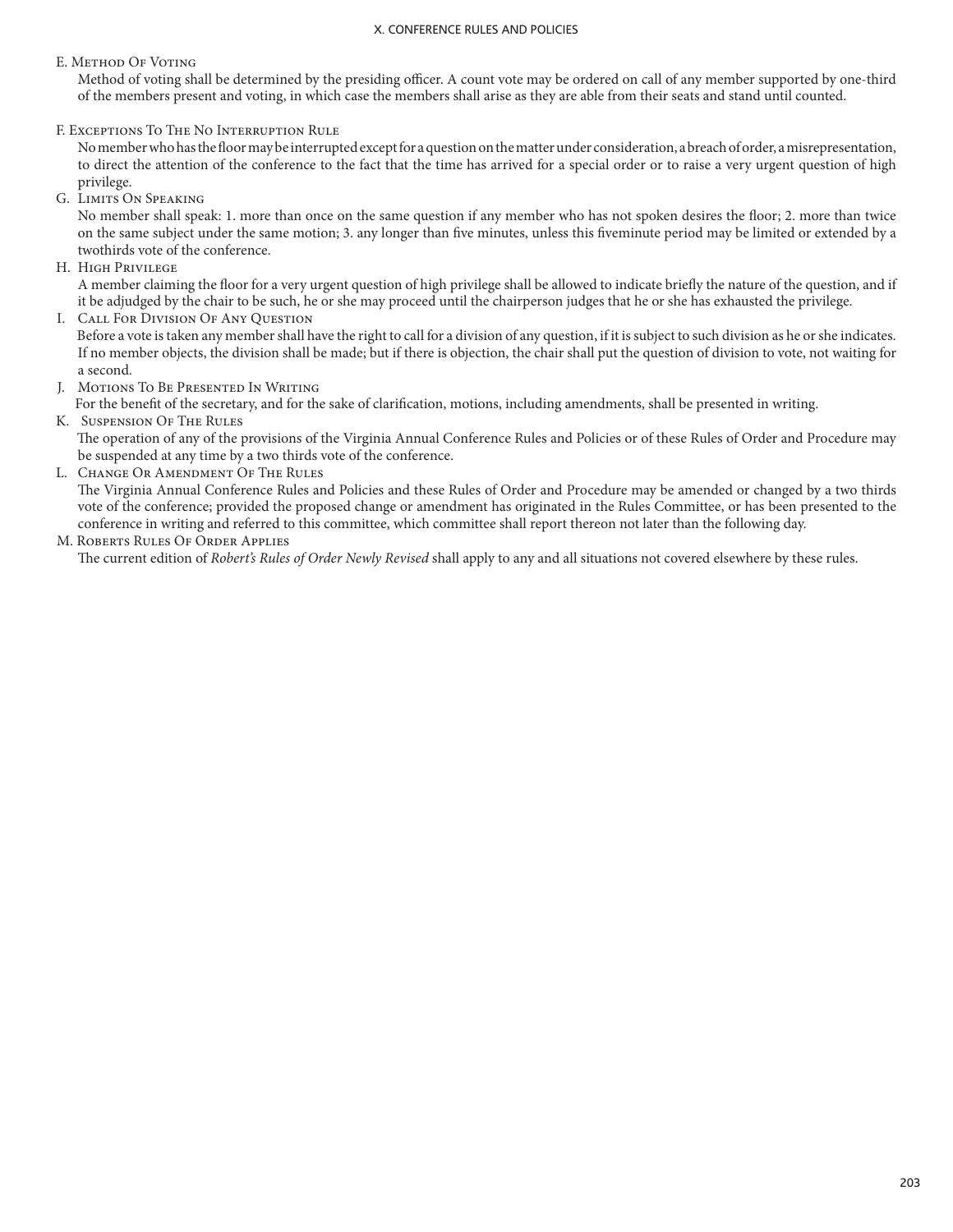### E. Method Of Voting

Method of voting shall be determined by the presiding officer. A count vote may be ordered on call of any member supported by one-third of the members present and voting, in which case the members shall arise as they are able from their seats and stand until counted.

### F. Exceptions To The No Interruption Rule

No member who has the floor may be interrupted except for a question on the matter under consideration, a breach of order, a misrepresentation, to direct the attention of the conference to the fact that the time has arrived for a special order or to raise a very urgent question of high privilege.

### G. Limits On Speaking

No member shall speak: 1. more than once on the same question if any member who has not spoken desires the floor; 2. more than twice on the same subject under the same motion; 3. any longer than five minutes, unless this fiveminute period may be limited or extended by a twothirds vote of the conference.

### H. High Privilege

A member claiming the floor for a very urgent question of high privilege shall be allowed to indicate briefly the nature of the question, and if it be adjudged by the chair to be such, he or she may proceed until the chairperson judges that he or she has exhausted the privilege.

### I. Call For Division Of Any Question

Before a vote is taken any member shall have the right to call for a division of any question, if it is subject to such division as he or she indicates. If no member objects, the division shall be made; but if there is objection, the chair shall put the question of division to vote, not waiting for a second.

### J. Motions To Be Presented In Writing

For the benefit of the secretary, and for the sake of clarification, motions, including amendments, shall be presented in writing.

### K. Suspension Of The Rules

The operation of any of the provisions of the Virginia Annual Conference Rules and Policies or of these Rules of Order and Procedure may be suspended at any time by a two thirds vote of the conference.

### L. Change Or Amendment Of The Rules

The Virginia Annual Conference Rules and Policies and these Rules of Order and Procedure may be amended or changed by a two thirds vote of the conference; provided the proposed change or amendment has originated in the Rules Committee, or has been presented to the conference in writing and referred to this committee, which committee shall report thereon not later than the following day.

### M. Roberts Rules Of Order Applies

The current edition of *Robert's Rules of Order Newly Revised* shall apply to any and all situations not covered elsewhere by these rules.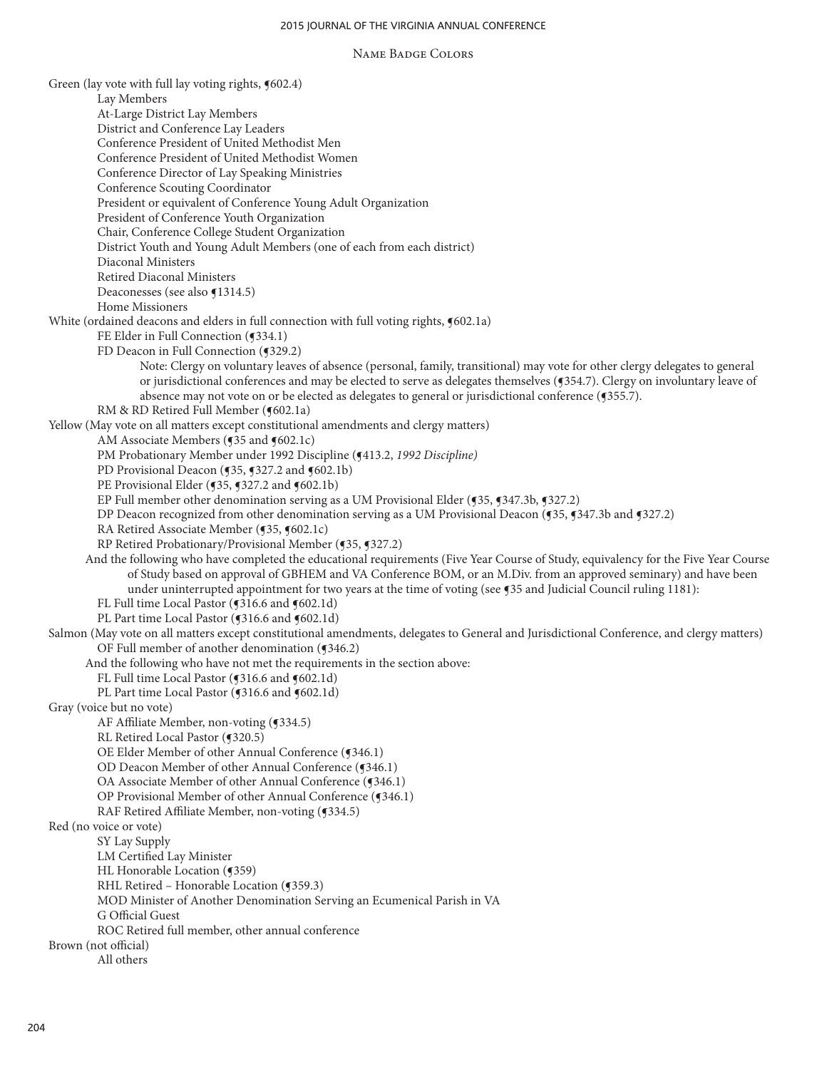## Name Badge Colors

Green (lay vote with full lay voting rights, ¶602.4)

- Lay Members
- At-Large District Lay Members
- District and Conference Lay Leaders
- Conference President of United Methodist Men
- Conference President of United Methodist Women
- Conference Director of Lay Speaking Ministries
- Conference Scouting Coordinator
- President or equivalent of Conference Young Adult Organization
- President of Conference Youth Organization
- Chair, Conference College Student Organization
- District Youth and Young Adult Members (one of each from each district)
- Diaconal Ministers
- Retired Diaconal Ministers
- Deaconesses (see also ¶1314.5)
- Home Missioners

White (ordained deacons and elders in full connection with full voting rights, ¶602.1a)

- FE Elder in Full Connection (¶334.1)
- FD Deacon in Full Connection (¶329.2)
  - Note: Clergy on voluntary leaves of absence (personal, family, transitional) may vote for other clergy delegates to general or jurisdictional conferences and may be elected to serve as delegates themselves (¶354.7). Clergy on involuntary leave of absence may not vote on or be elected as delegates to general or jurisdictional conference (¶355.7).
- RM & RD Retired Full Member (¶602.1a)

Yellow (May vote on all matters except constitutional amendments and clergy matters)

- AM Associate Members (¶35 and ¶602.1c)
- PM Probationary Member under 1992 Discipline (¶413.2, *1992 Discipline)*
- PD Provisional Deacon (¶35, ¶327.2 and ¶602.1b)
- PE Provisional Elder (¶35, ¶327.2 and ¶602.1b)
- EP Full member other denomination serving as a UM Provisional Elder (¶35, ¶347.3b, ¶327.2)
- DP Deacon recognized from other denomination serving as a UM Provisional Deacon (¶35, ¶347.3b and ¶327.2)
- RA Retired Associate Member (¶35, ¶602.1c)
- RP Retired Probationary/Provisional Member (¶35, ¶327.2)

And the following who have completed the educational requirements (Five Year Course of Study, equivalency for the Five Year Course of Study based on approval of GBHEM and VA Conference BOM, or an M.Div. from an approved seminary) and have been under uninterrupted appointment for two years at the time of voting (see ¶35 and Judicial Council ruling 1181):

- FL Full time Local Pastor (¶316.6 and ¶602.1d)
- PL Part time Local Pastor (¶316.6 and ¶602.1d)

Salmon (May vote on all matters except constitutional amendments, delegates to General and Jurisdictional Conference, and clergy matters)

- OF Full member of another denomination (¶346.2)

And the following who have not met the requirements in the section above:

- FL Full time Local Pastor (¶316.6 and ¶602.1d)
- PL Part time Local Pastor (¶316.6 and ¶602.1d)

Gray (voice but no vote)

- AF Affiliate Member, non-voting (¶334.5)
- RL Retired Local Pastor (¶320.5)
- OE Elder Member of other Annual Conference (¶346.1)
- OD Deacon Member of other Annual Conference (¶346.1)
- OA Associate Member of other Annual Conference (¶346.1)
- OP Provisional Member of other Annual Conference (¶346.1)
- RAF Retired Affiliate Member, non-voting (¶334.5)

Red (no voice or vote)

- SY Lay Supply
- LM Certified Lay Minister
- HL Honorable Location (¶359)
- RHL Retired – Honorable Location (¶359.3)
- MOD Minister of Another Denomination Serving an Ecumenical Parish in VA
- G Official Guest
- ROC Retired full member, other annual conference

Brown (not official)

- All others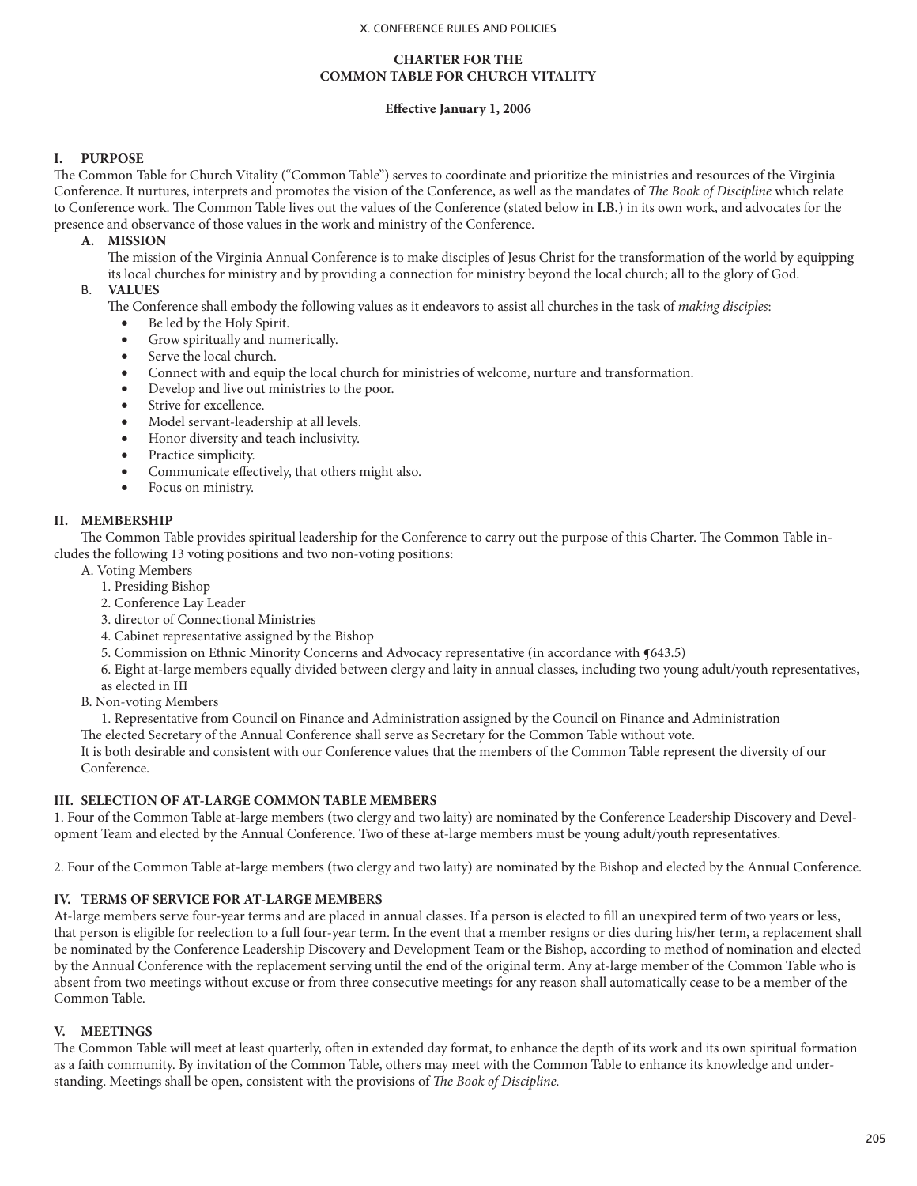**CHARTER FOR THE COMMON TABLE FOR CHURCH VITALITY**

**Effective January 1, 2006**

## I. PURPOSE

The Common Table for Church Vitality ("Common Table") serves to coordinate and prioritize the ministries and resources of the Virginia Conference. It nurtures, interprets and promotes the vision of the Conference, as well as the mandates of *The Book of Discipline* which relate to Conference work. The Common Table lives out the values of the Conference (stated below in **I.B.**) in its own work, and advocates for the presence and observance of those values in the work and ministry of the Conference.

### A. MISSION

The mission of the Virginia Annual Conference is to make disciples of Jesus Christ for the transformation of the world by equipping its local churches for ministry and by providing a connection for ministry beyond the local church; all to the glory of God.

### B. VALUES

The Conference shall embody the following values as it endeavors to assist all churches in the task of *making disciples*:

- Be led by the Holy Spirit.
- Grow spiritually and numerically.
- Serve the local church.
- Connect with and equip the local church for ministries of welcome, nurture and transformation.
- Develop and live out ministries to the poor.
- Strive for excellence.
- Model servant-leadership at all levels.
- Honor diversity and teach inclusivity.
- Practice simplicity.
- Communicate effectively, that others might also.
- Focus on ministry.

## II. MEMBERSHIP

The Common Table provides spiritual leadership for the Conference to carry out the purpose of this Charter. The Common Table includes the following 13 voting positions and two non-voting positions:

A. Voting Members

1. Presiding Bishop
2. Conference Lay Leader
3. director of Connectional Ministries
4. Cabinet representative assigned by the Bishop
5. Commission on Ethnic Minority Concerns and Advocacy representative (in accordance with ¶643.5)
6. Eight at-large members equally divided between clergy and laity in annual classes, including two young adult/youth representatives, as elected in III

B. Non-voting Members

1. Representative from Council on Finance and Administration assigned by the Council on Finance and Administration

The elected Secretary of the Annual Conference shall serve as Secretary for the Common Table without vote.

It is both desirable and consistent with our Conference values that the members of the Common Table represent the diversity of our Conference.

## III. SELECTION OF AT-LARGE COMMON TABLE MEMBERS

1. Four of the Common Table at-large members (two clergy and two laity) are nominated by the Conference Leadership Discovery and Development Team and elected by the Annual Conference. Two of these at-large members must be young adult/youth representatives.

2. Four of the Common Table at-large members (two clergy and two laity) are nominated by the Bishop and elected by the Annual Conference.

## IV. TERMS OF SERVICE FOR AT-LARGE MEMBERS

At-large members serve four-year terms and are placed in annual classes. If a person is elected to fill an unexpired term of two years or less, that person is eligible for reelection to a full four-year term. In the event that a member resigns or dies during his/her term, a replacement shall be nominated by the Conference Leadership Discovery and Development Team or the Bishop, according to method of nomination and elected by the Annual Conference with the replacement serving until the end of the original term. Any at-large member of the Common Table who is absent from two meetings without excuse or from three consecutive meetings for any reason shall automatically cease to be a member of the Common Table.

## V. MEETINGS

The Common Table will meet at least quarterly, often in extended day format, to enhance the depth of its work and its own spiritual formation as a faith community. By invitation of the Common Table, others may meet with the Common Table to enhance its knowledge and understanding. Meetings shall be open, consistent with the provisions of *The Book of Discipline.*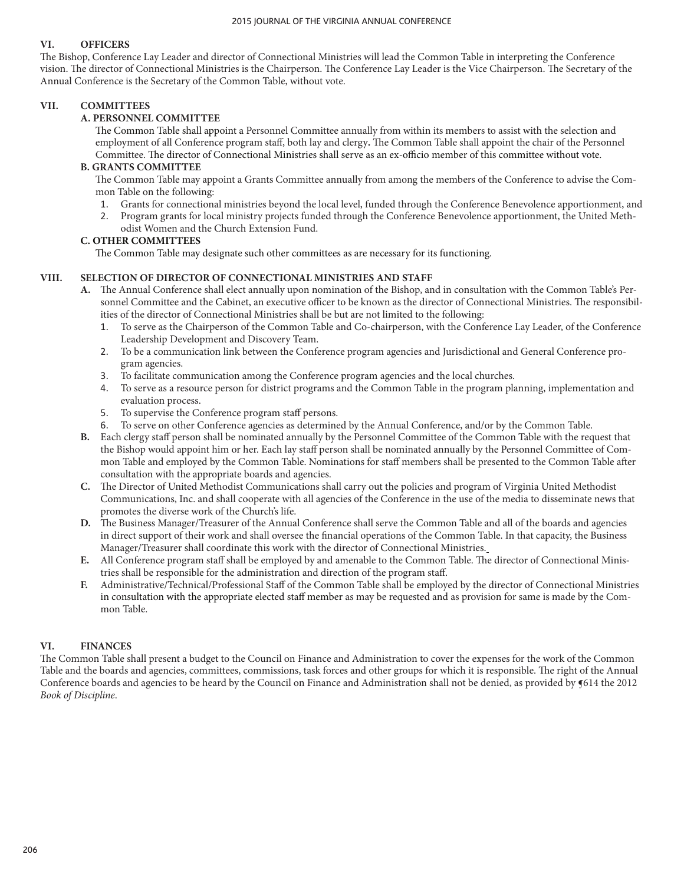## VI. OFFICERS

The Bishop, Conference Lay Leader and director of Connectional Ministries will lead the Common Table in interpreting the Conference vision. The director of Connectional Ministries is the Chairperson. The Conference Lay Leader is the Vice Chairperson. The Secretary of the Annual Conference is the Secretary of the Common Table, without vote.

## VII. COMMITTEES

### A. PERSONNEL COMMITTEE

The Common Table shall appoint a Personnel Committee annually from within its members to assist with the selection and employment of all Conference program staff, both lay and clergy**.** The Common Table shall appoint the chair of the Personnel Committee. The director of Connectional Ministries shall serve as an ex-officio member of this committee without vote.

### B. GRANTS COMMITTEE

The Common Table may appoint a Grants Committee annually from among the members of the Conference to advise the Common Table on the following:

1. Grants for connectional ministries beyond the local level, funded through the Conference Benevolence apportionment, and
2. Program grants for local ministry projects funded through the Conference Benevolence apportionment, the United Methodist Women and the Church Extension Fund.

### C. OTHER COMMITTEES

The Common Table may designate such other committees as are necessary for its functioning.

## VIII. SELECTION OF DIRECTOR OF CONNECTIONAL MINISTRIES AND STAFF

**A.** The Annual Conference shall elect annually upon nomination of the Bishop, and in consultation with the Common Table's Personnel Committee and the Cabinet, an executive officer to be known as the director of Connectional Ministries. The responsibilities of the director of Connectional Ministries shall be but are not limited to the following:

1. To serve as the Chairperson of the Common Table and Co-chairperson, with the Conference Lay Leader, of the Conference Leadership Development and Discovery Team.
2. To be a communication link between the Conference program agencies and Jurisdictional and General Conference program agencies.
3. To facilitate communication among the Conference program agencies and the local churches.
4. To serve as a resource person for district programs and the Common Table in the program planning, implementation and evaluation process.
5. To supervise the Conference program staff persons.
6. To serve on other Conference agencies as determined by the Annual Conference, and/or by the Common Table.

**B.** Each clergy staff person shall be nominated annually by the Personnel Committee of the Common Table with the request that the Bishop would appoint him or her. Each lay staff person shall be nominated annually by the Personnel Committee of Common Table and employed by the Common Table. Nominations for staff members shall be presented to the Common Table after consultation with the appropriate boards and agencies.

**C.** The Director of United Methodist Communications shall carry out the policies and program of Virginia United Methodist Communications, Inc. and shall cooperate with all agencies of the Conference in the use of the media to disseminate news that promotes the diverse work of the Church's life.

**D.** The Business Manager/Treasurer of the Annual Conference shall serve the Common Table and all of the boards and agencies in direct support of their work and shall oversee the financial operations of the Common Table. In that capacity, the Business Manager/Treasurer shall coordinate this work with the director of Connectional Ministries.

**E.** All Conference program staff shall be employed by and amenable to the Common Table. The director of Connectional Ministries shall be responsible for the administration and direction of the program staff.

**F.** Administrative/Technical/Professional Staff of the Common Table shall be employed by the director of Connectional Ministries in consultation with the appropriate elected staff member as may be requested and as provision for same is made by the Common Table.

## VI. FINANCES

The Common Table shall present a budget to the Council on Finance and Administration to cover the expenses for the work of the Common Table and the boards and agencies, committees, commissions, task forces and other groups for which it is responsible. The right of the Annual Conference boards and agencies to be heard by the Council on Finance and Administration shall not be denied, as provided by ¶614 the 2012 *Book of Discipline*.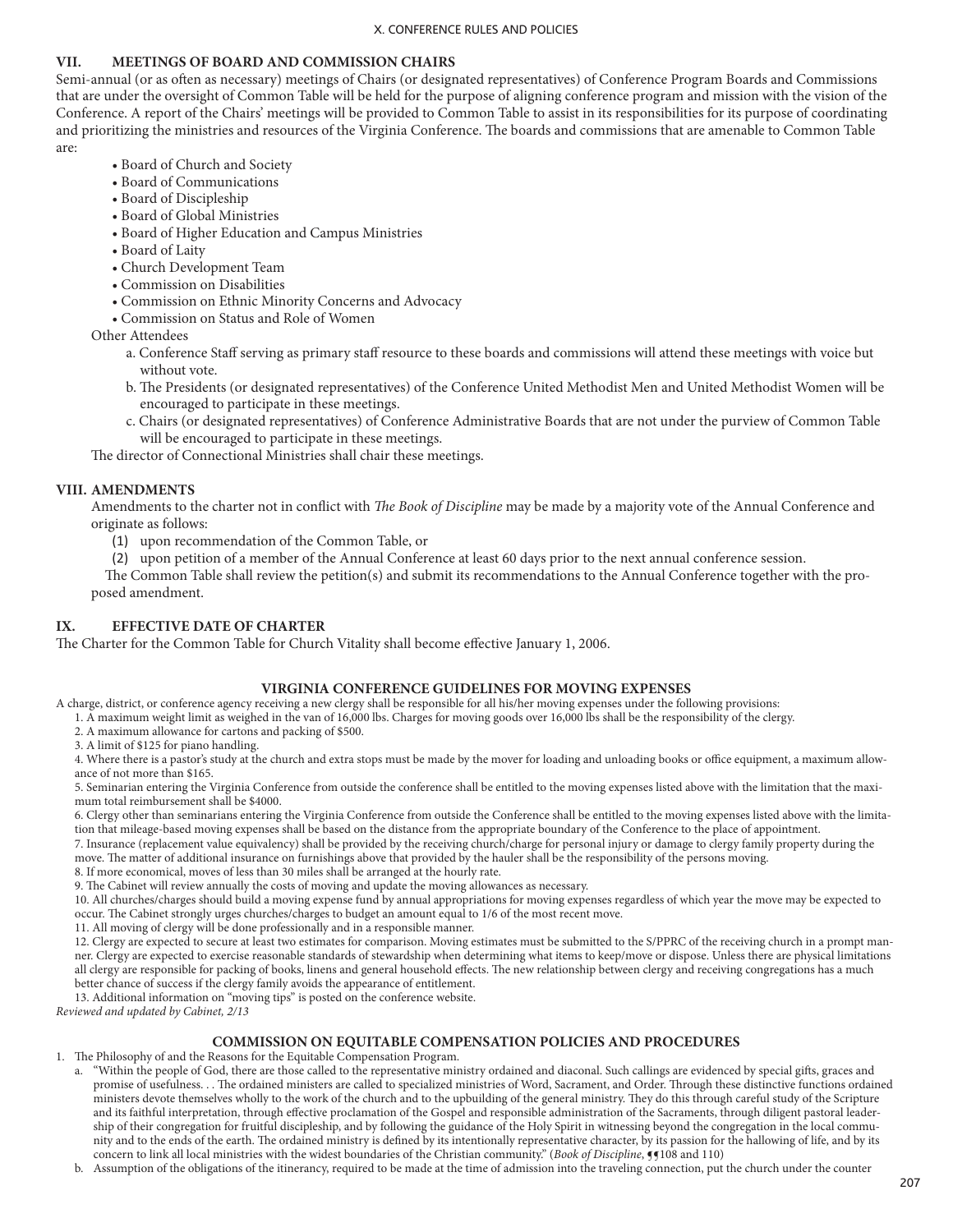## VII. MEETINGS OF BOARD AND COMMISSION CHAIRS

Semi-annual (or as often as necessary) meetings of Chairs (or designated representatives) of Conference Program Boards and Commissions that are under the oversight of Common Table will be held for the purpose of aligning conference program and mission with the vision of the Conference. A report of the Chairs' meetings will be provided to Common Table to assist in its responsibilities for its purpose of coordinating and prioritizing the ministries and resources of the Virginia Conference. The boards and commissions that are amenable to Common Table are:

- Board of Church and Society
- Board of Communications
- Board of Discipleship
- Board of Global Ministries
- Board of Higher Education and Campus Ministries
- Board of Laity
- Church Development Team
- Commission on Disabilities
- Commission on Ethnic Minority Concerns and Advocacy
- Commission on Status and Role of Women

Other Attendees

a. Conference Staff serving as primary staff resource to these boards and commissions will attend these meetings with voice but without vote.

b. The Presidents (or designated representatives) of the Conference United Methodist Men and United Methodist Women will be encouraged to participate in these meetings.

c. Chairs (or designated representatives) of Conference Administrative Boards that are not under the purview of Common Table will be encouraged to participate in these meetings.

The director of Connectional Ministries shall chair these meetings.

## VIII. AMENDMENTS

Amendments to the charter not in conflict with *The Book of Discipline* may be made by a majority vote of the Annual Conference and originate as follows:

(1) upon recommendation of the Common Table, or

(2) upon petition of a member of the Annual Conference at least 60 days prior to the next annual conference session.

The Common Table shall review the petition(s) and submit its recommendations to the Annual Conference together with the proposed amendment.

## IX. EFFECTIVE DATE OF CHARTER

The Charter for the Common Table for Church Vitality shall become effective January 1, 2006.

## VIRGINIA CONFERENCE GUIDELINES FOR MOVING EXPENSES

A charge, district, or conference agency receiving a new clergy shall be responsible for all his/her moving expenses under the following provisions:

1. A maximum weight limit as weighed in the van of 16,000 lbs. Charges for moving goods over 16,000 lbs shall be the responsibility of the clergy.
2. A maximum allowance for cartons and packing of $500.
3. A limit of $125 for piano handling.
4. Where there is a pastor's study at the church and extra stops must be made by the mover for loading and unloading books or office equipment, a maximum allowance of not more than $165.
5. Seminarian entering the Virginia Conference from outside the conference shall be entitled to the moving expenses listed above with the limitation that the maximum total reimbursement shall be $4000.
6. Clergy other than seminarians entering the Virginia Conference from outside the Conference shall be entitled to the moving expenses listed above with the limitation that mileage-based moving expenses shall be based on the distance from the appropriate boundary of the Conference to the place of appointment.
7. Insurance (replacement value equivalency) shall be provided by the receiving church/charge for personal injury or damage to clergy family property during the move. The matter of additional insurance on furnishings above that provided by the hauler shall be the responsibility of the persons moving.
8. If more economical, moves of less than 30 miles shall be arranged at the hourly rate.
9. The Cabinet will review annually the costs of moving and update the moving allowances as necessary.
10. All churches/charges should build a moving expense fund by annual appropriations for moving expenses regardless of which year the move may be expected to occur. The Cabinet strongly urges churches/charges to budget an amount equal to 1/6 of the most recent move.
11. All moving of clergy will be done professionally and in a responsible manner.
12. Clergy are expected to secure at least two estimates for comparison. Moving estimates must be submitted to the S/PPRC of the receiving church in a prompt manner. Clergy are expected to exercise reasonable standards of stewardship when determining what items to keep/move or dispose. Unless there are physical limitations all clergy are responsible for packing of books, linens and general household effects. The new relationship between clergy and receiving congregations has a much better chance of success if the clergy family avoids the appearance of entitlement.
13. Additional information on "moving tips" is posted on the conference website.

*Reviewed and updated by Cabinet, 2/13*

## COMMISSION ON EQUITABLE COMPENSATION POLICIES AND PROCEDURES

1. The Philosophy of and the Reasons for the Equitable Compensation Program.

   a. "Within the people of God, there are those called to the representative ministry ordained and diaconal. Such callings are evidenced by special gifts, graces and promise of usefulness. . . The ordained ministers are called to specialized ministries of Word, Sacrament, and Order. Through these distinctive functions ordained ministers devote themselves wholly to the work of the church and to the upbuilding of the general ministry. They do this through careful study of the Scripture and its faithful interpretation, through effective proclamation of the Gospel and responsible administration of the Sacraments, through diligent pastoral leadership of their congregation for fruitful discipleship, and by following the guidance of the Holy Spirit in witnessing beyond the congregation in the local community and to the ends of the earth. The ordained ministry is defined by its intentionally representative character, by its passion for the hallowing of life, and by its concern to link all local ministries with the widest boundaries of the Christian community." (*Book of Discipline*, ¶¶108 and 110)

   b. Assumption of the obligations of the itinerancy, required to be made at the time of admission into the traveling connection, put the church under the counter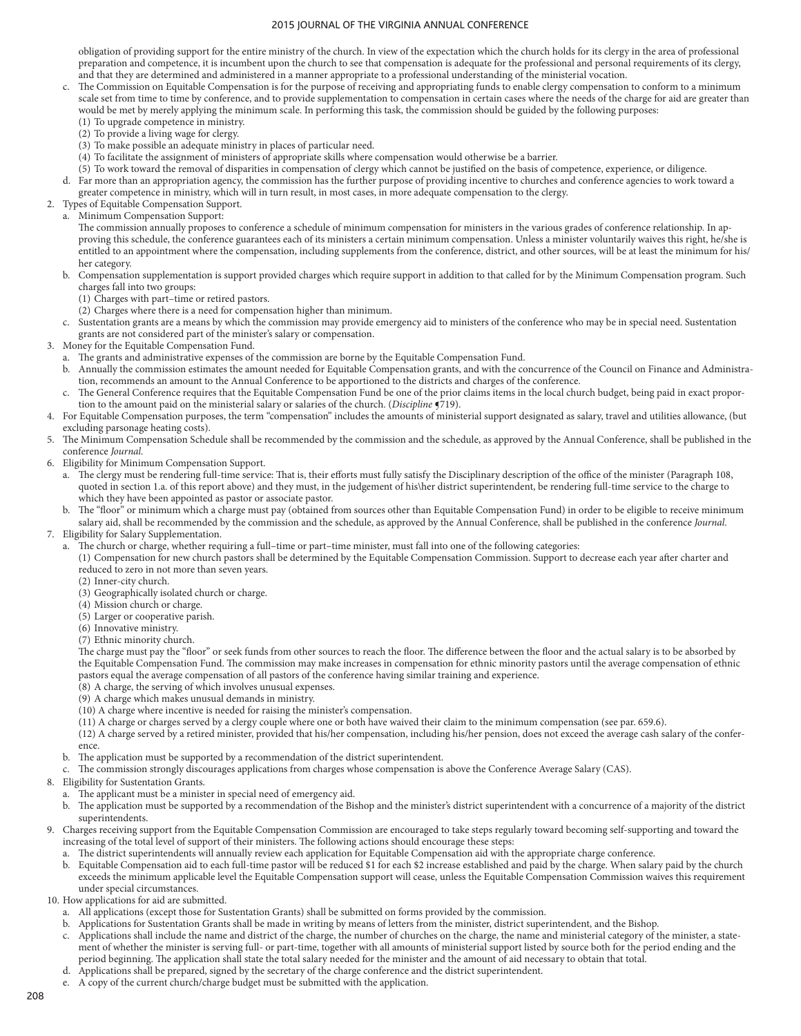obligation of providing support for the entire ministry of the church. In view of the expectation which the church holds for its clergy in the area of professional preparation and competence, it is incumbent upon the church to see that compensation is adequate for the professional and personal requirements of its clergy, and that they are determined and administered in a manner appropriate to a professional understanding of the ministerial vocation.

c. The Commission on Equitable Compensation is for the purpose of receiving and appropriating funds to enable clergy compensation to conform to a minimum scale set from time to time by conference, and to provide supplementation to compensation in certain cases where the needs of the charge for aid are greater than would be met by merely applying the minimum scale. In performing this task, the commission should be guided by the following purposes:
   (1) To upgrade competence in ministry.
   (2) To provide a living wage for clergy.
   (3) To make possible an adequate ministry in places of particular need.
   (4) To facilitate the assignment of ministers of appropriate skills where compensation would otherwise be a barrier.
   (5) To work toward the removal of disparities in compensation of clergy which cannot be justified on the basis of competence, experience, or diligence.

d. Far more than an appropriation agency, the commission has the further purpose of providing incentive to churches and conference agencies to work toward a greater competence in ministry, which will in turn result, in most cases, in more adequate compensation to the clergy.

2. Types of Equitable Compensation Support.
   a. Minimum Compensation Support:
   The commission annually proposes to conference a schedule of minimum compensation for ministers in the various grades of conference relationship. In approving this schedule, the conference guarantees each of its ministers a certain minimum compensation. Unless a minister voluntarily waives this right, he/she is entitled to an appointment where the compensation, including supplements from the conference, district, and other sources, will be at least the minimum for his/her category.
   b. Compensation supplementation is support provided charges which require support in addition to that called for by the Minimum Compensation program. Such charges fall into two groups:
   (1) Charges with part–time or retired pastors.
   (2) Charges where there is a need for compensation higher than minimum.
   c. Sustentation grants are a means by which the commission may provide emergency aid to ministers of the conference who may be in special need. Sustentation grants are not considered part of the minister's salary or compensation.

3. Money for the Equitable Compensation Fund.
   a. The grants and administrative expenses of the commission are borne by the Equitable Compensation Fund.
   b. Annually the commission estimates the amount needed for Equitable Compensation grants, and with the concurrence of the Council on Finance and Administration, recommends an amount to the Annual Conference to be apportioned to the districts and charges of the conference.
   c. The General Conference requires that the Equitable Compensation Fund be one of the prior claims items in the local church budget, being paid in exact proportion to the amount paid on the ministerial salary or salaries of the church. (*Discipline* ¶719).

4. For Equitable Compensation purposes, the term "compensation" includes the amounts of ministerial support designated as salary, travel and utilities allowance, (but excluding parsonage heating costs).

5. The Minimum Compensation Schedule shall be recommended by the commission and the schedule, as approved by the Annual Conference, shall be published in the conference *Journal*.

6. Eligibility for Minimum Compensation Support.
   a. The clergy must be rendering full-time service: That is, their efforts must fully satisfy the Disciplinary description of the office of the minister (Paragraph 108, quoted in section 1.a. of this report above) and they must, in the judgement of his\her district superintendent, be rendering full-time service to the charge to which they have been appointed as pastor or associate pastor.
   b. The "floor" or minimum which a charge must pay (obtained from sources other than Equitable Compensation Fund) in order to be eligible to receive minimum salary aid, shall be recommended by the commission and the schedule, as approved by the Annual Conference, shall be published in the conference *Journal*.

7. Eligibility for Salary Supplementation.
   a. The church or charge, whether requiring a full–time or part–time minister, must fall into one of the following categories:
   (1) Compensation for new church pastors shall be determined by the Equitable Compensation Commission. Support to decrease each year after charter and reduced to zero in not more than seven years.
   (2) Inner-city church.
   (3) Geographically isolated church or charge.
   (4) Mission church or charge.
   (5) Larger or cooperative parish.
   (6) Innovative ministry.
   (7) Ethnic minority church.
   The charge must pay the "floor" or seek funds from other sources to reach the floor. The difference between the floor and the actual salary is to be absorbed by the Equitable Compensation Fund. The commission may make increases in compensation for ethnic minority pastors until the average compensation of ethnic pastors equal the average compensation of all pastors of the conference having similar training and experience.
   (8) A charge, the serving of which involves unusual expenses.
   (9) A charge which makes unusual demands in ministry.
   (10) A charge where incentive is needed for raising the minister's compensation.
   (11) A charge or charges served by a clergy couple where one or both have waived their claim to the minimum compensation (see par. 659.6).
   (12) A charge served by a retired minister, provided that his/her compensation, including his/her pension, does not exceed the average cash salary of the conference.
   b. The application must be supported by a recommendation of the district superintendent.
   c. The commission strongly discourages applications from charges whose compensation is above the Conference Average Salary (CAS).

8. Eligibility for Sustentation Grants.
   a. The applicant must be a minister in special need of emergency aid.
   b. The application must be supported by a recommendation of the Bishop and the minister's district superintendent with a concurrence of a majority of the district superintendents.

9. Charges receiving support from the Equitable Compensation Commission are encouraged to take steps regularly toward becoming self-supporting and toward the increasing of the total level of support of their ministers. The following actions should encourage these steps:
   a. The district superintendents will annually review each application for Equitable Compensation aid with the appropriate charge conference.
   b. Equitable Compensation aid to each full-time pastor will be reduced $1 for each $2 increase established and paid by the charge. When salary paid by the church exceeds the minimum applicable level the Equitable Compensation support will cease, unless the Equitable Compensation Commission waives this requirement under special circumstances.

10. How applications for aid are submitted.
   a. All applications (except those for Sustentation Grants) shall be submitted on forms provided by the commission.
   b. Applications for Sustentation Grants shall be made in writing by means of letters from the minister, district superintendent, and the Bishop.
   c. Applications shall include the name and district of the charge, the number of churches on the charge, the name and ministerial category of the minister, a statement of whether the minister is serving full- or part-time, together with all amounts of ministerial support listed by source both for the period ending and the period beginning. The application shall state the total salary needed for the minister and the amount of aid necessary to obtain that total.
   d. Applications shall be prepared, signed by the secretary of the charge conference and the district superintendent.
   e. A copy of the current church/charge budget must be submitted with the application.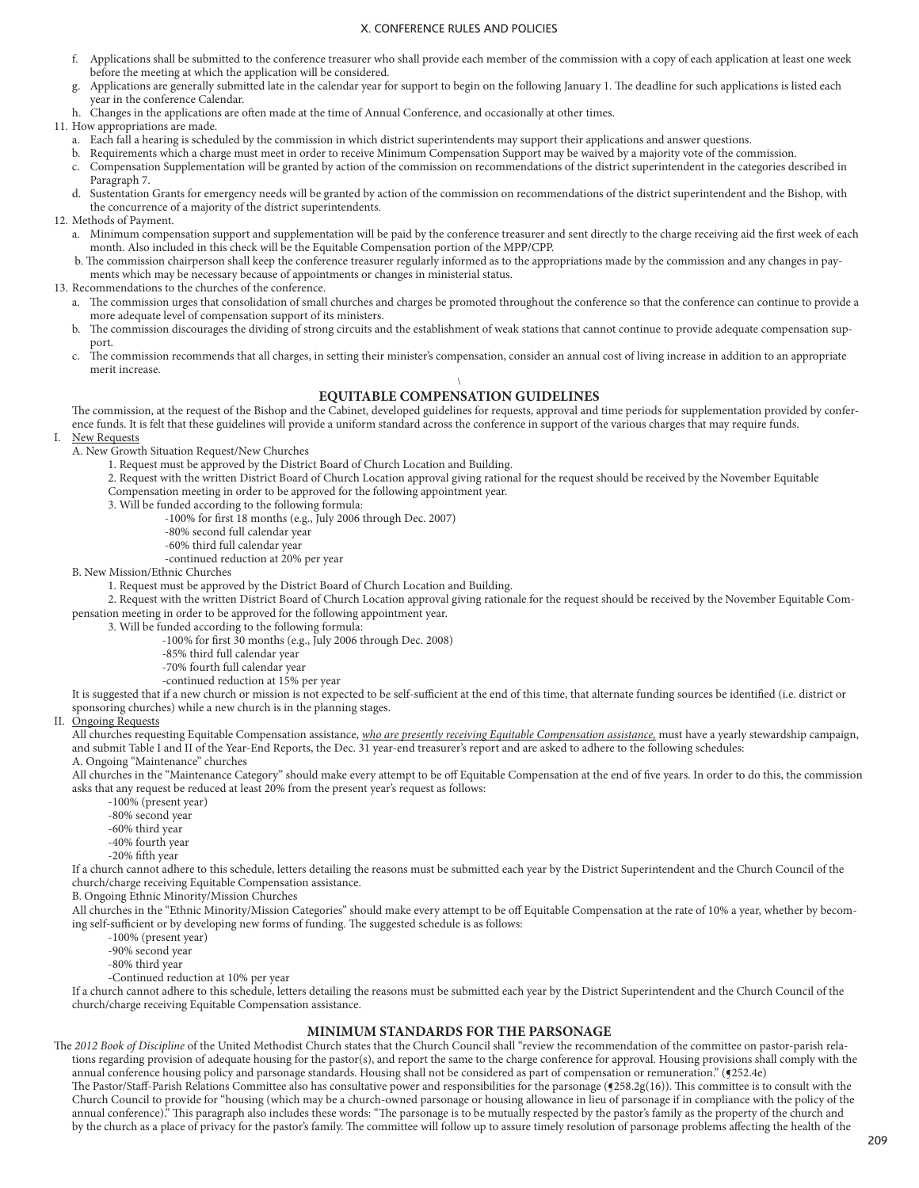f. Applications shall be submitted to the conference treasurer who shall provide each member of the commission with a copy of each application at least one week before the meeting at which the application will be considered.

g. Applications are generally submitted late in the calendar year for support to begin on the following January 1. The deadline for such applications is listed each year in the conference Calendar.

h. Changes in the applications are often made at the time of Annual Conference, and occasionally at other times.

11. How appropriations are made.

    a. Each fall a hearing is scheduled by the commission in which district superintendents may support their applications and answer questions.

    b. Requirements which a charge must meet in order to receive Minimum Compensation Support may be waived by a majority vote of the commission.

    c. Compensation Supplementation will be granted by action of the commission on recommendations of the district superintendent in the categories described in Paragraph 7.

    d. Sustentation Grants for emergency needs will be granted by action of the commission on recommendations of the district superintendent and the Bishop, with the concurrence of a majority of the district superintendents.

12. Methods of Payment.

    a. Minimum compensation support and supplementation will be paid by the conference treasurer and sent directly to the charge receiving aid the first week of each month. Also included in this check will be the Equitable Compensation portion of the MPP/CPP.

    b. The commission chairperson shall keep the conference treasurer regularly informed as to the appropriations made by the commission and any changes in payments which may be necessary because of appointments or changes in ministerial status.

13. Recommendations to the churches of the conference.

    a. The commission urges that consolidation of small churches and charges be promoted throughout the conference so that the conference can continue to provide a more adequate level of compensation support of its ministers.

    b. The commission discourages the dividing of strong circuits and the establishment of weak stations that cannot continue to provide adequate compensation support.

    c. The commission recommends that all charges, in setting their minister's compensation, consider an annual cost of living increase in addition to an appropriate merit increase.

## EQUITABLE COMPENSATION GUIDELINES

The commission, at the request of the Bishop and the Cabinet, developed guidelines for requests, approval and time periods for supplementation provided by conference funds. It is felt that these guidelines will provide a uniform standard across the conference in support of the various charges that may require funds.

I. New Requests

A. New Growth Situation Request/New Churches

1. Request must be approved by the District Board of Church Location and Building.

2. Request with the written District Board of Church Location approval giving rational for the request should be received by the November Equitable Compensation meeting in order to be approved for the following appointment year.

3. Will be funded according to the following formula:

- -100% for first 18 months (e.g., July 2006 through Dec. 2007)
- -80% second full calendar year
- -60% third full calendar year
- -continued reduction at 20% per year

B. New Mission/Ethnic Churches

1. Request must be approved by the District Board of Church Location and Building.

2. Request with the written District Board of Church Location approval giving rationale for the request should be received by the November Equitable Compensation meeting in order to be approved for the following appointment year.

3. Will be funded according to the following formula:

- -100% for first 30 months (e.g., July 2006 through Dec. 2008)
- -85% third full calendar year
- -70% fourth full calendar year
- -continued reduction at 15% per year

It is suggested that if a new church or mission is not expected to be self-sufficient at the end of this time, that alternate funding sources be identified (i.e. district or sponsoring churches) while a new church is in the planning stages.

II. Ongoing Requests

All churches requesting Equitable Compensation assistance, *who are presently receiving Equitable Compensation assistance,* must have a yearly stewardship campaign, and submit Table I and II of the Year-End Reports, the Dec. 31 year-end treasurer's report and are asked to adhere to the following schedules:

A. Ongoing "Maintenance" churches

All churches in the "Maintenance Category" should make every attempt to be off Equitable Compensation at the end of five years. In order to do this, the commission asks that any request be reduced at least 20% from the present year's request as follows:

- -100% (present year)
- -80% second year
- -60% third year
- -40% fourth year
- -20% fifth year

If a church cannot adhere to this schedule, letters detailing the reasons must be submitted each year by the District Superintendent and the Church Council of the church/charge receiving Equitable Compensation assistance.

B. Ongoing Ethnic Minority/Mission Churches

All churches in the "Ethnic Minority/Mission Categories" should make every attempt to be off Equitable Compensation at the rate of 10% a year, whether by becoming self-sufficient or by developing new forms of funding. The suggested schedule is as follows:

- -100% (present year)
- -90% second year
- -80% third year
- -Continued reduction at 10% per year

If a church cannot adhere to this schedule, letters detailing the reasons must be submitted each year by the District Superintendent and the Church Council of the church/charge receiving Equitable Compensation assistance.

## MINIMUM STANDARDS FOR THE PARSONAGE

The *2012 Book of Discipline* of the United Methodist Church states that the Church Council shall "review the recommendation of the committee on pastor-parish relations regarding provision of adequate housing for the pastor(s), and report the same to the charge conference for approval. Housing provisions shall comply with the annual conference housing policy and parsonage standards. Housing shall not be considered as part of compensation or remuneration." (¶252.4e)

The Pastor/Staff-Parish Relations Committee also has consultative power and responsibilities for the parsonage (¶258.2g(16)). This committee is to consult with the Church Council to provide for "housing (which may be a church-owned parsonage or housing allowance in lieu of parsonage if in compliance with the policy of the annual conference)." This paragraph also includes these words: "The parsonage is to be mutually respected by the pastor's family as the property of the church and by the church as a place of privacy for the pastor's family. The committee will follow up to assure timely resolution of parsonage problems affecting the health of the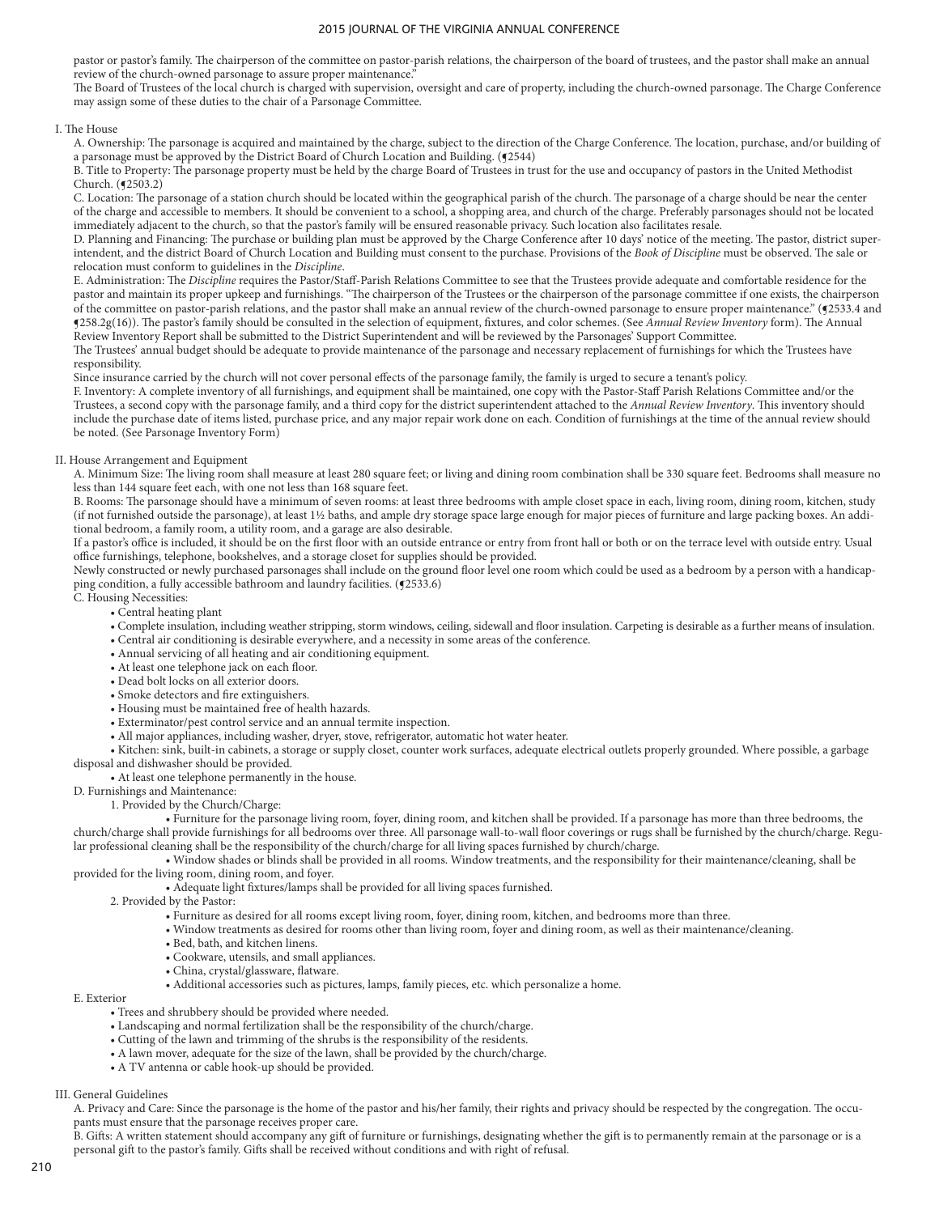pastor or pastor's family. The chairperson of the committee on pastor-parish relations, the chairperson of the board of trustees, and the pastor shall make an annual review of the church-owned parsonage to assure proper maintenance."

The Board of Trustees of the local church is charged with supervision, oversight and care of property, including the church-owned parsonage. The Charge Conference may assign some of these duties to the chair of a Parsonage Committee.

I. The House

A. Ownership: The parsonage is acquired and maintained by the charge, subject to the direction of the Charge Conference. The location, purchase, and/or building of a parsonage must be approved by the District Board of Church Location and Building. (¶2544)

B. Title to Property: The parsonage property must be held by the charge Board of Trustees in trust for the use and occupancy of pastors in the United Methodist Church. (¶2503.2)

C. Location: The parsonage of a station church should be located within the geographical parish of the church. The parsonage of a charge should be near the center of the charge and accessible to members. It should be convenient to a school, a shopping area, and church of the charge. Preferably parsonages should not be located immediately adjacent to the church, so that the pastor's family will be ensured reasonable privacy. Such location also facilitates resale.

D. Planning and Financing: The purchase or building plan must be approved by the Charge Conference after 10 days' notice of the meeting. The pastor, district superintendent, and the district Board of Church Location and Building must consent to the purchase. Provisions of the *Book of Discipline* must be observed. The sale or relocation must conform to guidelines in the *Discipline*.

E. Administration: The *Discipline* requires the Pastor/Staff-Parish Relations Committee to see that the Trustees provide adequate and comfortable residence for the pastor and maintain its proper upkeep and furnishings. "The chairperson of the Trustees or the chairperson of the parsonage committee if one exists, the chairperson of the committee on pastor-parish relations, and the pastor shall make an annual review of the church-owned parsonage to ensure proper maintenance." (¶2533.4 and ¶258.2g(16)). The pastor's family should be consulted in the selection of equipment, fixtures, and color schemes. (See *Annual Review Inventory* form). The Annual Review Inventory Report shall be submitted to the District Superintendent and will be reviewed by the Parsonages' Support Committee.

The Trustees' annual budget should be adequate to provide maintenance of the parsonage and necessary replacement of furnishings for which the Trustees have responsibility.

Since insurance carried by the church will not cover personal effects of the parsonage family, the family is urged to secure a tenant's policy.

F. Inventory: A complete inventory of all furnishings, and equipment shall be maintained, one copy with the Pastor-Staff Parish Relations Committee and/or the Trustees, a second copy with the parsonage family, and a third copy for the district superintendent attached to the *Annual Review Inventory*. This inventory should include the purchase date of items listed, purchase price, and any major repair work done on each. Condition of furnishings at the time of the annual review should be noted. (See Parsonage Inventory Form)

II. House Arrangement and Equipment

A. Minimum Size: The living room shall measure at least 280 square feet; or living and dining room combination shall be 330 square feet. Bedrooms shall measure no less than 144 square feet each, with one not less than 168 square feet.

B. Rooms: The parsonage should have a minimum of seven rooms: at least three bedrooms with ample closet space in each, living room, dining room, kitchen, study (if not furnished outside the parsonage), at least 1½ baths, and ample dry storage space large enough for major pieces of furniture and large packing boxes. An additional bedroom, a family room, a utility room, and a garage are also desirable.

If a pastor's office is included, it should be on the first floor with an outside entrance or entry from front hall or both or on the terrace level with outside entry. Usual office furnishings, telephone, bookshelves, and a storage closet for supplies should be provided.

Newly constructed or newly purchased parsonages shall include on the ground floor level one room which could be used as a bedroom by a person with a handicapping condition, a fully accessible bathroom and laundry facilities. (¶2533.6)

C. Housing Necessities:

- Central heating plant
- Complete insulation, including weather stripping, storm windows, ceiling, sidewall and floor insulation. Carpeting is desirable as a further means of insulation.
- Central air conditioning is desirable everywhere, and a necessity in some areas of the conference.
- Annual servicing of all heating and air conditioning equipment.
- At least one telephone jack on each floor.
- Dead bolt locks on all exterior doors.
- Smoke detectors and fire extinguishers.
- Housing must be maintained free of health hazards.
- Exterminator/pest control service and an annual termite inspection.
- All major appliances, including washer, dryer, stove, refrigerator, automatic hot water heater.
- Kitchen: sink, built-in cabinets, a storage or supply closet, counter work surfaces, adequate electrical outlets properly grounded. Where possible, a garbage disposal and dishwasher should be provided.
- At least one telephone permanently in the house.

D. Furnishings and Maintenance:

1. Provided by the Church/Charge:
   - Furniture for the parsonage living room, foyer, dining room, and kitchen shall be provided. If a parsonage has more than three bedrooms, the church/charge shall provide furnishings for all bedrooms over three. All parsonage wall-to-wall floor coverings or rugs shall be furnished by the church/charge. Regular professional cleaning shall be the responsibility of the church/charge for all living spaces furnished by church/charge.
   - Window shades or blinds shall be provided in all rooms. Window treatments, and the responsibility for their maintenance/cleaning, shall be provided for the living room, dining room, and foyer.
   - Adequate light fixtures/lamps shall be provided for all living spaces furnished.
2. Provided by the Pastor:
   - Furniture as desired for all rooms except living room, foyer, dining room, kitchen, and bedrooms more than three.
   - Window treatments as desired for rooms other than living room, foyer and dining room, as well as their maintenance/cleaning.
   - Bed, bath, and kitchen linens.
   - Cookware, utensils, and small appliances.
   - China, crystal/glassware, flatware.
   - Additional accessories such as pictures, lamps, family pieces, etc. which personalize a home.

E. Exterior

- Trees and shrubbery should be provided where needed.
- Landscaping and normal fertilization shall be the responsibility of the church/charge.
- Cutting of the lawn and trimming of the shrubs is the responsibility of the residents.
- A lawn mover, adequate for the size of the lawn, shall be provided by the church/charge.
- A TV antenna or cable hook-up should be provided.

III. General Guidelines

A. Privacy and Care: Since the parsonage is the home of the pastor and his/her family, their rights and privacy should be respected by the congregation. The occupants must ensure that the parsonage receives proper care.

B. Gifts: A written statement should accompany any gift of furniture or furnishings, designating whether the gift is to permanently remain at the parsonage or is a personal gift to the pastor's family. Gifts shall be received without conditions and with right of refusal.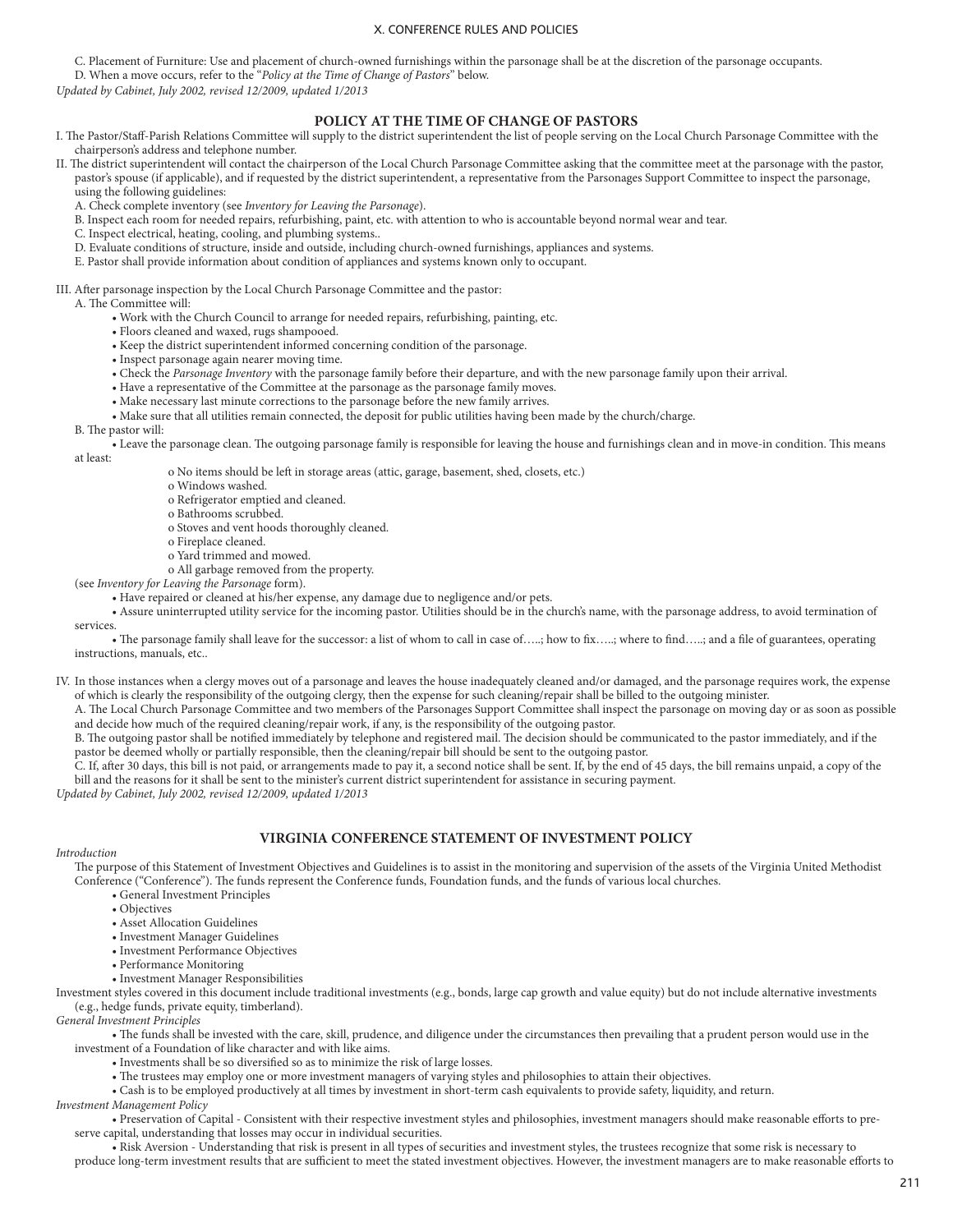C. Placement of Furniture: Use and placement of church-owned furnishings within the parsonage shall be at the discretion of the parsonage occupants.

D. When a move occurs, refer to the "*Policy at the Time of Change of Pastors*" below.

*Updated by Cabinet, July 2002, revised 12/2009, updated 1/2013*

## POLICY AT THE TIME OF CHANGE OF PASTORS

I. The Pastor/Staff-Parish Relations Committee will supply to the district superintendent the list of people serving on the Local Church Parsonage Committee with the chairperson's address and telephone number.

II. The district superintendent will contact the chairperson of the Local Church Parsonage Committee asking that the committee meet at the parsonage with the pastor, pastor's spouse (if applicable), and if requested by the district superintendent, a representative from the Parsonages Support Committee to inspect the parsonage, using the following guidelines:

A. Check complete inventory (see *Inventory for Leaving the Parsonage*).

B. Inspect each room for needed repairs, refurbishing, paint, etc. with attention to who is accountable beyond normal wear and tear.

C. Inspect electrical, heating, cooling, and plumbing systems..

D. Evaluate conditions of structure, inside and outside, including church-owned furnishings, appliances and systems.

E. Pastor shall provide information about condition of appliances and systems known only to occupant.

III. After parsonage inspection by the Local Church Parsonage Committee and the pastor:

A. The Committee will:

- Work with the Church Council to arrange for needed repairs, refurbishing, painting, etc.
- Floors cleaned and waxed, rugs shampooed.
- Keep the district superintendent informed concerning condition of the parsonage.
- Inspect parsonage again nearer moving time.
- Check the *Parsonage Inventory* with the parsonage family before their departure, and with the new parsonage family upon their arrival.
- Have a representative of the Committee at the parsonage as the parsonage family moves.
- Make necessary last minute corrections to the parsonage before the new family arrives.
- Make sure that all utilities remain connected, the deposit for public utilities having been made by the church/charge.

B. The pastor will:

- Leave the parsonage clean. The outgoing parsonage family is responsible for leaving the house and furnishings clean and in move-in condition. This means at least:
  - o No items should be left in storage areas (attic, garage, basement, shed, closets, etc.)
  - o Windows washed.
  - o Refrigerator emptied and cleaned.
  - o Bathrooms scrubbed.
  - o Stoves and vent hoods thoroughly cleaned.
  - o Fireplace cleaned.
  - o Yard trimmed and mowed.
  - o All garbage removed from the property.

(see *Inventory for Leaving the Parsonage* form).

- Have repaired or cleaned at his/her expense, any damage due to negligence and/or pets.
- Assure uninterrupted utility service for the incoming pastor. Utilities should be in the church's name, with the parsonage address, to avoid termination of services.
- The parsonage family shall leave for the successor: a list of whom to call in case of…..; how to fix…..; where to find…..; and a file of guarantees, operating instructions, manuals, etc..

IV. In those instances when a clergy moves out of a parsonage and leaves the house inadequately cleaned and/or damaged, and the parsonage requires work, the expense of which is clearly the responsibility of the outgoing clergy, then the expense for such cleaning/repair shall be billed to the outgoing minister.

A. The Local Church Parsonage Committee and two members of the Parsonages Support Committee shall inspect the parsonage on moving day or as soon as possible and decide how much of the required cleaning/repair work, if any, is the responsibility of the outgoing pastor.

B. The outgoing pastor shall be notified immediately by telephone and registered mail. The decision should be communicated to the pastor immediately, and if the pastor be deemed wholly or partially responsible, then the cleaning/repair bill should be sent to the outgoing pastor.

C. If, after 30 days, this bill is not paid, or arrangements made to pay it, a second notice shall be sent. If, by the end of 45 days, the bill remains unpaid, a copy of the bill and the reasons for it shall be sent to the minister's current district superintendent for assistance in securing payment.

*Updated by Cabinet, July 2002, revised 12/2009, updated 1/2013*

## VIRGINIA CONFERENCE STATEMENT OF INVESTMENT POLICY

*Introduction*

The purpose of this Statement of Investment Objectives and Guidelines is to assist in the monitoring and supervision of the assets of the Virginia United Methodist Conference ("Conference"). The funds represent the Conference funds, Foundation funds, and the funds of various local churches.

- General Investment Principles
- Objectives
- Asset Allocation Guidelines
- Investment Manager Guidelines
- Investment Performance Objectives
- Performance Monitoring
- Investment Manager Responsibilities

Investment styles covered in this document include traditional investments (e.g., bonds, large cap growth and value equity) but do not include alternative investments (e.g., hedge funds, private equity, timberland).

*General Investment Principles*

- The funds shall be invested with the care, skill, prudence, and diligence under the circumstances then prevailing that a prudent person would use in the investment of a Foundation of like character and with like aims.
- Investments shall be so diversified so as to minimize the risk of large losses.
- The trustees may employ one or more investment managers of varying styles and philosophies to attain their objectives.
- Cash is to be employed productively at all times by investment in short-term cash equivalents to provide safety, liquidity, and return.

*Investment Management Policy*

- Preservation of Capital - Consistent with their respective investment styles and philosophies, investment managers should make reasonable efforts to preserve capital, understanding that losses may occur in individual securities.
- Risk Aversion - Understanding that risk is present in all types of securities and investment styles, the trustees recognize that some risk is necessary to produce long-term investment results that are sufficient to meet the stated investment objectives. However, the investment managers are to make reasonable efforts to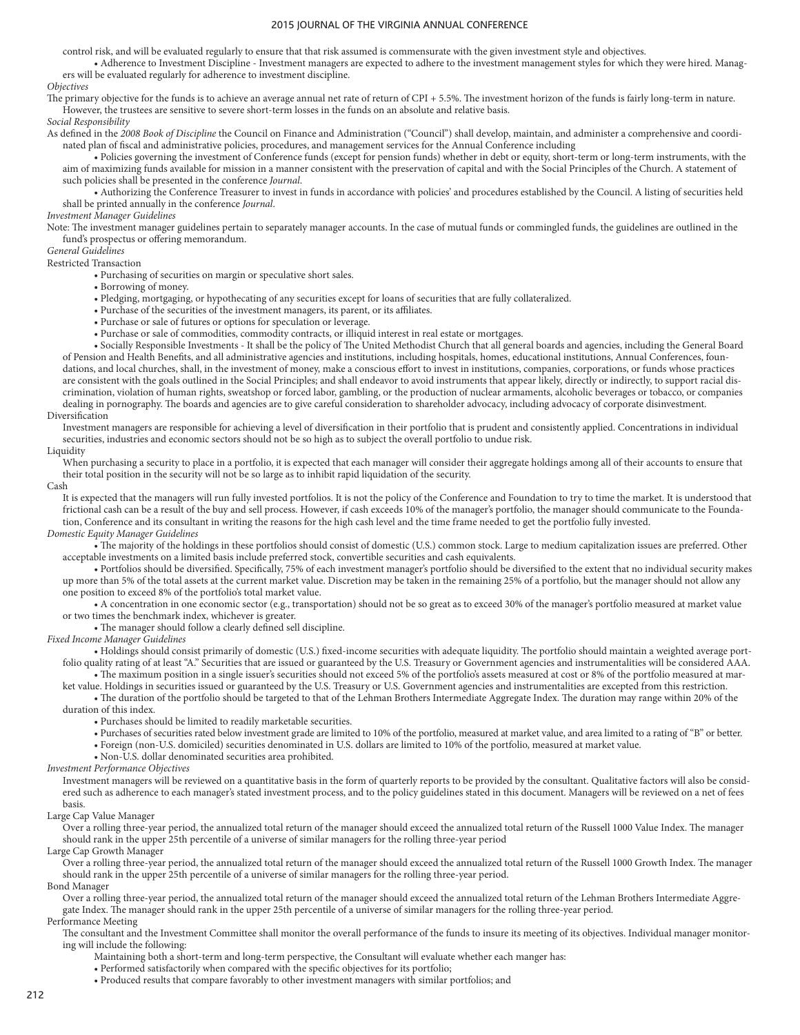control risk, and will be evaluated regularly to ensure that that risk assumed is commensurate with the given investment style and objectives.

- Adherence to Investment Discipline - Investment managers are expected to adhere to the investment management styles for which they were hired. Managers will be evaluated regularly for adherence to investment discipline.

*Objectives*

The primary objective for the funds is to achieve an average annual net rate of return of CPI + 5.5%. The investment horizon of the funds is fairly long-term in nature. However, the trustees are sensitive to severe short-term losses in the funds on an absolute and relative basis.

*Social Responsibility*

As defined in the *2008 Book of Discipline* the Council on Finance and Administration ("Council") shall develop, maintain, and administer a comprehensive and coordinated plan of fiscal and administrative policies, procedures, and management services for the Annual Conference including

- Policies governing the investment of Conference funds (except for pension funds) whether in debt or equity, short-term or long-term instruments, with the aim of maximizing funds available for mission in a manner consistent with the preservation of capital and with the Social Principles of the Church. A statement of such policies shall be presented in the conference *Journal*.
- Authorizing the Conference Treasurer to invest in funds in accordance with policies' and procedures established by the Council. A listing of securities held shall be printed annually in the conference *Journal*.

*Investment Manager Guidelines*

Note: The investment manager guidelines pertain to separately manager accounts. In the case of mutual funds or commingled funds, the guidelines are outlined in the fund's prospectus or offering memorandum.

*General Guidelines*

Restricted Transaction

- Purchasing of securities on margin or speculative short sales.
- Borrowing of money.
- Pledging, mortgaging, or hypothecating of any securities except for loans of securities that are fully collateralized.
- Purchase of the securities of the investment managers, its parent, or its affiliates.
- Purchase or sale of futures or options for speculation or leverage.
- Purchase or sale of commodities, commodity contracts, or illiquid interest in real estate or mortgages.
- Socially Responsible Investments - It shall be the policy of The United Methodist Church that all general boards and agencies, including the General Board of Pension and Health Benefits, and all administrative agencies and institutions, including hospitals, homes, educational institutions, Annual Conferences, foundations, and local churches, shall, in the investment of money, make a conscious effort to invest in institutions, companies, corporations, or funds whose practices are consistent with the goals outlined in the Social Principles; and shall endeavor to avoid instruments that appear likely, directly or indirectly, to support racial discrimination, violation of human rights, sweatshop or forced labor, gambling, or the production of nuclear armaments, alcoholic beverages or tobacco, or companies dealing in pornography. The boards and agencies are to give careful consideration to shareholder advocacy, including advocacy of corporate disinvestment.

Diversification

Investment managers are responsible for achieving a level of diversification in their portfolio that is prudent and consistently applied. Concentrations in individual securities, industries and economic sectors should not be so high as to subject the overall portfolio to undue risk.

Liquidity

When purchasing a security to place in a portfolio, it is expected that each manager will consider their aggregate holdings among all of their accounts to ensure that their total position in the security will not be so large as to inhibit rapid liquidation of the security.

Cash

It is expected that the managers will run fully invested portfolios. It is not the policy of the Conference and Foundation to try to time the market. It is understood that frictional cash can be a result of the buy and sell process. However, if cash exceeds 10% of the manager's portfolio, the manager should communicate to the Foundation, Conference and its consultant in writing the reasons for the high cash level and the time frame needed to get the portfolio fully invested.

*Domestic Equity Manager Guidelines*

- The majority of the holdings in these portfolios should consist of domestic (U.S.) common stock. Large to medium capitalization issues are preferred. Other acceptable investments on a limited basis include preferred stock, convertible securities and cash equivalents.
- Portfolios should be diversified. Specifically, 75% of each investment manager's portfolio should be diversified to the extent that no individual security makes up more than 5% of the total assets at the current market value. Discretion may be taken in the remaining 25% of a portfolio, but the manager should not allow any one position to exceed 8% of the portfolio's total market value.
- A concentration in one economic sector (e.g., transportation) should not be so great as to exceed 30% of the manager's portfolio measured at market value or two times the benchmark index, whichever is greater.
- The manager should follow a clearly defined sell discipline.

*Fixed Income Manager Guidelines*

- Holdings should consist primarily of domestic (U.S.) fixed-income securities with adequate liquidity. The portfolio should maintain a weighted average portfolio quality rating of at least "A." Securities that are issued or guaranteed by the U.S. Treasury or Government agencies and instrumentalities will be considered AAA.
- The maximum position in a single issuer's securities should not exceed 5% of the portfolio's assets measured at cost or 8% of the portfolio measured at market value. Holdings in securities issued or guaranteed by the U.S. Treasury or U.S. Government agencies and instrumentalities are excepted from this restriction.
- The duration of the portfolio should be targeted to that of the Lehman Brothers Intermediate Aggregate Index. The duration may range within 20% of the duration of this index.
- Purchases should be limited to readily marketable securities.
- Purchases of securities rated below investment grade are limited to 10% of the portfolio, measured at market value, and area limited to a rating of "B" or better.
- Foreign (non-U.S. domiciled) securities denominated in U.S. dollars are limited to 10% of the portfolio, measured at market value.
- Non-U.S. dollar denominated securities area prohibited.

*Investment Performance Objectives*

Investment managers will be reviewed on a quantitative basis in the form of quarterly reports to be provided by the consultant. Qualitative factors will also be considered such as adherence to each manager's stated investment process, and to the policy guidelines stated in this document. Managers will be reviewed on a net of fees basis.

Large Cap Value Manager

Over a rolling three-year period, the annualized total return of the manager should exceed the annualized total return of the Russell 1000 Value Index. The manager should rank in the upper 25th percentile of a universe of similar managers for the rolling three-year period

Large Cap Growth Manager

Over a rolling three-year period, the annualized total return of the manager should exceed the annualized total return of the Russell 1000 Growth Index. The manager should rank in the upper 25th percentile of a universe of similar managers for the rolling three-year period.

Bond Manager

Over a rolling three-year period, the annualized total return of the manager should exceed the annualized total return of the Lehman Brothers Intermediate Aggregate Index. The manager should rank in the upper 25th percentile of a universe of similar managers for the rolling three-year period.

Performance Meeting

The consultant and the Investment Committee shall monitor the overall performance of the funds to insure its meeting of its objectives. Individual manager monitoring will include the following:

Maintaining both a short-term and long-term perspective, the Consultant will evaluate whether each manger has:

- Performed satisfactorily when compared with the specific objectives for its portfolio;
- Produced results that compare favorably to other investment managers with similar portfolios; and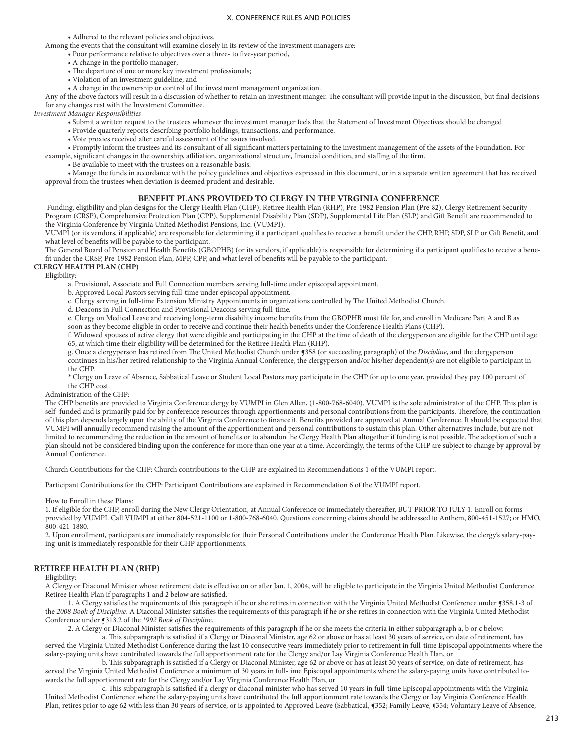- Adhered to the relevant policies and objectives.

Among the events that the consultant will examine closely in its review of the investment managers are:

- Poor performance relative to objectives over a three- to five-year period,
- A change in the portfolio manager;
- The departure of one or more key investment professionals;
- Violation of an investment guideline; and
- A change in the ownership or control of the investment management organization.

Any of the above factors will result in a discussion of whether to retain an investment manger. The consultant will provide input in the discussion, but final decisions for any changes rest with the Investment Committee.

*Investment Manager Responsibilities*

- Submit a written request to the trustees whenever the investment manager feels that the Statement of Investment Objectives should be changed
- Provide quarterly reports describing portfolio holdings, transactions, and performance.
- Vote proxies received after careful assessment of the issues involved.
- Promptly inform the trustees and its consultant of all significant matters pertaining to the investment management of the assets of the Foundation. For example, significant changes in the ownership, affiliation, organizational structure, financial condition, and staffing of the firm.
- Be available to meet with the trustees on a reasonable basis.
- Manage the funds in accordance with the policy guidelines and objectives expressed in this document, or in a separate written agreement that has received approval from the trustees when deviation is deemed prudent and desirable.

## BENEFIT PLANS PROVIDED TO CLERGY IN THE VIRGINIA CONFERENCE

Funding, eligibility and plan designs for the Clergy Health Plan (CHP), Retiree Health Plan (RHP), Pre-1982 Pension Plan (Pre-82), Clergy Retirement Security Program (CRSP), Comprehensive Protection Plan (CPP), Supplemental Disability Plan (SDP), Supplemental Life Plan (SLP) and Gift Benefit are recommended to the Virginia Conference by Virginia United Methodist Pensions, Inc. (VUMPI).

VUMPI (or its vendors, if applicable) are responsible for determining if a participant qualifies to receive a benefit under the CHP, RHP, SDP, SLP or Gift Benefit, and what level of benefits will be payable to the participant.

The General Board of Pension and Health Benefits (GBOPHB) (or its vendors, if applicable) is responsible for determining if a participant qualifies to receive a benefit under the CRSP, Pre-1982 Pension Plan, MPP, CPP, and what level of benefits will be payable to the participant.

### CLERGY HEALTH PLAN (CHP)

Eligibility:

a. Provisional, Associate and Full Connection members serving full-time under episcopal appointment.

b. Approved Local Pastors serving full-time under episcopal appointment.

c. Clergy serving in full-time Extension Ministry Appointments in organizations controlled by The United Methodist Church.

d. Deacons in Full Connection and Provisional Deacons serving full-time.

e. Clergy on Medical Leave and receiving long-term disability income benefits from the GBOPHB must file for, and enroll in Medicare Part A and B as soon as they become eligible in order to receive and continue their health benefits under the Conference Health Plans (CHP).

f. Widowed spouses of active clergy that were eligible and participating in the CHP at the time of death of the clergyperson are eligible for the CHP until age 65, at which time their eligibility will be determined for the Retiree Health Plan (RHP).

g. Once a clergyperson has retired from The United Methodist Church under ¶358 (or succeeding paragraph) of the *Discipline*, and the clergyperson continues in his/her retired relationship to the Virginia Annual Conference, the clergyperson and/or his/her dependent(s) are not eligible to participant in the CHP.

* Clergy on Leave of Absence, Sabbatical Leave or Student Local Pastors may participate in the CHP for up to one year, provided they pay 100 percent of the CHP cost.

Administration of the CHP:

The CHP benefits are provided to Virginia Conference clergy by VUMPI in Glen Allen, (1-800-768-6040). VUMPI is the sole administrator of the CHP. This plan is self–funded and is primarily paid for by conference resources through apportionments and personal contributions from the participants. Therefore, the continuation of this plan depends largely upon the ability of the Virginia Conference to finance it. Benefits provided are approved at Annual Conference. It should be expected that VUMPI will annually recommend raising the amount of the apportionment and personal contributions to sustain this plan. Other alternatives include, but are not limited to recommending the reduction in the amount of benefits or to abandon the Clergy Health Plan altogether if funding is not possible. The adoption of such a plan should not be considered binding upon the conference for more than one year at a time. Accordingly, the terms of the CHP are subject to change by approval by Annual Conference.

Church Contributions for the CHP: Church contributions to the CHP are explained in Recommendations 1 of the VUMPI report.

Participant Contributions for the CHP: Participant Contributions are explained in Recommendation 6 of the VUMPI report.

How to Enroll in these Plans:

1. If eligible for the CHP, enroll during the New Clergy Orientation, at Annual Conference or immediately thereafter, BUT PRIOR TO JULY 1. Enroll on forms provided by VUMPI. Call VUMPI at either 804-521-1100 or 1-800-768-6040. Questions concerning claims should be addressed to Anthem, 800-451-1527; or HMO, 800-421-1880.

2. Upon enrollment, participants are immediately responsible for their Personal Contributions under the Conference Health Plan. Likewise, the clergy's salary-paying-unit is immediately responsible for their CHP apportionments.

### RETIREE HEALTH PLAN (RHP)

Eligibility:

A Clergy or Diaconal Minister whose retirement date is effective on or after Jan. 1, 2004, will be eligible to participate in the Virginia United Methodist Conference Retiree Health Plan if paragraphs 1 and 2 below are satisfied.

1. A Clergy satisfies the requirements of this paragraph if he or she retires in connection with the Virginia United Methodist Conference under ¶358.1-3 of the *2008 Book of Discipline*. A Diaconal Minister satisfies the requirements of this paragraph if he or she retires in connection with the Virginia United Methodist Conference under ¶313.2 of the *1992 Book of Discipline*.

2. A Clergy or Diaconal Minister satisfies the requirements of this paragraph if he or she meets the criteria in either subparagraph a, b or c below:

a. This subparagraph is satisfied if a Clergy or Diaconal Minister, age 62 or above or has at least 30 years of service, on date of retirement, has served the Virginia United Methodist Conference during the last 10 consecutive years immediately prior to retirement in full-time Episcopal appointments where the salary-paying units have contributed towards the full apportionment rate for the Clergy and/or Lay Virginia Conference Health Plan, or

b. This subparagraph is satisfied if a Clergy or Diaconal Minister, age 62 or above or has at least 30 years of service, on date of retirement, has served the Virginia United Methodist Conference a minimum of 30 years in full-time Episcopal appointments where the salary-paying units have contributed towards the full apportionment rate for the Clergy and/or Lay Virginia Conference Health Plan, or

c. This subparagraph is satisfied if a clergy or diaconal minister who has served 10 years in full-time Episcopal appointments with the Virginia United Methodist Conference where the salary-paying units have contributed the full apportionment rate towards the Clergy or Lay Virginia Conference Health Plan, retires prior to age 62 with less than 30 years of service, or is appointed to Approved Leave (Sabbatical, ¶352; Family Leave, ¶354; Voluntary Leave of Absence,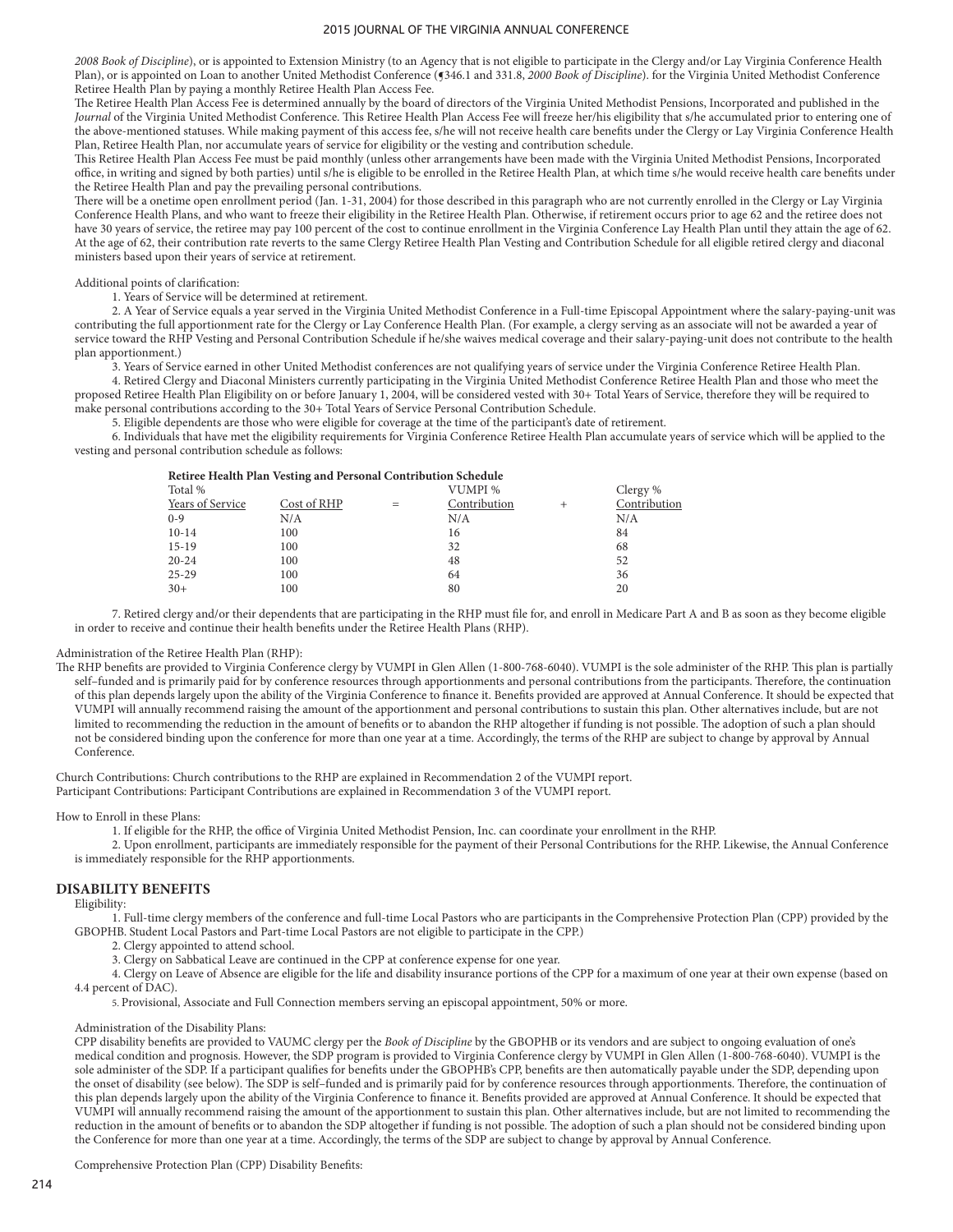*2008 Book of Discipline*), or is appointed to Extension Ministry (to an Agency that is not eligible to participate in the Clergy and/or Lay Virginia Conference Health Plan), or is appointed on Loan to another United Methodist Conference (¶346.1 and 331.8, *2000 Book of Discipline*). for the Virginia United Methodist Conference Retiree Health Plan by paying a monthly Retiree Health Plan Access Fee.

The Retiree Health Plan Access Fee is determined annually by the board of directors of the Virginia United Methodist Pensions, Incorporated and published in the *Journal* of the Virginia United Methodist Conference. This Retiree Health Plan Access Fee will freeze her/his eligibility that s/he accumulated prior to entering one of the above-mentioned statuses. While making payment of this access fee, s/he will not receive health care benefits under the Clergy or Lay Virginia Conference Health Plan, Retiree Health Plan, nor accumulate years of service for eligibility or the vesting and contribution schedule.

This Retiree Health Plan Access Fee must be paid monthly (unless other arrangements have been made with the Virginia United Methodist Pensions, Incorporated office, in writing and signed by both parties) until s/he is eligible to be enrolled in the Retiree Health Plan, at which time s/he would receive health care benefits under the Retiree Health Plan and pay the prevailing personal contributions.

There will be a onetime open enrollment period (Jan. 1-31, 2004) for those described in this paragraph who are not currently enrolled in the Clergy or Lay Virginia Conference Health Plans, and who want to freeze their eligibility in the Retiree Health Plan. Otherwise, if retirement occurs prior to age 62 and the retiree does not have 30 years of service, the retiree may pay 100 percent of the cost to continue enrollment in the Virginia Conference Lay Health Plan until they attain the age of 62. At the age of 62, their contribution rate reverts to the same Clergy Retiree Health Plan Vesting and Contribution Schedule for all eligible retired clergy and diaconal ministers based upon their years of service at retirement.

Additional points of clarification:

1. Years of Service will be determined at retirement.
2. A Year of Service equals a year served in the Virginia United Methodist Conference in a Full-time Episcopal Appointment where the salary-paying-unit was contributing the full apportionment rate for the Clergy or Lay Conference Health Plan. (For example, a clergy serving as an associate will not be awarded a year of service toward the RHP Vesting and Personal Contribution Schedule if he/she waives medical coverage and their salary-paying-unit does not contribute to the health plan apportionment.)
3. Years of Service earned in other United Methodist conferences are not qualifying years of service under the Virginia Conference Retiree Health Plan.
4. Retired Clergy and Diaconal Ministers currently participating in the Virginia United Methodist Conference Retiree Health Plan and those who meet the proposed Retiree Health Plan Eligibility on or before January 1, 2004, will be considered vested with 30+ Total Years of Service, therefore they will be required to make personal contributions according to the 30+ Total Years of Service Personal Contribution Schedule.
5. Eligible dependents are those who were eligible for coverage at the time of the participant's date of retirement.
6. Individuals that have met the eligibility requirements for Virginia Conference Retiree Health Plan accumulate years of service which will be applied to the vesting and personal contribution schedule as follows:

**Retiree Health Plan Vesting and Personal Contribution Schedule**

| Total Years of Service | % Cost of RHP | = | VUMPI % Contribution | + | Clergy % Contribution |
|---|---|---|---|---|---|
| 0-9 | N/A | | N/A | | N/A |
| 10-14 | 100 | | 16 | | 84 |
| 15-19 | 100 | | 32 | | 68 |
| 20-24 | 100 | | 48 | | 52 |
| 25-29 | 100 | | 64 | | 36 |
| 30+ | 100 | | 80 | | 20 |

7. Retired clergy and/or their dependents that are participating in the RHP must file for, and enroll in Medicare Part A and B as soon as they become eligible in order to receive and continue their health benefits under the Retiree Health Plans (RHP).

Administration of the Retiree Health Plan (RHP):

The RHP benefits are provided to Virginia Conference clergy by VUMPI in Glen Allen (1-800-768-6040). VUMPI is the sole administer of the RHP. This plan is partially self–funded and is primarily paid for by conference resources through apportionments and personal contributions from the participants. Therefore, the continuation of this plan depends largely upon the ability of the Virginia Conference to finance it. Benefits provided are approved at Annual Conference. It should be expected that VUMPI will annually recommend raising the amount of the apportionment and personal contributions to sustain this plan. Other alternatives include, but are not limited to recommending the reduction in the amount of benefits or to abandon the RHP altogether if funding is not possible. The adoption of such a plan should not be considered binding upon the conference for more than one year at a time. Accordingly, the terms of the RHP are subject to change by approval by Annual Conference.

Church Contributions: Church contributions to the RHP are explained in Recommendation 2 of the VUMPI report.
Participant Contributions: Participant Contributions are explained in Recommendation 3 of the VUMPI report.

How to Enroll in these Plans:

1. If eligible for the RHP, the office of Virginia United Methodist Pension, Inc. can coordinate your enrollment in the RHP.
2. Upon enrollment, participants are immediately responsible for the payment of their Personal Contributions for the RHP. Likewise, the Annual Conference is immediately responsible for the RHP apportionments.

## DISABILITY BENEFITS

Eligibility:

1. Full-time clergy members of the conference and full-time Local Pastors who are participants in the Comprehensive Protection Plan (CPP) provided by the GBOPHB. Student Local Pastors and Part-time Local Pastors are not eligible to participate in the CPP.)
2. Clergy appointed to attend school.
3. Clergy on Sabbatical Leave are continued in the CPP at conference expense for one year.
4. Clergy on Leave of Absence are eligible for the life and disability insurance portions of the CPP for a maximum of one year at their own expense (based on 4.4 percent of DAC).
5. Provisional, Associate and Full Connection members serving an episcopal appointment, 50% or more.

Administration of the Disability Plans:

CPP disability benefits are provided to VAUMC clergy per the *Book of Discipline* by the GBOPHB or its vendors and are subject to ongoing evaluation of one's medical condition and prognosis. However, the SDP program is provided to Virginia Conference clergy by VUMPI in Glen Allen (1-800-768-6040). VUMPI is the sole administer of the SDP. If a participant qualifies for benefits under the GBOPHB's CPP, benefits are then automatically payable under the SDP, depending upon the onset of disability (see below). The SDP is self–funded and is primarily paid for by conference resources through apportionments. Therefore, the continuation of this plan depends largely upon the ability of the Virginia Conference to finance it. Benefits provided are approved at Annual Conference. It should be expected that VUMPI will annually recommend raising the amount of the apportionment to sustain this plan. Other alternatives include, but are not limited to recommending the reduction in the amount of benefits or to abandon the SDP altogether if funding is not possible. The adoption of such a plan should not be considered binding upon the Conference for more than one year at a time. Accordingly, the terms of the SDP are subject to change by approval by Annual Conference.

Comprehensive Protection Plan (CPP) Disability Benefits: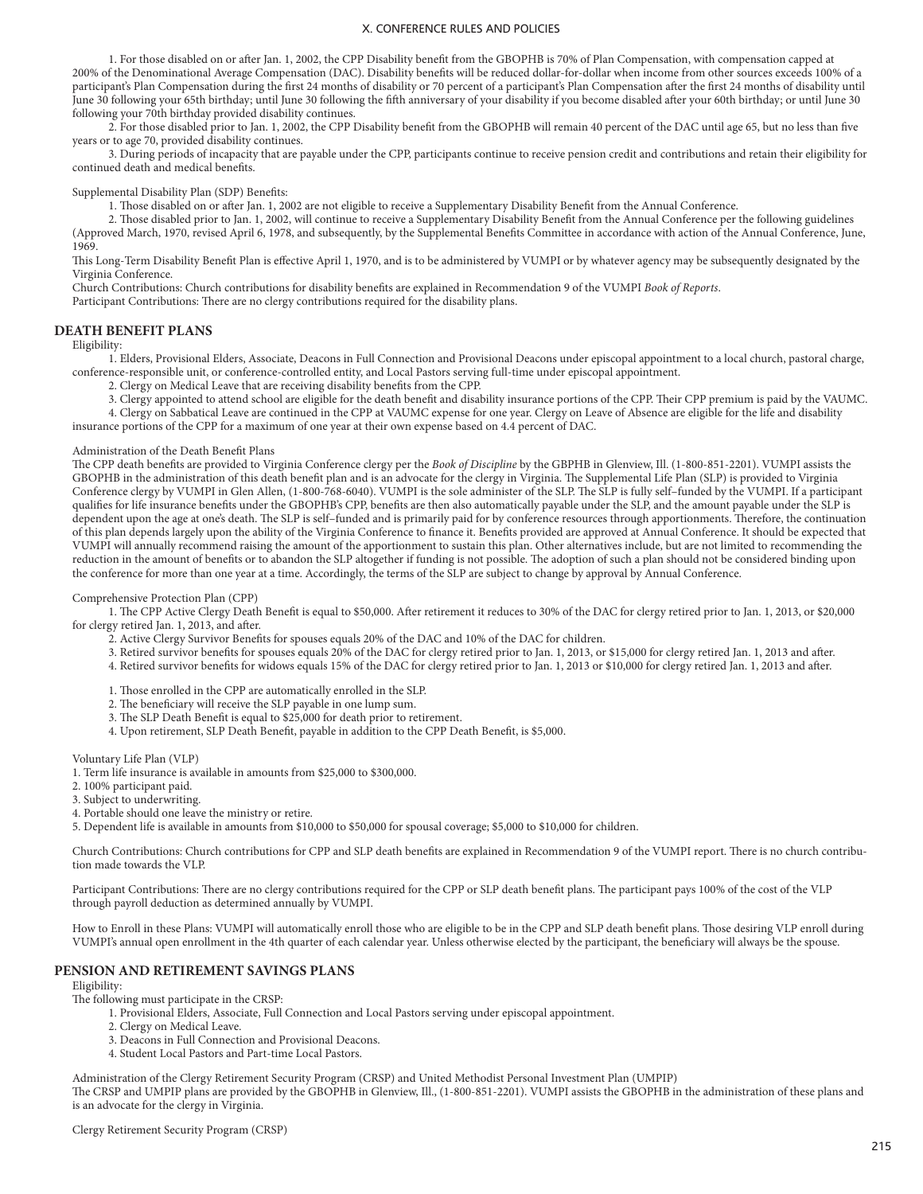1. For those disabled on or after Jan. 1, 2002, the CPP Disability benefit from the GBOPHB is 70% of Plan Compensation, with compensation capped at 200% of the Denominational Average Compensation (DAC). Disability benefits will be reduced dollar-for-dollar when income from other sources exceeds 100% of a participant's Plan Compensation during the first 24 months of disability or 70 percent of a participant's Plan Compensation after the first 24 months of disability until June 30 following your 65th birthday; until June 30 following the fifth anniversary of your disability if you become disabled after your 60th birthday; or until June 30 following your 70th birthday provided disability continues.

2. For those disabled prior to Jan. 1, 2002, the CPP Disability benefit from the GBOPHB will remain 40 percent of the DAC until age 65, but no less than five years or to age 70, provided disability continues.

3. During periods of incapacity that are payable under the CPP, participants continue to receive pension credit and contributions and retain their eligibility for continued death and medical benefits.

Supplemental Disability Plan (SDP) Benefits:

1. Those disabled on or after Jan. 1, 2002 are not eligible to receive a Supplementary Disability Benefit from the Annual Conference.

2. Those disabled prior to Jan. 1, 2002, will continue to receive a Supplementary Disability Benefit from the Annual Conference per the following guidelines (Approved March, 1970, revised April 6, 1978, and subsequently, by the Supplemental Benefits Committee in accordance with action of the Annual Conference, June, 1969.

This Long-Term Disability Benefit Plan is effective April 1, 1970, and is to be administered by VUMPI or by whatever agency may be subsequently designated by the Virginia Conference.

Church Contributions: Church contributions for disability benefits are explained in Recommendation 9 of the VUMPI *Book of Reports*.

Participant Contributions: There are no clergy contributions required for the disability plans.

## DEATH BENEFIT PLANS

Eligibility:

1. Elders, Provisional Elders, Associate, Deacons in Full Connection and Provisional Deacons under episcopal appointment to a local church, pastoral charge, conference-responsible unit, or conference-controlled entity, and Local Pastors serving full-time under episcopal appointment.

2. Clergy on Medical Leave that are receiving disability benefits from the CPP.

3. Clergy appointed to attend school are eligible for the death benefit and disability insurance portions of the CPP. Their CPP premium is paid by the VAUMC.

4. Clergy on Sabbatical Leave are continued in the CPP at VAUMC expense for one year. Clergy on Leave of Absence are eligible for the life and disability insurance portions of the CPP for a maximum of one year at their own expense based on 4.4 percent of DAC.

Administration of the Death Benefit Plans

The CPP death benefits are provided to Virginia Conference clergy per the *Book of Discipline* by the GBPHB in Glenview, Ill. (1-800-851-2201). VUMPI assists the GBOPHB in the administration of this death benefit plan and is an advocate for the clergy in Virginia. The Supplemental Life Plan (SLP) is provided to Virginia Conference clergy by VUMPI in Glen Allen, (1-800-768-6040). VUMPI is the sole administer of the SLP. The SLP is fully self–funded by the VUMPI. If a participant qualifies for life insurance benefits under the GBOPHB's CPP, benefits are then also automatically payable under the SLP, and the amount payable under the SLP is dependent upon the age at one's death. The SLP is self–funded and is primarily paid for by conference resources through apportionments. Therefore, the continuation of this plan depends largely upon the ability of the Virginia Conference to finance it. Benefits provided are approved at Annual Conference. It should be expected that VUMPI will annually recommend raising the amount of the apportionment to sustain this plan. Other alternatives include, but are not limited to recommending the reduction in the amount of benefits or to abandon the SLP altogether if funding is not possible. The adoption of such a plan should not be considered binding upon the conference for more than one year at a time. Accordingly, the terms of the SLP are subject to change by approval by Annual Conference.

Comprehensive Protection Plan (CPP)

1. The CPP Active Clergy Death Benefit is equal to $50,000. After retirement it reduces to 30% of the DAC for clergy retired prior to Jan. 1, 2013, or $20,000 for clergy retired Jan. 1, 2013, and after.

2. Active Clergy Survivor Benefits for spouses equals 20% of the DAC and 10% of the DAC for children.

3. Retired survivor benefits for spouses equals 20% of the DAC for clergy retired prior to Jan. 1, 2013, or $15,000 for clergy retired Jan. 1, 2013 and after.

4. Retired survivor benefits for widows equals 15% of the DAC for clergy retired prior to Jan. 1, 2013 or $10,000 for clergy retired Jan. 1, 2013 and after.

1. Those enrolled in the CPP are automatically enrolled in the SLP.

2. The beneficiary will receive the SLP payable in one lump sum.

3. The SLP Death Benefit is equal to $25,000 for death prior to retirement.

4. Upon retirement, SLP Death Benefit, payable in addition to the CPP Death Benefit, is $5,000.

Voluntary Life Plan (VLP)

1. Term life insurance is available in amounts from $25,000 to $300,000.
2. 100% participant paid.
3. Subject to underwriting.
4. Portable should one leave the ministry or retire.
5. Dependent life is available in amounts from $10,000 to $50,000 for spousal coverage; $5,000 to $10,000 for children.

Church Contributions: Church contributions for CPP and SLP death benefits are explained in Recommendation 9 of the VUMPI report. There is no church contribution made towards the VLP.

Participant Contributions: There are no clergy contributions required for the CPP or SLP death benefit plans. The participant pays 100% of the cost of the VLP through payroll deduction as determined annually by VUMPI.

How to Enroll in these Plans: VUMPI will automatically enroll those who are eligible to be in the CPP and SLP death benefit plans. Those desiring VLP enroll during VUMPI's annual open enrollment in the 4th quarter of each calendar year. Unless otherwise elected by the participant, the beneficiary will always be the spouse.

## PENSION AND RETIREMENT SAVINGS PLANS

Eligibility:

The following must participate in the CRSP:

1. Provisional Elders, Associate, Full Connection and Local Pastors serving under episcopal appointment.
2. Clergy on Medical Leave.
3. Deacons in Full Connection and Provisional Deacons.
4. Student Local Pastors and Part-time Local Pastors.

Administration of the Clergy Retirement Security Program (CRSP) and United Methodist Personal Investment Plan (UMPIP)

The CRSP and UMPIP plans are provided by the GBOPHB in Glenview, Ill., (1-800-851-2201). VUMPI assists the GBOPHB in the administration of these plans and is an advocate for the clergy in Virginia.

Clergy Retirement Security Program (CRSP)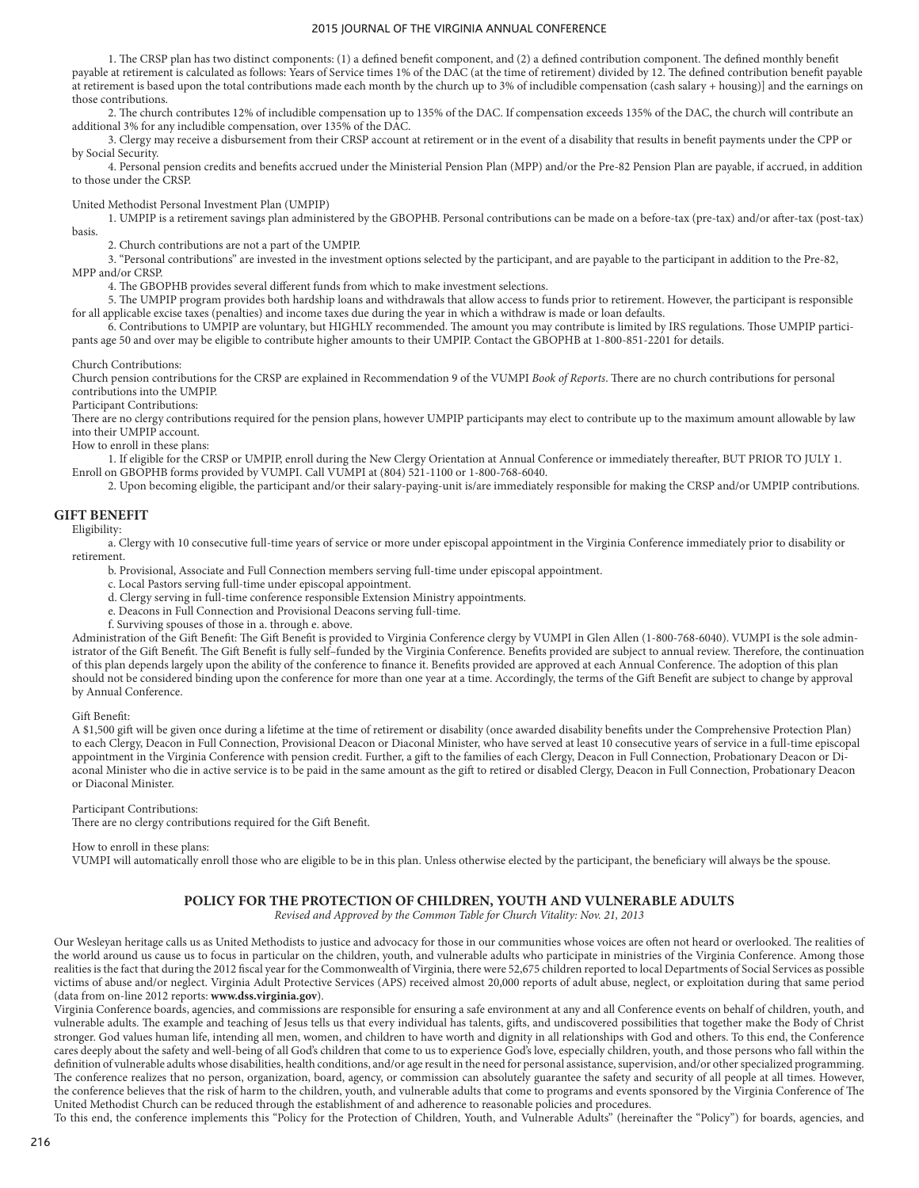1. The CRSP plan has two distinct components: (1) a defined benefit component, and (2) a defined contribution component. The defined monthly benefit payable at retirement is calculated as follows: Years of Service times 1% of the DAC (at the time of retirement) divided by 12. The defined contribution benefit payable at retirement is based upon the total contributions made each month by the church up to 3% of includible compensation (cash salary + housing)] and the earnings on those contributions.

2. The church contributes 12% of includible compensation up to 135% of the DAC. If compensation exceeds 135% of the DAC, the church will contribute an additional 3% for any includible compensation, over 135% of the DAC.

3. Clergy may receive a disbursement from their CRSP account at retirement or in the event of a disability that results in benefit payments under the CPP or by Social Security.

4. Personal pension credits and benefits accrued under the Ministerial Pension Plan (MPP) and/or the Pre-82 Pension Plan are payable, if accrued, in addition to those under the CRSP.

United Methodist Personal Investment Plan (UMPIP)

1. UMPIP is a retirement savings plan administered by the GBOPHB. Personal contributions can be made on a before-tax (pre-tax) and/or after-tax (post-tax) basis.

2. Church contributions are not a part of the UMPIP.

3. "Personal contributions" are invested in the investment options selected by the participant, and are payable to the participant in addition to the Pre-82, MPP and/or CRSP.

4. The GBOPHB provides several different funds from which to make investment selections.

5. The UMPIP program provides both hardship loans and withdrawals that allow access to funds prior to retirement. However, the participant is responsible for all applicable excise taxes (penalties) and income taxes due during the year in which a withdraw is made or loan defaults.

6. Contributions to UMPIP are voluntary, but HIGHLY recommended. The amount you may contribute is limited by IRS regulations. Those UMPIP participants age 50 and over may be eligible to contribute higher amounts to their UMPIP. Contact the GBOPHB at 1-800-851-2201 for details.

Church Contributions:
Church pension contributions for the CRSP are explained in Recommendation 9 of the VUMPI *Book of Reports*. There are no church contributions for personal contributions into the UMPIP.

Participant Contributions:
There are no clergy contributions required for the pension plans, however UMPIP participants may elect to contribute up to the maximum amount allowable by law into their UMPIP account.

How to enroll in these plans:

1. If eligible for the CRSP or UMPIP, enroll during the New Clergy Orientation at Annual Conference or immediately thereafter, BUT PRIOR TO JULY 1. Enroll on GBOPHB forms provided by VUMPI. Call VUMPI at (804) 521-1100 or 1-800-768-6040.

2. Upon becoming eligible, the participant and/or their salary-paying-unit is/are immediately responsible for making the CRSP and/or UMPIP contributions.

## GIFT BENEFIT

Eligibility:

a. Clergy with 10 consecutive full-time years of service or more under episcopal appointment in the Virginia Conference immediately prior to disability or retirement.

b. Provisional, Associate and Full Connection members serving full-time under episcopal appointment.

c. Local Pastors serving full-time under episcopal appointment.

d. Clergy serving in full-time conference responsible Extension Ministry appointments.

e. Deacons in Full Connection and Provisional Deacons serving full-time.

f. Surviving spouses of those in a. through e. above.

Administration of the Gift Benefit: The Gift Benefit is provided to Virginia Conference clergy by VUMPI in Glen Allen (1-800-768-6040). VUMPI is the sole administrator of the Gift Benefit. The Gift Benefit is fully self–funded by the Virginia Conference. Benefits provided are subject to annual review. Therefore, the continuation of this plan depends largely upon the ability of the conference to finance it. Benefits provided are approved at each Annual Conference. The adoption of this plan should not be considered binding upon the conference for more than one year at a time. Accordingly, the terms of the Gift Benefit are subject to change by approval by Annual Conference.

Gift Benefit:
A $1,500 gift will be given once during a lifetime at the time of retirement or disability (once awarded disability benefits under the Comprehensive Protection Plan) to each Clergy, Deacon in Full Connection, Provisional Deacon or Diaconal Minister, who have served at least 10 consecutive years of service in a full-time episcopal appointment in the Virginia Conference with pension credit. Further, a gift to the families of each Clergy, Deacon in Full Connection, Probationary Deacon or Diaconal Minister who die in active service is to be paid in the same amount as the gift to retired or disabled Clergy, Deacon in Full Connection, Probationary Deacon or Diaconal Minister.

Participant Contributions:
There are no clergy contributions required for the Gift Benefit.

How to enroll in these plans:
VUMPI will automatically enroll those who are eligible to be in this plan. Unless otherwise elected by the participant, the beneficiary will always be the spouse.

## POLICY FOR THE PROTECTION OF CHILDREN, YOUTH AND VULNERABLE ADULTS

*Revised and Approved by the Common Table for Church Vitality: Nov. 21, 2013*

Our Wesleyan heritage calls us as United Methodists to justice and advocacy for those in our communities whose voices are often not heard or overlooked. The realities of the world around us cause us to focus in particular on the children, youth, and vulnerable adults who participate in ministries of the Virginia Conference. Among those realities is the fact that during the 2012 fiscal year for the Commonwealth of Virginia, there were 52,675 children reported to local Departments of Social Services as possible victims of abuse and/or neglect. Virginia Adult Protective Services (APS) received almost 20,000 reports of adult abuse, neglect, or exploitation during that same period (data from on-line 2012 reports: **www.dss.virginia.gov**).

Virginia Conference boards, agencies, and commissions are responsible for ensuring a safe environment at any and all Conference events on behalf of children, youth, and vulnerable adults. The example and teaching of Jesus tells us that every individual has talents, gifts, and undiscovered possibilities that together make the Body of Christ stronger. God values human life, intending all men, women, and children to have worth and dignity in all relationships with God and others. To this end, the Conference cares deeply about the safety and well-being of all God's children that come to us to experience God's love, especially children, youth, and those persons who fall within the definition of vulnerable adults whose disabilities, health conditions, and/or age result in the need for personal assistance, supervision, and/or other specialized programming. The conference realizes that no person, organization, board, agency, or commission can absolutely guarantee the safety and security of all people at all times. However, the conference believes that the risk of harm to the children, youth, and vulnerable adults that come to programs and events sponsored by the Virginia Conference of The United Methodist Church can be reduced through the establishment of and adherence to reasonable policies and procedures.

To this end, the conference implements this "Policy for the Protection of Children, Youth, and Vulnerable Adults" (hereinafter the "Policy") for boards, agencies, and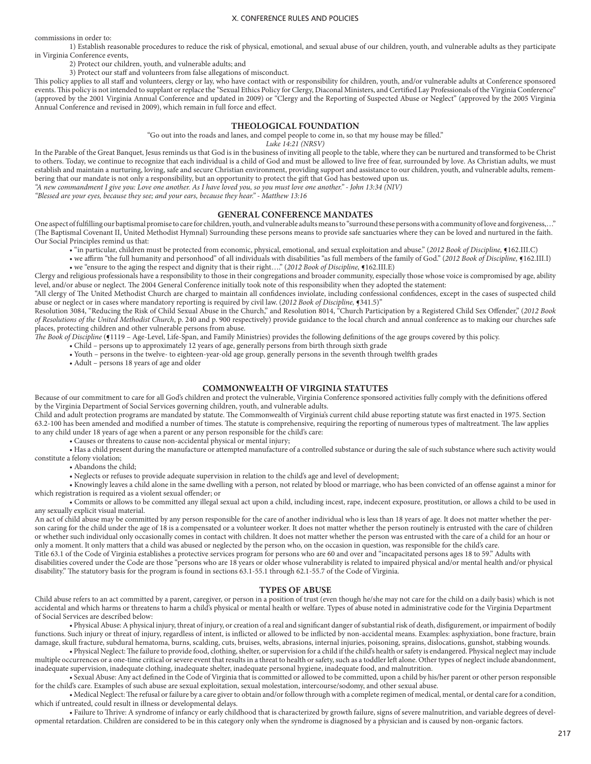commissions in order to:

1) Establish reasonable procedures to reduce the risk of physical, emotional, and sexual abuse of our children, youth, and vulnerable adults as they participate in Virginia Conference events,

2) Protect our children, youth, and vulnerable adults; and

3) Protect our staff and volunteers from false allegations of misconduct.

This policy applies to all staff and volunteers, clergy or lay, who have contact with or responsibility for children, youth, and/or vulnerable adults at Conference sponsored events. This policy is not intended to supplant or replace the "Sexual Ethics Policy for Clergy, Diaconal Ministers, and Certified Lay Professionals of the Virginia Conference" (approved by the 2001 Virginia Annual Conference and updated in 2009) or "Clergy and the Reporting of Suspected Abuse or Neglect" (approved by the 2005 Virginia Annual Conference and revised in 2009), which remain in full force and effect.

## THEOLOGICAL FOUNDATION

"Go out into the roads and lanes, and compel people to come in, so that my house may be filled."

*Luke 14:21 (NRSV)*

In the Parable of the Great Banquet, Jesus reminds us that God is in the business of inviting all people to the table, where they can be nurtured and transformed to be Christ to others. Today, we continue to recognize that each individual is a child of God and must be allowed to live free of fear, surrounded by love. As Christian adults, we must establish and maintain a nurturing, loving, safe and secure Christian environment, providing support and assistance to our children, youth, and vulnerable adults, remembering that our mandate is not only a responsibility, but an opportunity to protect the gift that God has bestowed upon us.

*"A new commandment I give you: Love one another. As I have loved you, so you must love one another." - John 13:34 (NIV)*

*"Blessed are your eyes, because they see; and your ears, because they hear." - Matthew 13:16*

## GENERAL CONFERENCE MANDATES

One aspect of fulfilling our baptismal promise to care for children, youth, and vulnerable adults means to "surround these persons with a community of love and forgiveness,…" (The Baptismal Covenant II, United Methodist Hymnal) Surrounding these persons means to provide safe sanctuaries where they can be loved and nurtured in the faith. Our Social Principles remind us that:

- "in particular, children must be protected from economic, physical, emotional, and sexual exploitation and abuse." (*2012 Book of Discipline,* ¶162.III.C)
- we affirm "the full humanity and personhood" of all individuals with disabilities "as full members of the family of God." (*2012 Book of Discipline,* ¶162.III.I)
- we "ensure to the aging the respect and dignity that is their right…." (*2012 Book of Discipline,* ¶162.III.E)

Clergy and religious professionals have a responsibility to those in their congregations and broader community, especially those whose voice is compromised by age, ability level, and/or abuse or neglect. The 2004 General Conference initially took note of this responsibility when they adopted the statement:

"All clergy of The United Methodist Church are charged to maintain all confidences inviolate, including confessional confidences, except in the cases of suspected child abuse or neglect or in cases where mandatory reporting is required by civil law. (*2012 Book of Discipline,* ¶341.5)"

Resolution 3084, "Reducing the Risk of Child Sexual Abuse in the Church," and Resolution 8014, "Church Participation by a Registered Child Sex Offender," (*2012 Book of Resolutions of the United Methodist Church*, p. 240 and p. 900 respectively) provide guidance to the local church and annual conference as to making our churches safe places, protecting children and other vulnerable persons from abuse.

*The Book of Discipline* (¶1119 – Age-Level, Life-Span, and Family Ministries) provides the following definitions of the age groups covered by this policy.

- Child – persons up to approximately 12 years of age, generally persons from birth through sixth grade
- Youth – persons in the twelve- to eighteen-year-old age group, generally persons in the seventh through twelfth grades
- Adult – persons 18 years of age and older

## COMMONWEALTH OF VIRGINIA STATUTES

Because of our commitment to care for all God's children and protect the vulnerable, Virginia Conference sponsored activities fully comply with the definitions offered by the Virginia Department of Social Services governing children, youth, and vulnerable adults.

Child and adult protection programs are mandated by statute. The Commonwealth of Virginia's current child abuse reporting statute was first enacted in 1975. Section 63.2-100 has been amended and modified a number of times. The statute is comprehensive, requiring the reporting of numerous types of maltreatment. The law applies to any child under 18 years of age when a parent or any person responsible for the child's care:

- Causes or threatens to cause non-accidental physical or mental injury;
- Has a child present during the manufacture or attempted manufacture of a controlled substance or during the sale of such substance where such activity would constitute a felony violation;
- Abandons the child;
- Neglects or refuses to provide adequate supervision in relation to the child's age and level of development;
- Knowingly leaves a child alone in the same dwelling with a person, not related by blood or marriage, who has been convicted of an offense against a minor for which registration is required as a violent sexual offender; or
- Commits or allows to be committed any illegal sexual act upon a child, including incest, rape, indecent exposure, prostitution, or allows a child to be used in any sexually explicit visual material.

An act of child abuse may be committed by any person responsible for the care of another individual who is less than 18 years of age. It does not matter whether the person caring for the child under the age of 18 is a compensated or a volunteer worker. It does not matter whether the person routinely is entrusted with the care of children or whether such individual only occasionally comes in contact with children. It does not matter whether the person was entrusted with the care of a child for an hour or only a moment. It only matters that a child was abused or neglected by the person who, on the occasion in question, was responsible for the child's care.

Title 63.1 of the Code of Virginia establishes a protective services program for persons who are 60 and over and "incapacitated persons ages 18 to 59." Adults with disabilities covered under the Code are those "persons who are 18 years or older whose vulnerability is related to impaired physical and/or mental health and/or physical disability." The statutory basis for the program is found in sections 63.1-55.1 through 62.1-55.7 of the Code of Virginia.

## TYPES OF ABUSE

Child abuse refers to an act committed by a parent, caregiver, or person in a position of trust (even though he/she may not care for the child on a daily basis) which is not accidental and which harms or threatens to harm a child's physical or mental health or welfare. Types of abuse noted in administrative code for the Virginia Department of Social Services are described below:

- Physical Abuse: A physical injury, threat of injury, or creation of a real and significant danger of substantial risk of death, disfigurement, or impairment of bodily functions. Such injury or threat of injury, regardless of intent, is inflicted or allowed to be inflicted by non-accidental means. Examples: asphyxiation, bone fracture, brain damage, skull fracture, subdural hematoma, burns, scalding, cuts, bruises, welts, abrasions, internal injuries, poisoning, sprains, dislocations, gunshot, stabbing wounds.
- Physical Neglect: The failure to provide food, clothing, shelter, or supervision for a child if the child's health or safety is endangered. Physical neglect may include multiple occurrences or a one-time critical or severe event that results in a threat to health or safety, such as a toddler left alone. Other types of neglect include abandonment, inadequate supervision, inadequate clothing, inadequate shelter, inadequate personal hygiene, inadequate food, and malnutrition.
- Sexual Abuse: Any act defined in the Code of Virginia that is committed or allowed to be committed, upon a child by his/her parent or other person responsible for the child's care. Examples of such abuse are sexual exploitation, sexual molestation, intercourse/sodomy, and other sexual abuse.
- Medical Neglect: The refusal or failure by a care giver to obtain and/or follow through with a complete regimen of medical, mental, or dental care for a condition, which if untreated, could result in illness or developmental delays.
- Failure to Thrive: A syndrome of infancy or early childhood that is characterized by growth failure, signs of severe malnutrition, and variable degrees of developmental retardation. Children are considered to be in this category only when the syndrome is diagnosed by a physician and is caused by non-organic factors.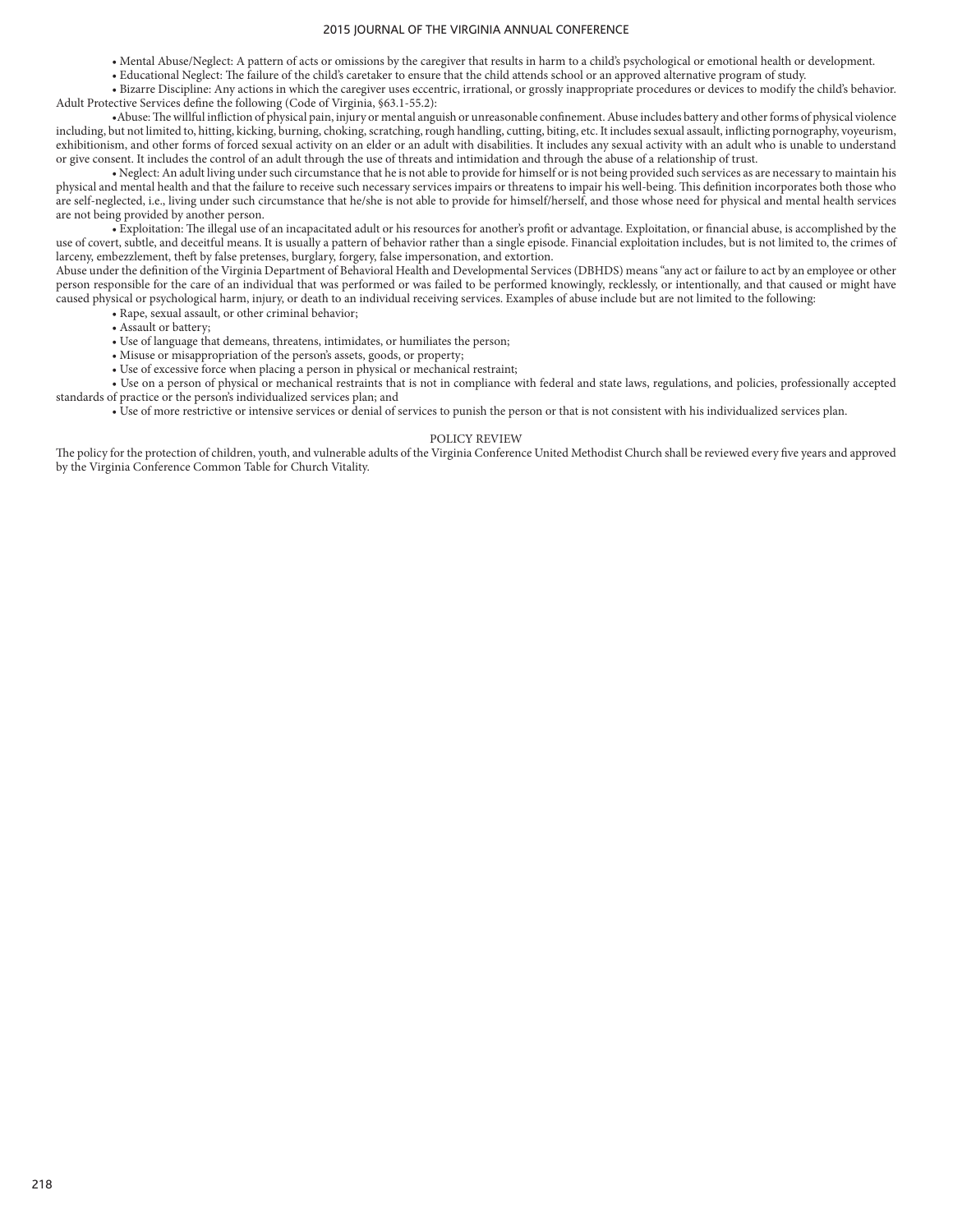- Mental Abuse/Neglect: A pattern of acts or omissions by the caregiver that results in harm to a child's psychological or emotional health or development.
- Educational Neglect: The failure of the child's caretaker to ensure that the child attends school or an approved alternative program of study.
- Bizarre Discipline: Any actions in which the caregiver uses eccentric, irrational, or grossly inappropriate procedures or devices to modify the child's behavior.

Adult Protective Services define the following (Code of Virginia, §63.1-55.2):

- Abuse: The willful infliction of physical pain, injury or mental anguish or unreasonable confinement. Abuse includes battery and other forms of physical violence including, but not limited to, hitting, kicking, burning, choking, scratching, rough handling, cutting, biting, etc. It includes sexual assault, inflicting pornography, voyeurism, exhibitionism, and other forms of forced sexual activity on an elder or an adult with disabilities. It includes any sexual activity with an adult who is unable to understand or give consent. It includes the control of an adult through the use of threats and intimidation and through the abuse of a relationship of trust.
- Neglect: An adult living under such circumstance that he is not able to provide for himself or is not being provided such services as are necessary to maintain his physical and mental health and that the failure to receive such necessary services impairs or threatens to impair his well-being. This definition incorporates both those who are self-neglected, i.e., living under such circumstance that he/she is not able to provide for himself/herself, and those whose need for physical and mental health services are not being provided by another person.
- Exploitation: The illegal use of an incapacitated adult or his resources for another's profit or advantage. Exploitation, or financial abuse, is accomplished by the use of covert, subtle, and deceitful means. It is usually a pattern of behavior rather than a single episode. Financial exploitation includes, but is not limited to, the crimes of larceny, embezzlement, theft by false pretenses, burglary, forgery, false impersonation, and extortion.

Abuse under the definition of the Virginia Department of Behavioral Health and Developmental Services (DBHDS) means "any act or failure to act by an employee or other person responsible for the care of an individual that was performed or was failed to be performed knowingly, recklessly, or intentionally, and that caused or might have caused physical or psychological harm, injury, or death to an individual receiving services. Examples of abuse include but are not limited to the following:

- Rape, sexual assault, or other criminal behavior;
- Assault or battery;
- Use of language that demeans, threatens, intimidates, or humiliates the person;
- Misuse or misappropriation of the person's assets, goods, or property;
- Use of excessive force when placing a person in physical or mechanical restraint;
- Use on a person of physical or mechanical restraints that is not in compliance with federal and state laws, regulations, and policies, professionally accepted standards of practice or the person's individualized services plan; and
- Use of more restrictive or intensive services or denial of services to punish the person or that is not consistent with his individualized services plan.

## POLICY REVIEW

The policy for the protection of children, youth, and vulnerable adults of the Virginia Conference United Methodist Church shall be reviewed every five years and approved by the Virginia Conference Common Table for Church Vitality.